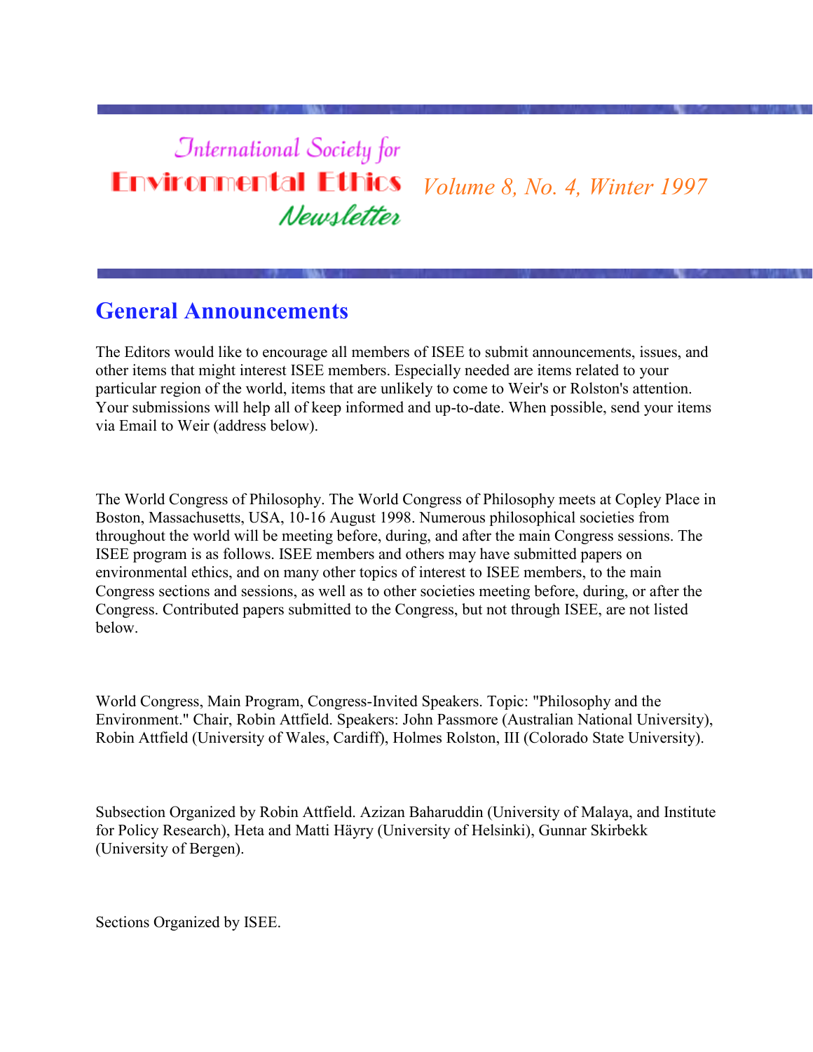# International Society for Environmental Ethics Newsletter

*Volume 8, No. 4, Winter 1997*

## General Announcements

The Editors would like to encourage all members of ISEE to submit announcements, issues, and other items that might interest ISEE members. Especially needed are items related to your particular region of the world, items that are unlikely to come to Weir's or Rolston's attention. Your submissions will help all of keep informed and up-to-date. When possible, send your items via Email to Weir (address below).

The World Congress of Philosophy. The World Congress of Philosophy meets at Copley Place in Boston, Massachusetts, USA, 10-16 August 1998. Numerous philosophical societies from throughout the world will be meeting before, during, and after the main Congress sessions. The ISEE program is as follows. ISEE members and others may have submitted papers on environmental ethics, and on many other topics of interest to ISEE members, to the main Congress sections and sessions, as well as to other societies meeting before, during, or after the Congress. Contributed papers submitted to the Congress, but not through ISEE, are not listed below.

World Congress, Main Program, Congress-Invited Speakers. Topic: "Philosophy and the Environment." Chair, Robin Attfield. Speakers: John Passmore (Australian National University), Robin Attfield (University of Wales, Cardiff), Holmes Rolston, III (Colorado State University).

Subsection Organized by Robin Attfield. Azizan Baharuddin (University of Malaya, and Institute for Policy Research), Heta and Matti Häyry (University of Helsinki), Gunnar Skirbekk (University of Bergen).

Sections Organized by ISEE.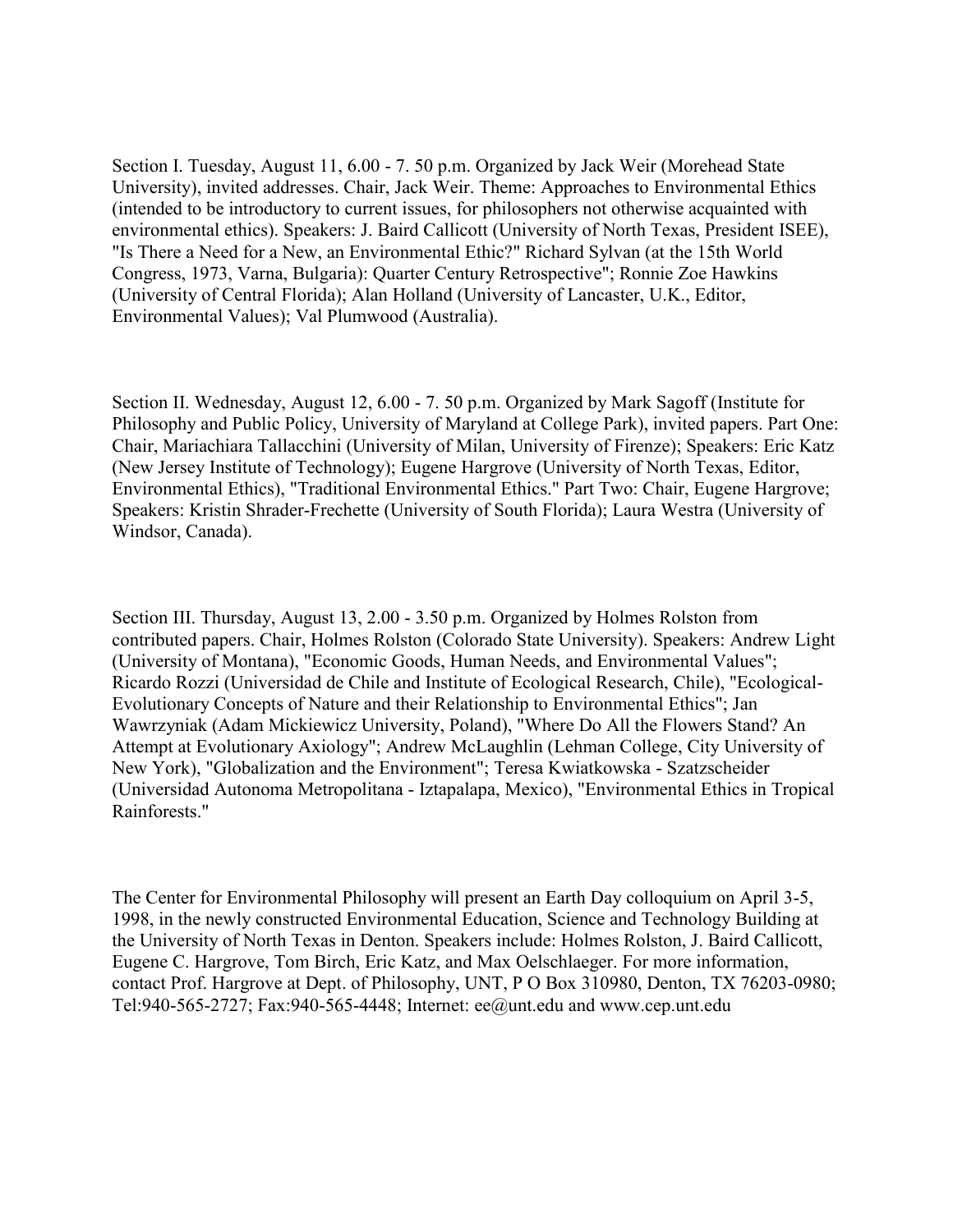Section I. Tuesday, August 11, 6.00 - 7. 50 p.m. Organized by Jack Weir (Morehead State University), invited addresses. Chair, Jack Weir. Theme: Approaches to Environmental Ethics (intended to be introductory to current issues, for philosophers not otherwise acquainted with environmental ethics). Speakers: J. Baird Callicott (University of North Texas, President ISEE), "Is There a Need for a New, an Environmental Ethic?" Richard Sylvan (at the 15th World Congress, 1973, Varna, Bulgaria): Quarter Century Retrospective"; Ronnie Zoe Hawkins (University of Central Florida); Alan Holland (University of Lancaster, U.K., Editor, Environmental Values); Val Plumwood (Australia).

Section II. Wednesday, August 12, 6.00 - 7. 50 p.m. Organized by Mark Sagoff (Institute for Philosophy and Public Policy, University of Maryland at College Park), invited papers. Part One: Chair, Mariachiara Tallacchini (University of Milan, University of Firenze); Speakers: Eric Katz (New Jersey Institute of Technology); Eugene Hargrove (University of North Texas, Editor, Environmental Ethics), "Traditional Environmental Ethics." Part Two: Chair, Eugene Hargrove; Speakers: Kristin Shrader-Frechette (University of South Florida); Laura Westra (University of Windsor, Canada).

Section III. Thursday, August 13, 2.00 - 3.50 p.m. Organized by Holmes Rolston from contributed papers. Chair, Holmes Rolston (Colorado State University). Speakers: Andrew Light (University of Montana), "Economic Goods, Human Needs, and Environmental Values"; Ricardo Rozzi (Universidad de Chile and Institute of Ecological Research, Chile), "Ecological-Evolutionary Concepts of Nature and their Relationship to Environmental Ethics"; Jan Wawrzyniak (Adam Mickiewicz University, Poland), "Where Do All the Flowers Stand? An Attempt at Evolutionary Axiology"; Andrew McLaughlin (Lehman College, City University of New York), "Globalization and the Environment"; Teresa Kwiatkowska - Szatzscheider (Universidad Autonoma Metropolitana - Iztapalapa, Mexico), "Environmental Ethics in Tropical Rainforests."

The Center for Environmental Philosophy will present an Earth Day colloquium on April 3-5, 1998, in the newly constructed Environmental Education, Science and Technology Building at the University of North Texas in Denton. Speakers include: Holmes Rolston, J. Baird Callicott, Eugene C. Hargrove, Tom Birch, Eric Katz, and Max Oelschlaeger. For more information, contact Prof. Hargrove at Dept. of Philosophy, UNT, P O Box 310980, Denton, TX 76203-0980; Tel:940-565-2727; Fax:940-565-4448; Internet: ee@unt.edu and www.cep.unt.edu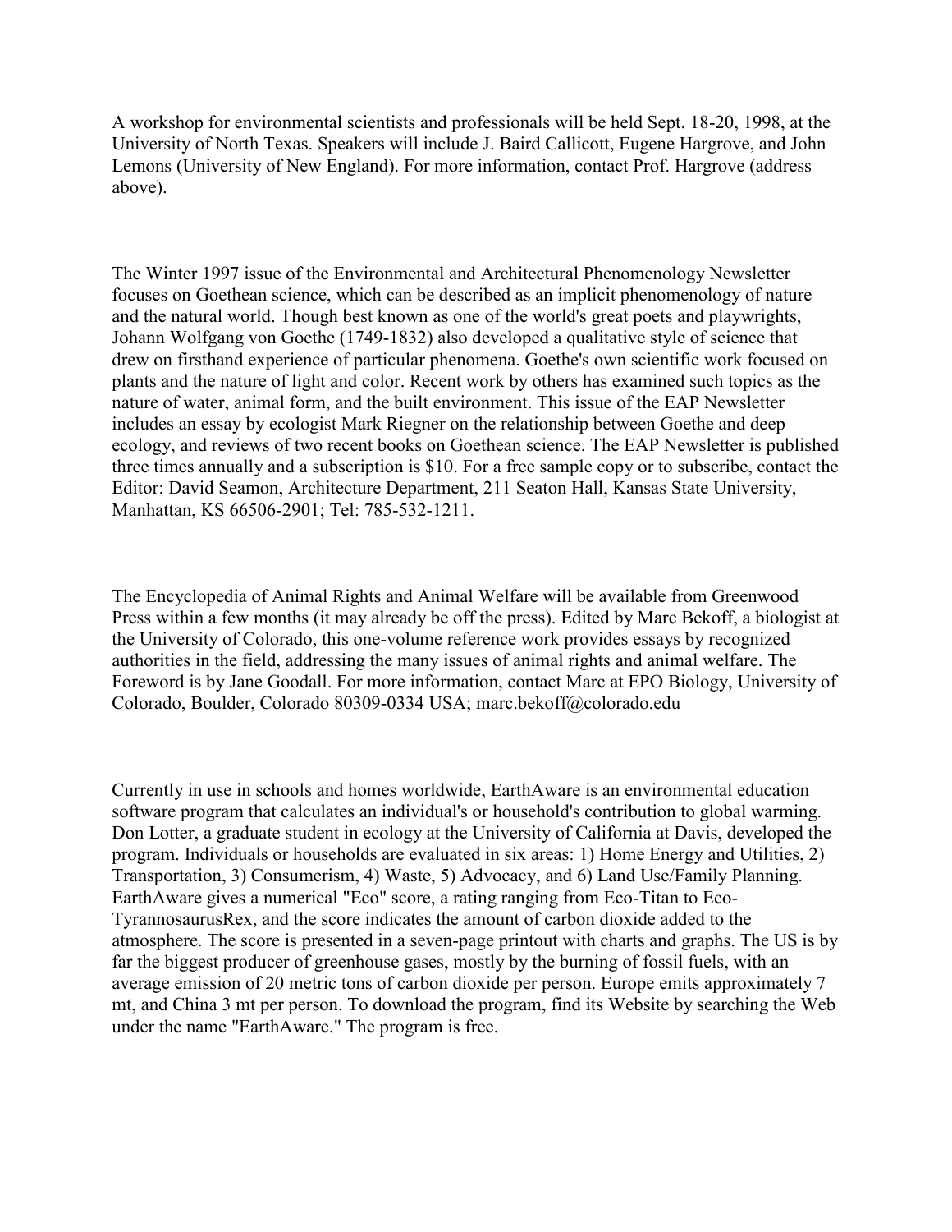A workshop for environmental scientists and professionals will be held Sept. 18-20, 1998, at the University of North Texas. Speakers will include J. Baird Callicott, Eugene Hargrove, and John Lemons (University of New England). For more information, contact Prof. Hargrove (address above).

The Winter 1997 issue of the Environmental and Architectural Phenomenology Newsletter focuses on Goethean science, which can be described as an implicit phenomenology of nature and the natural world. Though best known as one of the world's great poets and playwrights, Johann Wolfgang von Goethe (1749-1832) also developed a qualitative style of science that drew on firsthand experience of particular phenomena. Goethe's own scientific work focused on plants and the nature of light and color. Recent work by others has examined such topics as the nature of water, animal form, and the built environment. This issue of the EAP Newsletter includes an essay by ecologist Mark Riegner on the relationship between Goethe and deep ecology, and reviews of two recent books on Goethean science. The EAP Newsletter is published three times annually and a subscription is $10. For a free sample copy or to subscribe, contact the Editor: David Seamon, Architecture Department, 211 Seaton Hall, Kansas State University, Manhattan, KS 66506-2901; Tel: 785-532-1211.

The Encyclopedia of Animal Rights and Animal Welfare will be available from Greenwood Press within a few months (it may already be off the press). Edited by Marc Bekoff, a biologist at the University of Colorado, this one-volume reference work provides essays by recognized authorities in the field, addressing the many issues of animal rights and animal welfare. The Foreword is by Jane Goodall. For more information, contact Marc at EPO Biology, University of Colorado, Boulder, Colorado 80309-0334 USA; marc.bekoff@colorado.edu

Currently in use in schools and homes worldwide, EarthAware is an environmental education software program that calculates an individual's or household's contribution to global warming. Don Lotter, a graduate student in ecology at the University of California at Davis, developed the program. Individuals or households are evaluated in six areas: 1) Home Energy and Utilities, 2) Transportation, 3) Consumerism, 4) Waste, 5) Advocacy, and 6) Land Use/Family Planning. EarthAware gives a numerical "Eco" score, a rating ranging from Eco-Titan to Eco-TyrannosaurusRex, and the score indicates the amount of carbon dioxide added to the atmosphere. The score is presented in a seven-page printout with charts and graphs. The US is by far the biggest producer of greenhouse gases, mostly by the burning of fossil fuels, with an average emission of 20 metric tons of carbon dioxide per person. Europe emits approximately 7 mt, and China 3 mt per person. To download the program, find its Website by searching the Web under the name "EarthAware." The program is free.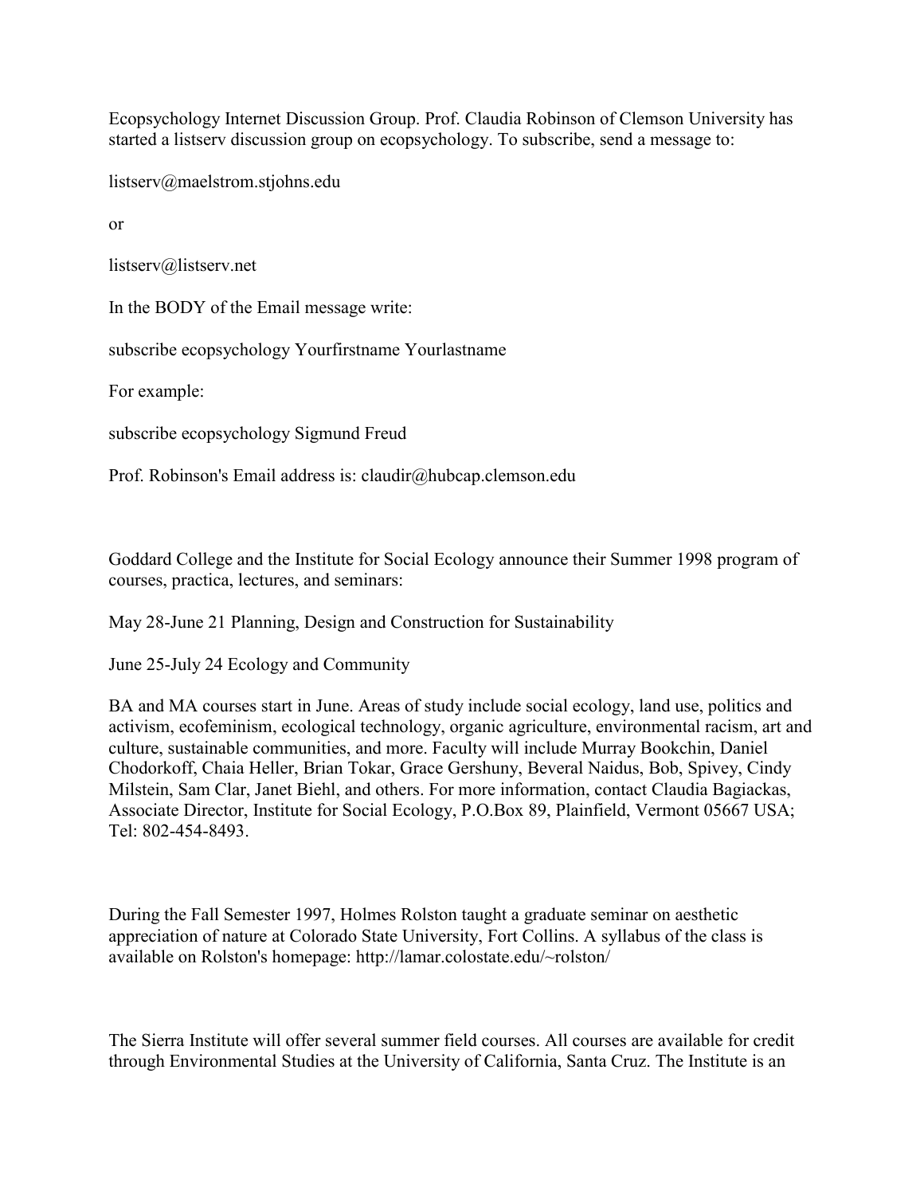Ecopsychology Internet Discussion Group. Prof. Claudia Robinson of Clemson University has started a listserv discussion group on ecopsychology. To subscribe, send a message to:

listserv@maelstrom.stjohns.edu

or

listserv@listserv.net

In the BODY of the Email message write:

subscribe ecopsychology Yourfirstname Yourlastname

For example:

subscribe ecopsychology Sigmund Freud

Prof. Robinson's Email address is: claudir@hubcap.clemson.edu

Goddard College and the Institute for Social Ecology announce their Summer 1998 program of courses, practica, lectures, and seminars:

May 28-June 21 Planning, Design and Construction for Sustainability

June 25-July 24 Ecology and Community

BA and MA courses start in June. Areas of study include social ecology, land use, politics and activism, ecofeminism, ecological technology, organic agriculture, environmental racism, art and culture, sustainable communities, and more. Faculty will include Murray Bookchin, Daniel Chodorkoff, Chaia Heller, Brian Tokar, Grace Gershuny, Beveral Naidus, Bob, Spivey, Cindy Milstein, Sam Clar, Janet Biehl, and others. For more information, contact Claudia Bagiackas, Associate Director, Institute for Social Ecology, P.O.Box 89, Plainfield, Vermont 05667 USA; Tel: 802-454-8493.

During the Fall Semester 1997, Holmes Rolston taught a graduate seminar on aesthetic appreciation of nature at Colorado State University, Fort Collins. A syllabus of the class is available on Rolston's homepage: http://lamar.colostate.edu/~rolston/

The Sierra Institute will offer several summer field courses. All courses are available for credit through Environmental Studies at the University of California, Santa Cruz. The Institute is an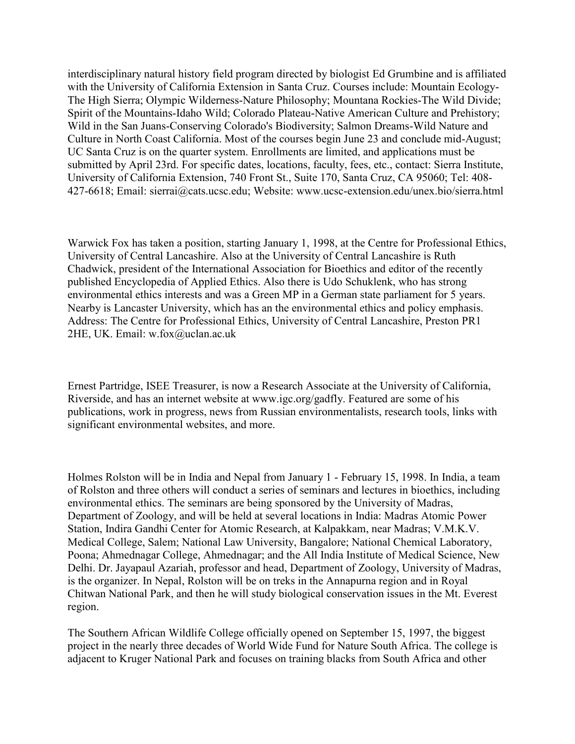interdisciplinary natural history field program directed by biologist Ed Grumbine and is affiliated with the University of California Extension in Santa Cruz. Courses include: Mountain Ecology-The High Sierra; Olympic Wilderness-Nature Philosophy; Mountana Rockies-The Wild Divide; Spirit of the Mountains-Idaho Wild; Colorado Plateau-Native American Culture and Prehistory; Wild in the San Juans-Conserving Colorado's Biodiversity; Salmon Dreams-Wild Nature and Culture in North Coast California. Most of the courses begin June 23 and conclude mid-August; UC Santa Cruz is on the quarter system. Enrollments are limited, and applications must be submitted by April 23rd. For specific dates, locations, faculty, fees, etc., contact: Sierra Institute, University of California Extension, 740 Front St., Suite 170, Santa Cruz, CA 95060; Tel: 408-427-6618; Email: sierrai@cats.ucsc.edu; Website: www.ucsc-extension.edu/unex.bio/sierra.html

Warwick Fox has taken a position, starting January 1, 1998, at the Centre for Professional Ethics, University of Central Lancashire. Also at the University of Central Lancashire is Ruth Chadwick, president of the International Association for Bioethics and editor of the recently published Encyclopedia of Applied Ethics. Also there is Udo Schuklenk, who has strong environmental ethics interests and was a Green MP in a German state parliament for 5 years. Nearby is Lancaster University, which has an the environmental ethics and policy emphasis. Address: The Centre for Professional Ethics, University of Central Lancashire, Preston PR1 2HE, UK. Email: w.fox@uclan.ac.uk

Ernest Partridge, ISEE Treasurer, is now a Research Associate at the University of California, Riverside, and has an internet website at www.igc.org/gadfly. Featured are some of his publications, work in progress, news from Russian environmentalists, research tools, links with significant environmental websites, and more.

Holmes Rolston will be in India and Nepal from January 1 - February 15, 1998. In India, a team of Rolston and three others will conduct a series of seminars and lectures in bioethics, including environmental ethics. The seminars are being sponsored by the University of Madras, Department of Zoology, and will be held at several locations in India: Madras Atomic Power Station, Indira Gandhi Center for Atomic Research, at Kalpakkam, near Madras; V.M.K.V. Medical College, Salem; National Law University, Bangalore; National Chemical Laboratory, Poona; Ahmednagar College, Ahmednagar; and the All India Institute of Medical Science, New Delhi. Dr. Jayapaul Azariah, professor and head, Department of Zoology, University of Madras, is the organizer. In Nepal, Rolston will be on treks in the Annapurna region and in Royal Chitwan National Park, and then he will study biological conservation issues in the Mt. Everest region.

The Southern African Wildlife College officially opened on September 15, 1997, the biggest project in the nearly three decades of World Wide Fund for Nature South Africa. The college is adjacent to Kruger National Park and focuses on training blacks from South Africa and other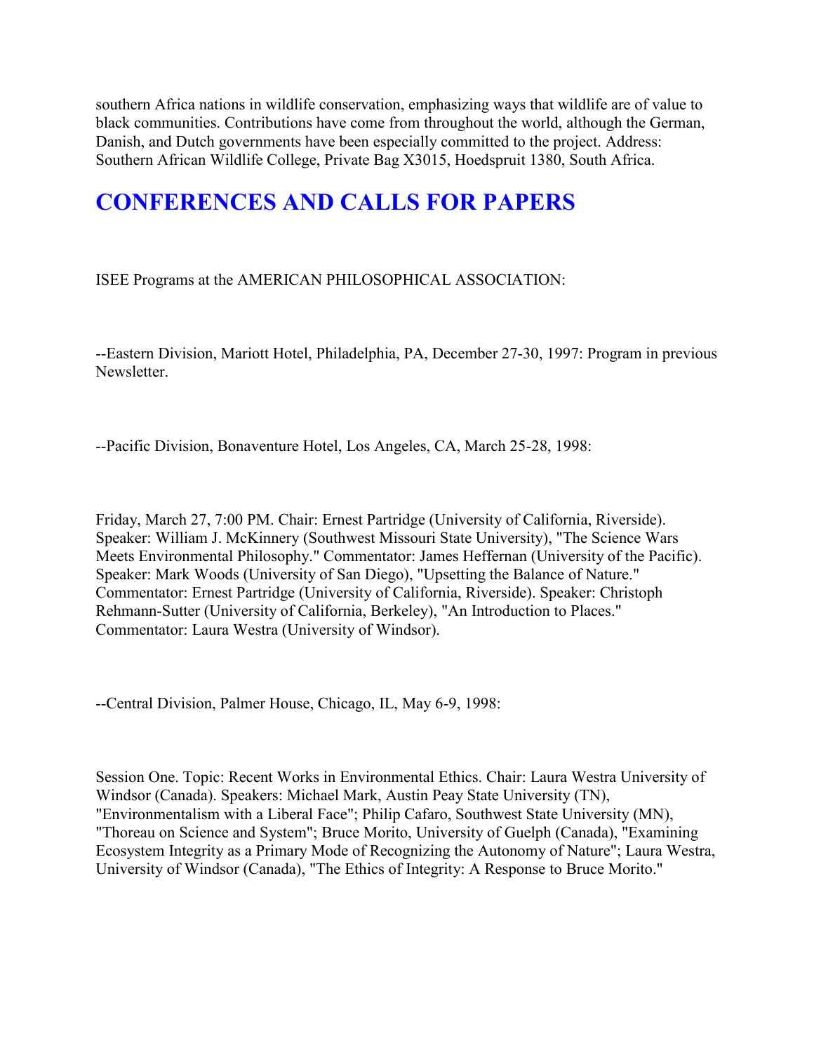southern Africa nations in wildlife conservation, emphasizing ways that wildlife are of value to black communities. Contributions have come from throughout the world, although the German, Danish, and Dutch governments have been especially committed to the project. Address: Southern African Wildlife College, Private Bag X3015, Hoedspruit 1380, South Africa.

# CONFERENCES AND CALLS FOR PAPERS

ISEE Programs at the AMERICAN PHILOSOPHICAL ASSOCIATION:

--Eastern Division, Mariott Hotel, Philadelphia, PA, December 27-30, 1997: Program in previous Newsletter.

--Pacific Division, Bonaventure Hotel, Los Angeles, CA, March 25-28, 1998:

Friday, March 27, 7:00 PM. Chair: Ernest Partridge (University of California, Riverside). Speaker: William J. McKinnery (Southwest Missouri State University), "The Science Wars Meets Environmental Philosophy." Commentator: James Heffernan (University of the Pacific). Speaker: Mark Woods (University of San Diego), "Upsetting the Balance of Nature." Commentator: Ernest Partridge (University of California, Riverside). Speaker: Christoph Rehmann-Sutter (University of California, Berkeley), "An Introduction to Places." Commentator: Laura Westra (University of Windsor).

--Central Division, Palmer House, Chicago, IL, May 6-9, 1998:

Session One. Topic: Recent Works in Environmental Ethics. Chair: Laura Westra University of Windsor (Canada). Speakers: Michael Mark, Austin Peay State University (TN), "Environmentalism with a Liberal Face"; Philip Cafaro, Southwest State University (MN), "Thoreau on Science and System"; Bruce Morito, University of Guelph (Canada), "Examining Ecosystem Integrity as a Primary Mode of Recognizing the Autonomy of Nature"; Laura Westra, University of Windsor (Canada), "The Ethics of Integrity: A Response to Bruce Morito."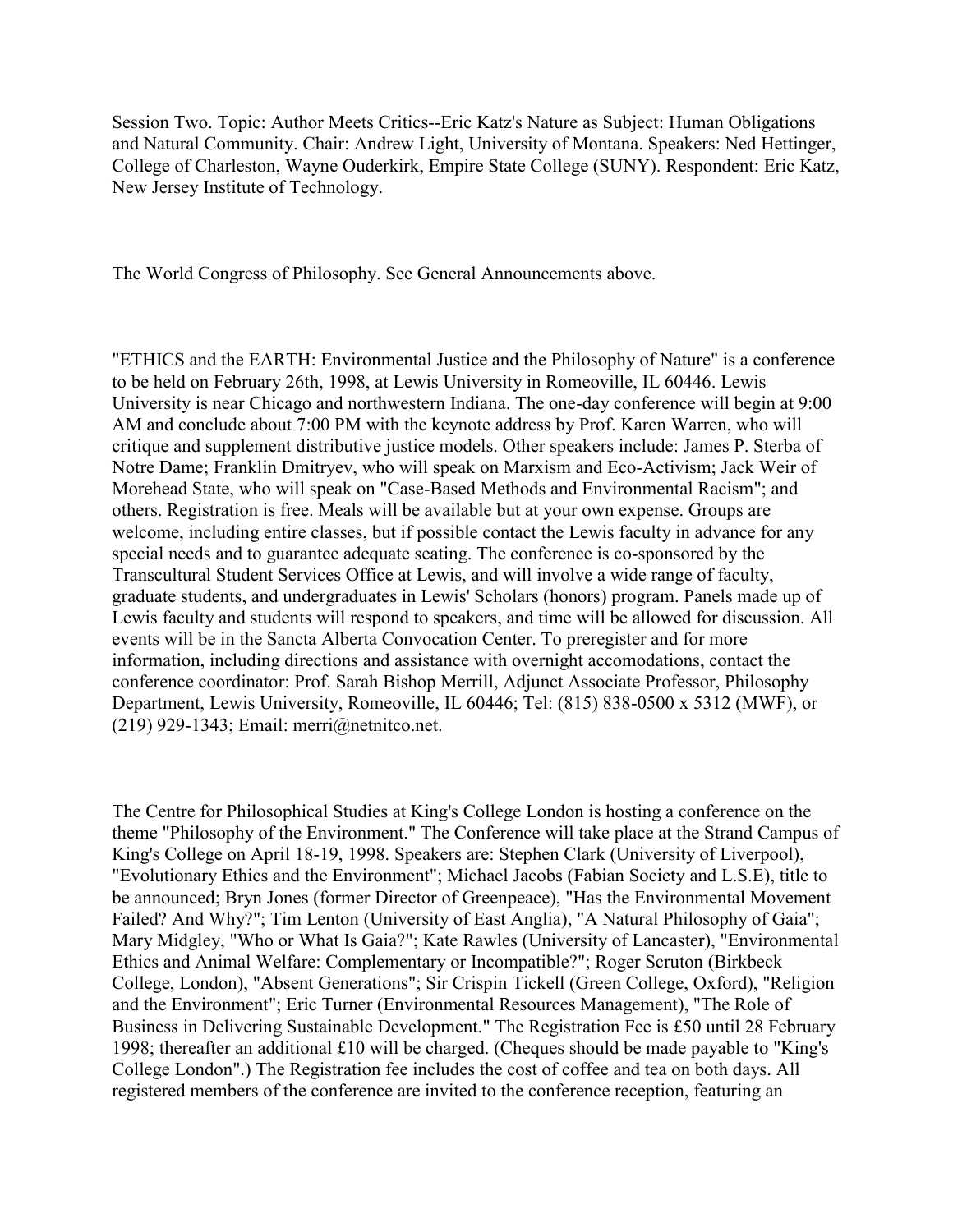Session Two. Topic: Author Meets Critics--Eric Katz's Nature as Subject: Human Obligations and Natural Community. Chair: Andrew Light, University of Montana. Speakers: Ned Hettinger, College of Charleston, Wayne Ouderkirk, Empire State College (SUNY). Respondent: Eric Katz, New Jersey Institute of Technology.

The World Congress of Philosophy. See General Announcements above.

"ETHICS and the EARTH: Environmental Justice and the Philosophy of Nature" is a conference to be held on February 26th, 1998, at Lewis University in Romeoville, IL 60446. Lewis University is near Chicago and northwestern Indiana. The one-day conference will begin at 9:00 AM and conclude about 7:00 PM with the keynote address by Prof. Karen Warren, who will critique and supplement distributive justice models. Other speakers include: James P. Sterba of Notre Dame; Franklin Dmitryev, who will speak on Marxism and Eco-Activism; Jack Weir of Morehead State, who will speak on "Case-Based Methods and Environmental Racism"; and others. Registration is free. Meals will be available but at your own expense. Groups are welcome, including entire classes, but if possible contact the Lewis faculty in advance for any special needs and to guarantee adequate seating. The conference is co-sponsored by the Transcultural Student Services Office at Lewis, and will involve a wide range of faculty, graduate students, and undergraduates in Lewis' Scholars (honors) program. Panels made up of Lewis faculty and students will respond to speakers, and time will be allowed for discussion. All events will be in the Sancta Alberta Convocation Center. To preregister and for more information, including directions and assistance with overnight accomodations, contact the conference coordinator: Prof. Sarah Bishop Merrill, Adjunct Associate Professor, Philosophy Department, Lewis University, Romeoville, IL 60446; Tel: (815) 838-0500 x 5312 (MWF), or (219) 929-1343; Email: merri@netnitco.net.

The Centre for Philosophical Studies at King's College London is hosting a conference on the theme "Philosophy of the Environment." The Conference will take place at the Strand Campus of King's College on April 18-19, 1998. Speakers are: Stephen Clark (University of Liverpool), "Evolutionary Ethics and the Environment"; Michael Jacobs (Fabian Society and L.S.E), title to be announced; Bryn Jones (former Director of Greenpeace), "Has the Environmental Movement Failed? And Why?"; Tim Lenton (University of East Anglia), "A Natural Philosophy of Gaia"; Mary Midgley, "Who or What Is Gaia?"; Kate Rawles (University of Lancaster), "Environmental Ethics and Animal Welfare: Complementary or Incompatible?"; Roger Scruton (Birkbeck College, London), "Absent Generations"; Sir Crispin Tickell (Green College, Oxford), "Religion and the Environment"; Eric Turner (Environmental Resources Management), "The Role of Business in Delivering Sustainable Development." The Registration Fee is £50 until 28 February 1998; thereafter an additional £10 will be charged. (Cheques should be made payable to "King's College London".) The Registration fee includes the cost of coffee and tea on both days. All registered members of the conference are invited to the conference reception, featuring an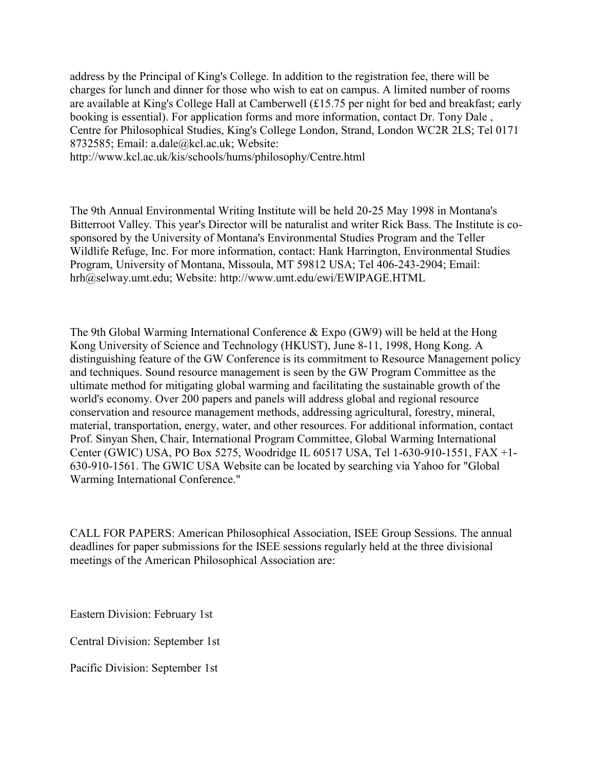address by the Principal of King's College. In addition to the registration fee, there will be charges for lunch and dinner for those who wish to eat on campus. A limited number of rooms are available at King's College Hall at Camberwell (£15.75 per night for bed and breakfast; early booking is essential). For application forms and more information, contact Dr. Tony Dale , Centre for Philosophical Studies, King's College London, Strand, London WC2R 2LS; Tel 0171 8732585; Email: a.dale@kcl.ac.uk; Website: http://www.kcl.ac.uk/kis/schools/hums/philosophy/Centre.html

The 9th Annual Environmental Writing Institute will be held 20-25 May 1998 in Montana's Bitterroot Valley. This year's Director will be naturalist and writer Rick Bass. The Institute is co-sponsored by the University of Montana's Environmental Studies Program and the Teller Wildlife Refuge, Inc. For more information, contact: Hank Harrington, Environmental Studies Program, University of Montana, Missoula, MT 59812 USA; Tel 406-243-2904; Email: hrh@selway.umt.edu; Website: http://www.umt.edu/ewi/EWIPAGE.HTML

The 9th Global Warming International Conference & Expo (GW9) will be held at the Hong Kong University of Science and Technology (HKUST), June 8-11, 1998, Hong Kong. A distinguishing feature of the GW Conference is its commitment to Resource Management policy and techniques. Sound resource management is seen by the GW Program Committee as the ultimate method for mitigating global warming and facilitating the sustainable growth of the world's economy. Over 200 papers and panels will address global and regional resource conservation and resource management methods, addressing agricultural, forestry, mineral, material, transportation, energy, water, and other resources. For additional information, contact Prof. Sinyan Shen, Chair, International Program Committee, Global Warming International Center (GWIC) USA, PO Box 5275, Woodridge IL 60517 USA, Tel 1-630-910-1551, FAX +1-630-910-1561. The GWIC USA Website can be located by searching via Yahoo for "Global Warming International Conference."

CALL FOR PAPERS: American Philosophical Association, ISEE Group Sessions. The annual deadlines for paper submissions for the ISEE sessions regularly held at the three divisional meetings of the American Philosophical Association are:

Eastern Division: February 1st

Central Division: September 1st

Pacific Division: September 1st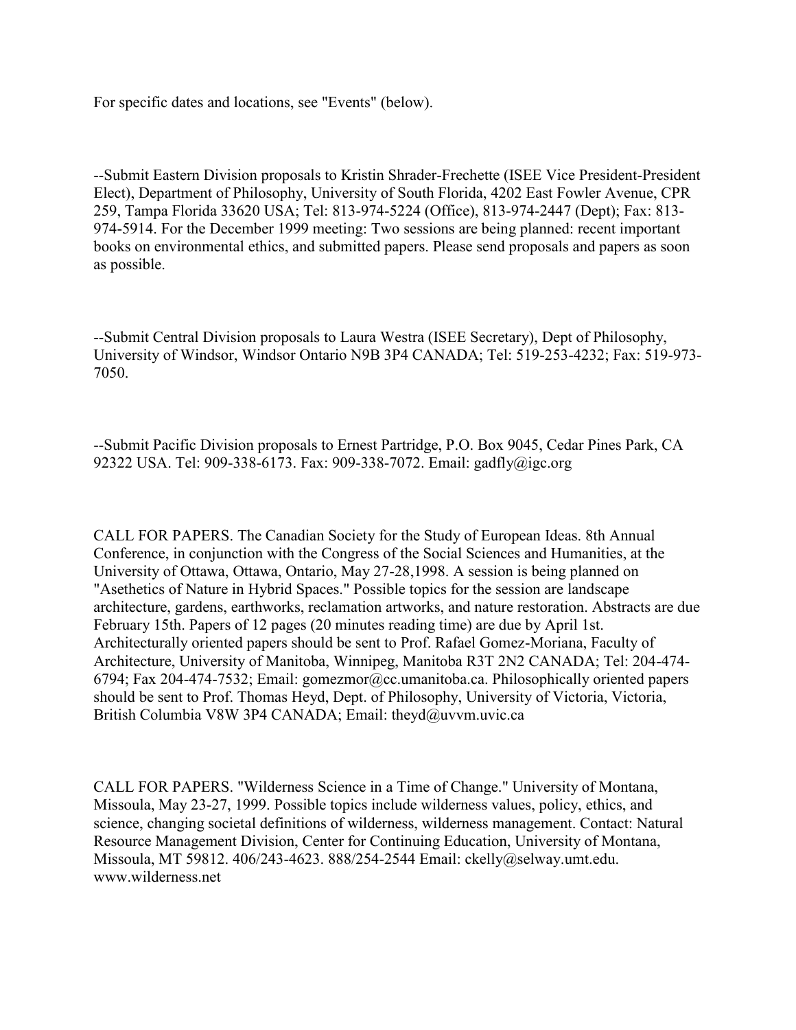For specific dates and locations, see "Events" (below).

--Submit Eastern Division proposals to Kristin Shrader-Frechette (ISEE Vice President-President Elect), Department of Philosophy, University of South Florida, 4202 East Fowler Avenue, CPR 259, Tampa Florida 33620 USA; Tel: 813-974-5224 (Office), 813-974-2447 (Dept); Fax: 813-974-5914. For the December 1999 meeting: Two sessions are being planned: recent important books on environmental ethics, and submitted papers. Please send proposals and papers as soon as possible.

--Submit Central Division proposals to Laura Westra (ISEE Secretary), Dept of Philosophy, University of Windsor, Windsor Ontario N9B 3P4 CANADA; Tel: 519-253-4232; Fax: 519-973-7050.

--Submit Pacific Division proposals to Ernest Partridge, P.O. Box 9045, Cedar Pines Park, CA 92322 USA. Tel: 909-338-6173. Fax: 909-338-7072. Email: gadfly@igc.org

CALL FOR PAPERS. The Canadian Society for the Study of European Ideas. 8th Annual Conference, in conjunction with the Congress of the Social Sciences and Humanities, at the University of Ottawa, Ottawa, Ontario, May 27-28,1998. A session is being planned on "Asethetics of Nature in Hybrid Spaces." Possible topics for the session are landscape architecture, gardens, earthworks, reclamation artworks, and nature restoration. Abstracts are due February 15th. Papers of 12 pages (20 minutes reading time) are due by April 1st. Architecturally oriented papers should be sent to Prof. Rafael Gomez-Moriana, Faculty of Architecture, University of Manitoba, Winnipeg, Manitoba R3T 2N2 CANADA; Tel: 204-474-6794; Fax 204-474-7532; Email: gomezmor@cc.umanitoba.ca. Philosophically oriented papers should be sent to Prof. Thomas Heyd, Dept. of Philosophy, University of Victoria, Victoria, British Columbia V8W 3P4 CANADA; Email: theyd@uvvm.uvic.ca

CALL FOR PAPERS. "Wilderness Science in a Time of Change." University of Montana, Missoula, May 23-27, 1999. Possible topics include wilderness values, policy, ethics, and science, changing societal definitions of wilderness, wilderness management. Contact: Natural Resource Management Division, Center for Continuing Education, University of Montana, Missoula, MT 59812. 406/243-4623. 888/254-2544 Email: ckelly@selway.umt.edu. www.wilderness.net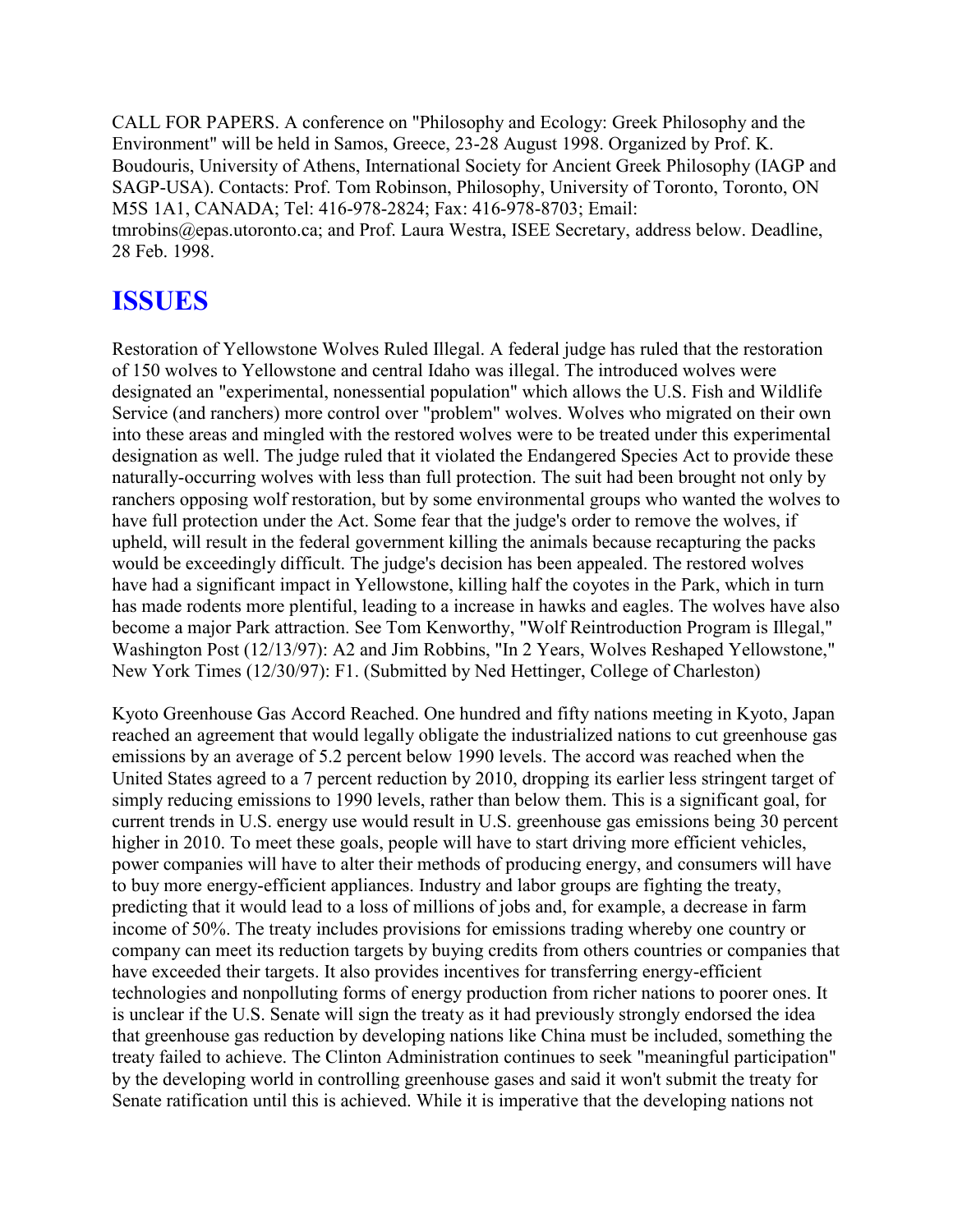CALL FOR PAPERS. A conference on "Philosophy and Ecology: Greek Philosophy and the Environment" will be held in Samos, Greece, 23-28 August 1998. Organized by Prof. K. Boudouris, University of Athens, International Society for Ancient Greek Philosophy (IAGP and SAGP-USA). Contacts: Prof. Tom Robinson, Philosophy, University of Toronto, Toronto, ON M5S 1A1, CANADA; Tel: 416-978-2824; Fax: 416-978-8703; Email: tmrobins@epas.utoronto.ca; and Prof. Laura Westra, ISEE Secretary, address below. Deadline, 28 Feb. 1998.

# ISSUES

Restoration of Yellowstone Wolves Ruled Illegal. A federal judge has ruled that the restoration of 150 wolves to Yellowstone and central Idaho was illegal. The introduced wolves were designated an "experimental, nonessential population" which allows the U.S. Fish and Wildlife Service (and ranchers) more control over "problem" wolves. Wolves who migrated on their own into these areas and mingled with the restored wolves were to be treated under this experimental designation as well. The judge ruled that it violated the Endangered Species Act to provide these naturally-occurring wolves with less than full protection. The suit had been brought not only by ranchers opposing wolf restoration, but by some environmental groups who wanted the wolves to have full protection under the Act. Some fear that the judge's order to remove the wolves, if upheld, will result in the federal government killing the animals because recapturing the packs would be exceedingly difficult. The judge's decision has been appealed. The restored wolves have had a significant impact in Yellowstone, killing half the coyotes in the Park, which in turn has made rodents more plentiful, leading to a increase in hawks and eagles. The wolves have also become a major Park attraction. See Tom Kenworthy, "Wolf Reintroduction Program is Illegal," Washington Post (12/13/97): A2 and Jim Robbins, "In 2 Years, Wolves Reshaped Yellowstone," New York Times (12/30/97): F1. (Submitted by Ned Hettinger, College of Charleston)

Kyoto Greenhouse Gas Accord Reached. One hundred and fifty nations meeting in Kyoto, Japan reached an agreement that would legally obligate the industrialized nations to cut greenhouse gas emissions by an average of 5.2 percent below 1990 levels. The accord was reached when the United States agreed to a 7 percent reduction by 2010, dropping its earlier less stringent target of simply reducing emissions to 1990 levels, rather than below them. This is a significant goal, for current trends in U.S. energy use would result in U.S. greenhouse gas emissions being 30 percent higher in 2010. To meet these goals, people will have to start driving more efficient vehicles, power companies will have to alter their methods of producing energy, and consumers will have to buy more energy-efficient appliances. Industry and labor groups are fighting the treaty, predicting that it would lead to a loss of millions of jobs and, for example, a decrease in farm income of 50%. The treaty includes provisions for emissions trading whereby one country or company can meet its reduction targets by buying credits from others countries or companies that have exceeded their targets. It also provides incentives for transferring energy-efficient technologies and nonpolluting forms of energy production from richer nations to poorer ones. It is unclear if the U.S. Senate will sign the treaty as it had previously strongly endorsed the idea that greenhouse gas reduction by developing nations like China must be included, something the treaty failed to achieve. The Clinton Administration continues to seek "meaningful participation" by the developing world in controlling greenhouse gases and said it won't submit the treaty for Senate ratification until this is achieved. While it is imperative that the developing nations not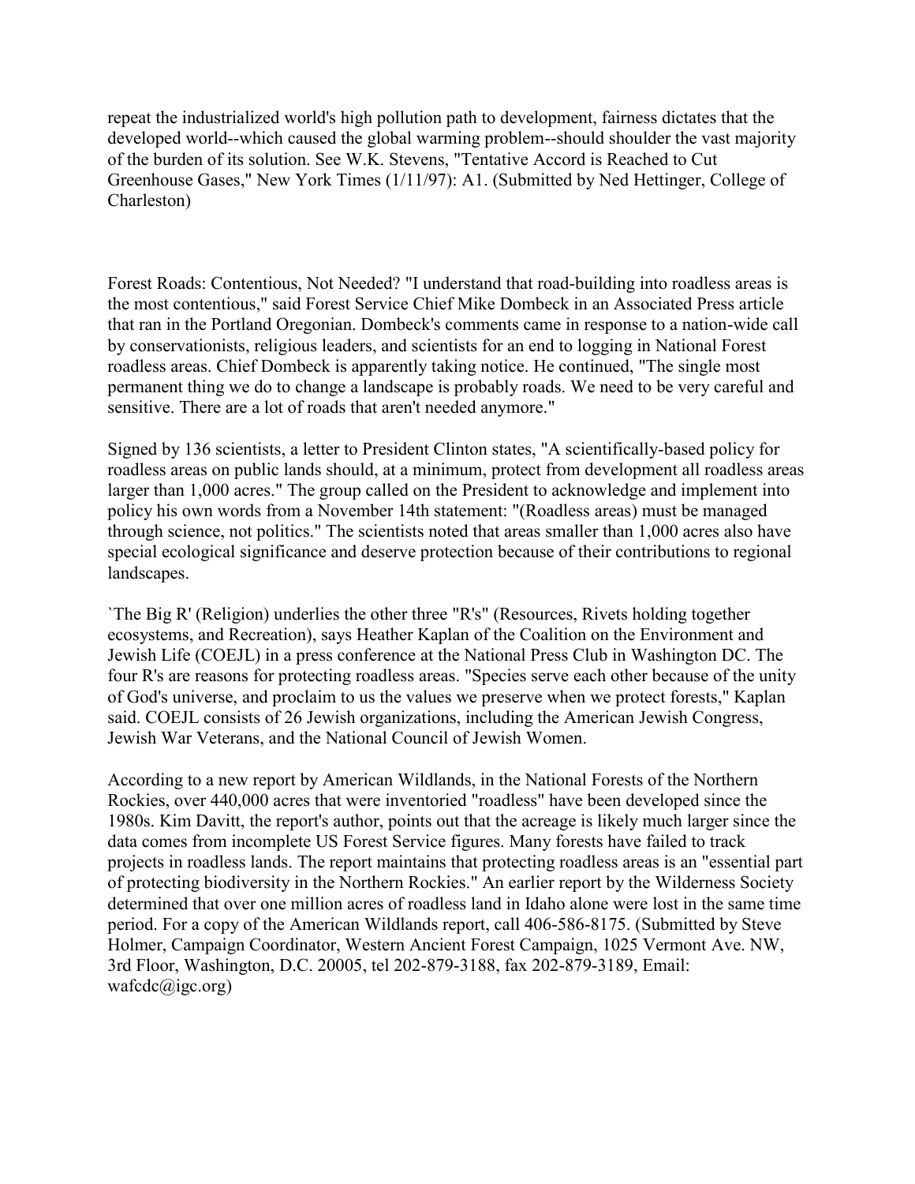repeat the industrialized world's high pollution path to development, fairness dictates that the developed world--which caused the global warming problem--should shoulder the vast majority of the burden of its solution. See W.K. Stevens, "Tentative Accord is Reached to Cut Greenhouse Gases," New York Times (1/11/97): A1. (Submitted by Ned Hettinger, College of Charleston)

Forest Roads: Contentious, Not Needed? "I understand that road-building into roadless areas is the most contentious," said Forest Service Chief Mike Dombeck in an Associated Press article that ran in the Portland Oregonian. Dombeck's comments came in response to a nation-wide call by conservationists, religious leaders, and scientists for an end to logging in National Forest roadless areas. Chief Dombeck is apparently taking notice. He continued, "The single most permanent thing we do to change a landscape is probably roads. We need to be very careful and sensitive. There are a lot of roads that aren't needed anymore."

Signed by 136 scientists, a letter to President Clinton states, "A scientifically-based policy for roadless areas on public lands should, at a minimum, protect from development all roadless areas larger than 1,000 acres." The group called on the President to acknowledge and implement into policy his own words from a November 14th statement: "(Roadless areas) must be managed through science, not politics." The scientists noted that areas smaller than 1,000 acres also have special ecological significance and deserve protection because of their contributions to regional landscapes.

`The Big R' (Religion) underlies the other three "R's" (Resources, Rivets holding together ecosystems, and Recreation), says Heather Kaplan of the Coalition on the Environment and Jewish Life (COEJL) in a press conference at the National Press Club in Washington DC. The four R's are reasons for protecting roadless areas. "Species serve each other because of the unity of God's universe, and proclaim to us the values we preserve when we protect forests," Kaplan said. COEJL consists of 26 Jewish organizations, including the American Jewish Congress, Jewish War Veterans, and the National Council of Jewish Women.

According to a new report by American Wildlands, in the National Forests of the Northern Rockies, over 440,000 acres that were inventoried "roadless" have been developed since the 1980s. Kim Davitt, the report's author, points out that the acreage is likely much larger since the data comes from incomplete US Forest Service figures. Many forests have failed to track projects in roadless lands. The report maintains that protecting roadless areas is an "essential part of protecting biodiversity in the Northern Rockies." An earlier report by the Wilderness Society determined that over one million acres of roadless land in Idaho alone were lost in the same time period. For a copy of the American Wildlands report, call 406-586-8175. (Submitted by Steve Holmer, Campaign Coordinator, Western Ancient Forest Campaign, 1025 Vermont Ave. NW, 3rd Floor, Washington, D.C. 20005, tel 202-879-3188, fax 202-879-3189, Email: wafcdc@igc.org)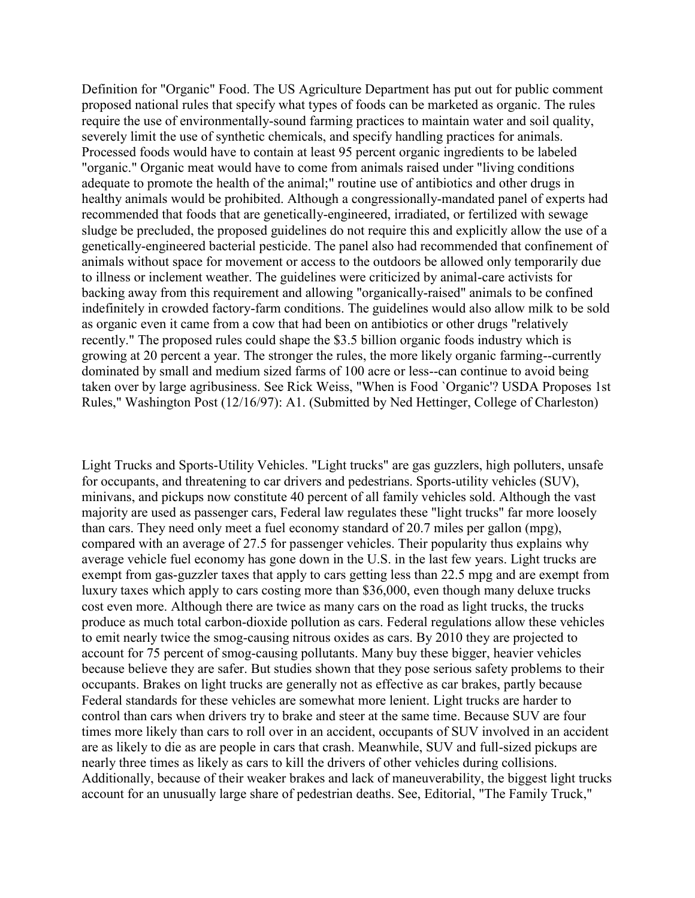Definition for "Organic" Food. The US Agriculture Department has put out for public comment proposed national rules that specify what types of foods can be marketed as organic. The rules require the use of environmentally-sound farming practices to maintain water and soil quality, severely limit the use of synthetic chemicals, and specify handling practices for animals. Processed foods would have to contain at least 95 percent organic ingredients to be labeled "organic." Organic meat would have to come from animals raised under "living conditions adequate to promote the health of the animal;" routine use of antibiotics and other drugs in healthy animals would be prohibited. Although a congressionally-mandated panel of experts had recommended that foods that are genetically-engineered, irradiated, or fertilized with sewage sludge be precluded, the proposed guidelines do not require this and explicitly allow the use of a genetically-engineered bacterial pesticide. The panel also had recommended that confinement of animals without space for movement or access to the outdoors be allowed only temporarily due to illness or inclement weather. The guidelines were criticized by animal-care activists for backing away from this requirement and allowing "organically-raised" animals to be confined indefinitely in crowded factory-farm conditions. The guidelines would also allow milk to be sold as organic even it came from a cow that had been on antibiotics or other drugs "relatively recently." The proposed rules could shape the $3.5 billion organic foods industry which is growing at 20 percent a year. The stronger the rules, the more likely organic farming--currently dominated by small and medium sized farms of 100 acre or less--can continue to avoid being taken over by large agribusiness. See Rick Weiss, "When is Food `Organic'? USDA Proposes 1st Rules," Washington Post (12/16/97): A1. (Submitted by Ned Hettinger, College of Charleston)

Light Trucks and Sports-Utility Vehicles. "Light trucks" are gas guzzlers, high polluters, unsafe for occupants, and threatening to car drivers and pedestrians. Sports-utility vehicles (SUV), minivans, and pickups now constitute 40 percent of all family vehicles sold. Although the vast majority are used as passenger cars, Federal law regulates these "light trucks" far more loosely than cars. They need only meet a fuel economy standard of 20.7 miles per gallon (mpg), compared with an average of 27.5 for passenger vehicles. Their popularity thus explains why average vehicle fuel economy has gone down in the U.S. in the last few years. Light trucks are exempt from gas-guzzler taxes that apply to cars getting less than 22.5 mpg and are exempt from luxury taxes which apply to cars costing more than $36,000, even though many deluxe trucks cost even more. Although there are twice as many cars on the road as light trucks, the trucks produce as much total carbon-dioxide pollution as cars. Federal regulations allow these vehicles to emit nearly twice the smog-causing nitrous oxides as cars. By 2010 they are projected to account for 75 percent of smog-causing pollutants. Many buy these bigger, heavier vehicles because believe they are safer. But studies shown that they pose serious safety problems to their occupants. Brakes on light trucks are generally not as effective as car brakes, partly because Federal standards for these vehicles are somewhat more lenient. Light trucks are harder to control than cars when drivers try to brake and steer at the same time. Because SUV are four times more likely than cars to roll over in an accident, occupants of SUV involved in an accident are as likely to die as are people in cars that crash. Meanwhile, SUV and full-sized pickups are nearly three times as likely as cars to kill the drivers of other vehicles during collisions. Additionally, because of their weaker brakes and lack of maneuverability, the biggest light trucks account for an unusually large share of pedestrian deaths. See, Editorial, "The Family Truck,"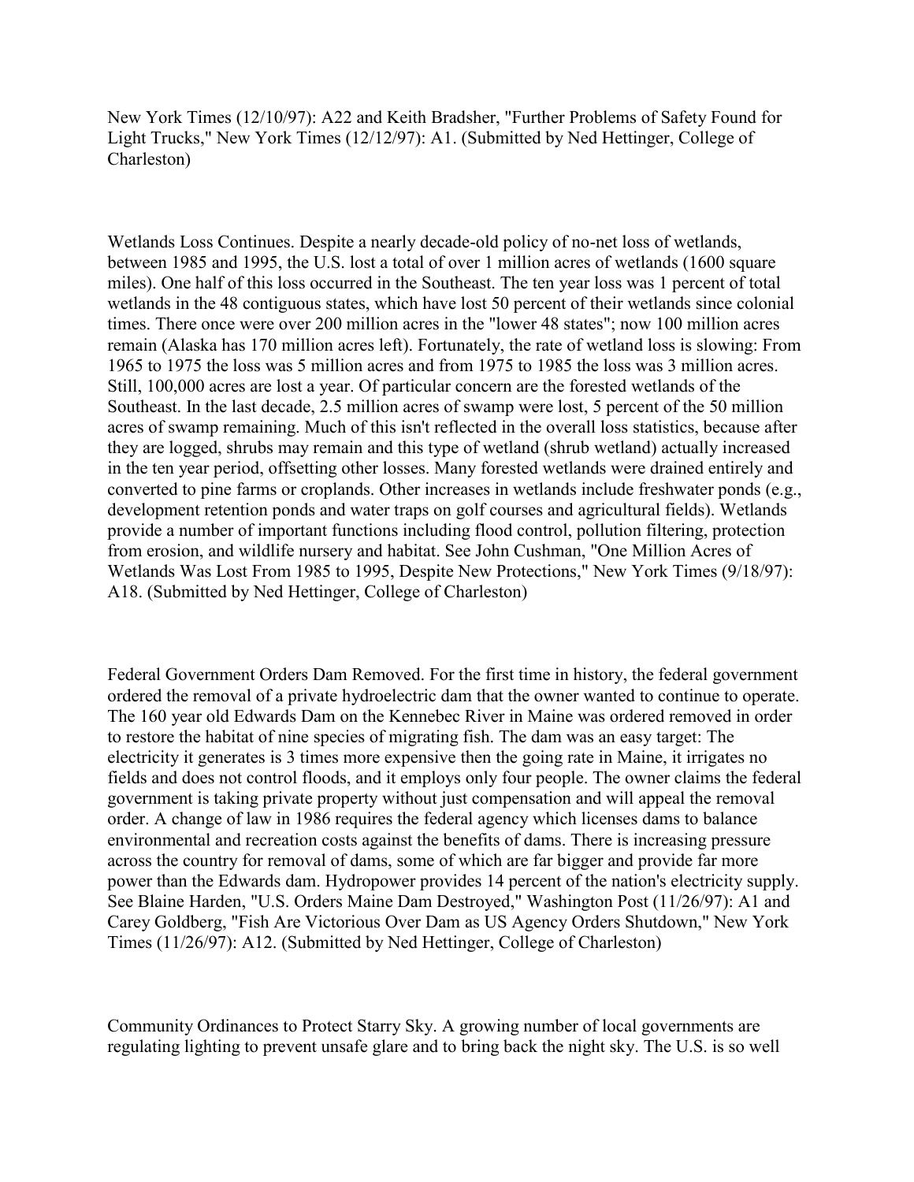New York Times (12/10/97): A22 and Keith Bradsher, "Further Problems of Safety Found for Light Trucks," New York Times (12/12/97): A1. (Submitted by Ned Hettinger, College of Charleston)

Wetlands Loss Continues. Despite a nearly decade-old policy of no-net loss of wetlands, between 1985 and 1995, the U.S. lost a total of over 1 million acres of wetlands (1600 square miles). One half of this loss occurred in the Southeast. The ten year loss was 1 percent of total wetlands in the 48 contiguous states, which have lost 50 percent of their wetlands since colonial times. There once were over 200 million acres in the "lower 48 states"; now 100 million acres remain (Alaska has 170 million acres left). Fortunately, the rate of wetland loss is slowing: From 1965 to 1975 the loss was 5 million acres and from 1975 to 1985 the loss was 3 million acres. Still, 100,000 acres are lost a year. Of particular concern are the forested wetlands of the Southeast. In the last decade, 2.5 million acres of swamp were lost, 5 percent of the 50 million acres of swamp remaining. Much of this isn't reflected in the overall loss statistics, because after they are logged, shrubs may remain and this type of wetland (shrub wetland) actually increased in the ten year period, offsetting other losses. Many forested wetlands were drained entirely and converted to pine farms or croplands. Other increases in wetlands include freshwater ponds (e.g., development retention ponds and water traps on golf courses and agricultural fields). Wetlands provide a number of important functions including flood control, pollution filtering, protection from erosion, and wildlife nursery and habitat. See John Cushman, "One Million Acres of Wetlands Was Lost From 1985 to 1995, Despite New Protections," New York Times (9/18/97): A18. (Submitted by Ned Hettinger, College of Charleston)

Federal Government Orders Dam Removed. For the first time in history, the federal government ordered the removal of a private hydroelectric dam that the owner wanted to continue to operate. The 160 year old Edwards Dam on the Kennebec River in Maine was ordered removed in order to restore the habitat of nine species of migrating fish. The dam was an easy target: The electricity it generates is 3 times more expensive then the going rate in Maine, it irrigates no fields and does not control floods, and it employs only four people. The owner claims the federal government is taking private property without just compensation and will appeal the removal order. A change of law in 1986 requires the federal agency which licenses dams to balance environmental and recreation costs against the benefits of dams. There is increasing pressure across the country for removal of dams, some of which are far bigger and provide far more power than the Edwards dam. Hydropower provides 14 percent of the nation's electricity supply. See Blaine Harden, "U.S. Orders Maine Dam Destroyed," Washington Post (11/26/97): A1 and Carey Goldberg, "Fish Are Victorious Over Dam as US Agency Orders Shutdown," New York Times (11/26/97): A12. (Submitted by Ned Hettinger, College of Charleston)

Community Ordinances to Protect Starry Sky. A growing number of local governments are regulating lighting to prevent unsafe glare and to bring back the night sky. The U.S. is so well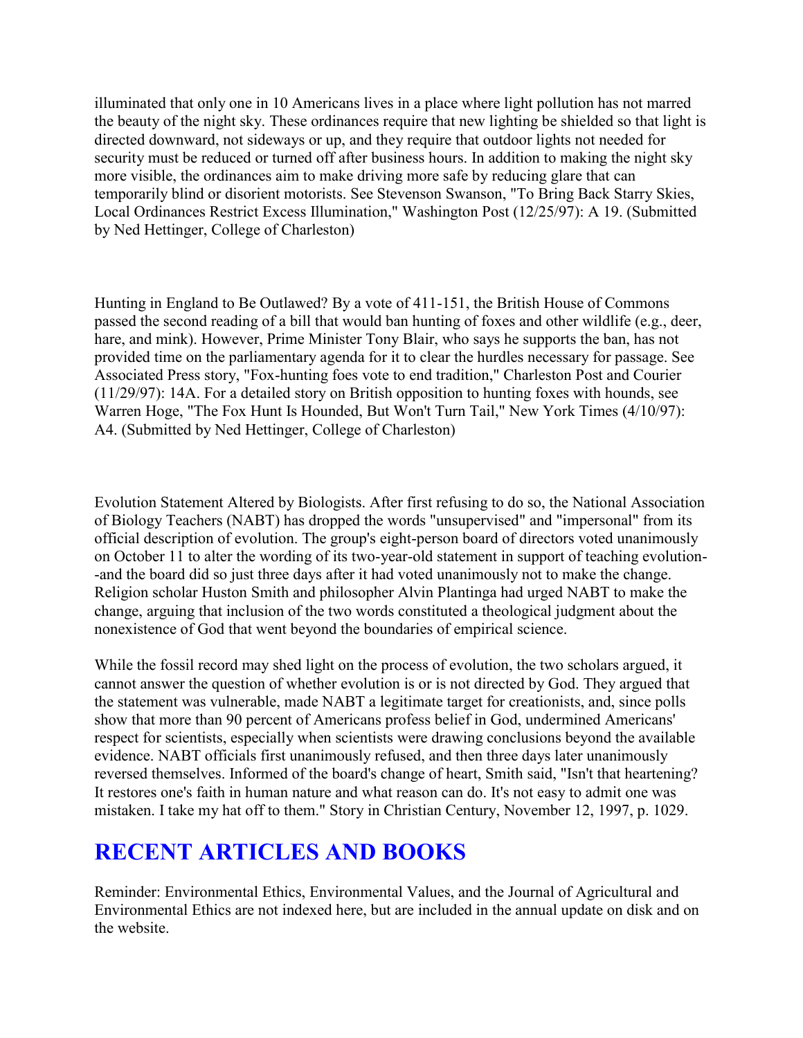illuminated that only one in 10 Americans lives in a place where light pollution has not marred the beauty of the night sky. These ordinances require that new lighting be shielded so that light is directed downward, not sideways or up, and they require that outdoor lights not needed for security must be reduced or turned off after business hours. In addition to making the night sky more visible, the ordinances aim to make driving more safe by reducing glare that can temporarily blind or disorient motorists. See Stevenson Swanson, "To Bring Back Starry Skies, Local Ordinances Restrict Excess Illumination," Washington Post (12/25/97): A 19. (Submitted by Ned Hettinger, College of Charleston)

Hunting in England to Be Outlawed? By a vote of 411-151, the British House of Commons passed the second reading of a bill that would ban hunting of foxes and other wildlife (e.g., deer, hare, and mink). However, Prime Minister Tony Blair, who says he supports the ban, has not provided time on the parliamentary agenda for it to clear the hurdles necessary for passage. See Associated Press story, "Fox-hunting foes vote to end tradition," Charleston Post and Courier (11/29/97): 14A. For a detailed story on British opposition to hunting foxes with hounds, see Warren Hoge, "The Fox Hunt Is Hounded, But Won't Turn Tail," New York Times (4/10/97): A4. (Submitted by Ned Hettinger, College of Charleston)

Evolution Statement Altered by Biologists. After first refusing to do so, the National Association of Biology Teachers (NABT) has dropped the words "unsupervised" and "impersonal" from its official description of evolution. The group's eight-person board of directors voted unanimously on October 11 to alter the wording of its two-year-old statement in support of teaching evolution--and the board did so just three days after it had voted unanimously not to make the change. Religion scholar Huston Smith and philosopher Alvin Plantinga had urged NABT to make the change, arguing that inclusion of the two words constituted a theological judgment about the nonexistence of God that went beyond the boundaries of empirical science.

While the fossil record may shed light on the process of evolution, the two scholars argued, it cannot answer the question of whether evolution is or is not directed by God. They argued that the statement was vulnerable, made NABT a legitimate target for creationists, and, since polls show that more than 90 percent of Americans profess belief in God, undermined Americans' respect for scientists, especially when scientists were drawing conclusions beyond the available evidence. NABT officials first unanimously refused, and then three days later unanimously reversed themselves. Informed of the board's change of heart, Smith said, "Isn't that heartening? It restores one's faith in human nature and what reason can do. It's not easy to admit one was mistaken. I take my hat off to them." Story in Christian Century, November 12, 1997, p. 1029.

# RECENT ARTICLES AND BOOKS

Reminder: Environmental Ethics, Environmental Values, and the Journal of Agricultural and Environmental Ethics are not indexed here, but are included in the annual update on disk and on the website.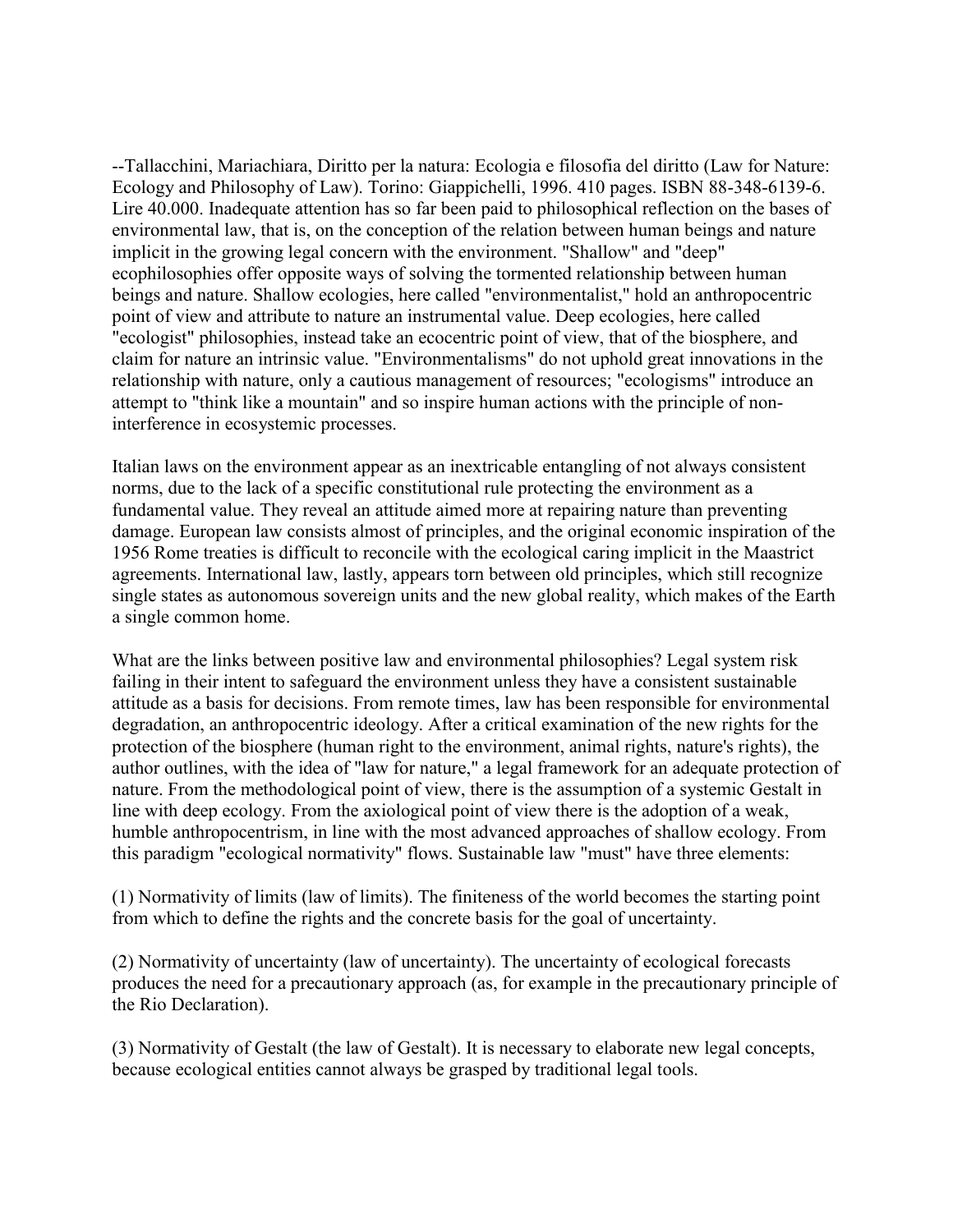--Tallacchini, Mariachiara, Diritto per la natura: Ecologia e filosofia del diritto (Law for Nature: Ecology and Philosophy of Law). Torino: Giappichelli, 1996. 410 pages. ISBN 88-348-6139-6. Lire 40.000. Inadequate attention has so far been paid to philosophical reflection on the bases of environmental law, that is, on the conception of the relation between human beings and nature implicit in the growing legal concern with the environment. "Shallow" and "deep" ecophilosophies offer opposite ways of solving the tormented relationship between human beings and nature. Shallow ecologies, here called "environmentalist," hold an anthropocentric point of view and attribute to nature an instrumental value. Deep ecologies, here called "ecologist" philosophies, instead take an ecocentric point of view, that of the biosphere, and claim for nature an intrinsic value. "Environmentalisms" do not uphold great innovations in the relationship with nature, only a cautious management of resources; "ecologisms" introduce an attempt to "think like a mountain" and so inspire human actions with the principle of non-interference in ecosystemic processes.

Italian laws on the environment appear as an inextricable entangling of not always consistent norms, due to the lack of a specific constitutional rule protecting the environment as a fundamental value. They reveal an attitude aimed more at repairing nature than preventing damage. European law consists almost of principles, and the original economic inspiration of the 1956 Rome treaties is difficult to reconcile with the ecological caring implicit in the Maastrict agreements. International law, lastly, appears torn between old principles, which still recognize single states as autonomous sovereign units and the new global reality, which makes of the Earth a single common home.

What are the links between positive law and environmental philosophies? Legal system risk failing in their intent to safeguard the environment unless they have a consistent sustainable attitude as a basis for decisions. From remote times, law has been responsible for environmental degradation, an anthropocentric ideology. After a critical examination of the new rights for the protection of the biosphere (human right to the environment, animal rights, nature's rights), the author outlines, with the idea of "law for nature," a legal framework for an adequate protection of nature. From the methodological point of view, there is the assumption of a systemic Gestalt in line with deep ecology. From the axiological point of view there is the adoption of a weak, humble anthropocentrism, in line with the most advanced approaches of shallow ecology. From this paradigm "ecological normativity" flows. Sustainable law "must" have three elements:

(1) Normativity of limits (law of limits). The finiteness of the world becomes the starting point from which to define the rights and the concrete basis for the goal of uncertainty.

(2) Normativity of uncertainty (law of uncertainty). The uncertainty of ecological forecasts produces the need for a precautionary approach (as, for example in the precautionary principle of the Rio Declaration).

(3) Normativity of Gestalt (the law of Gestalt). It is necessary to elaborate new legal concepts, because ecological entities cannot always be grasped by traditional legal tools.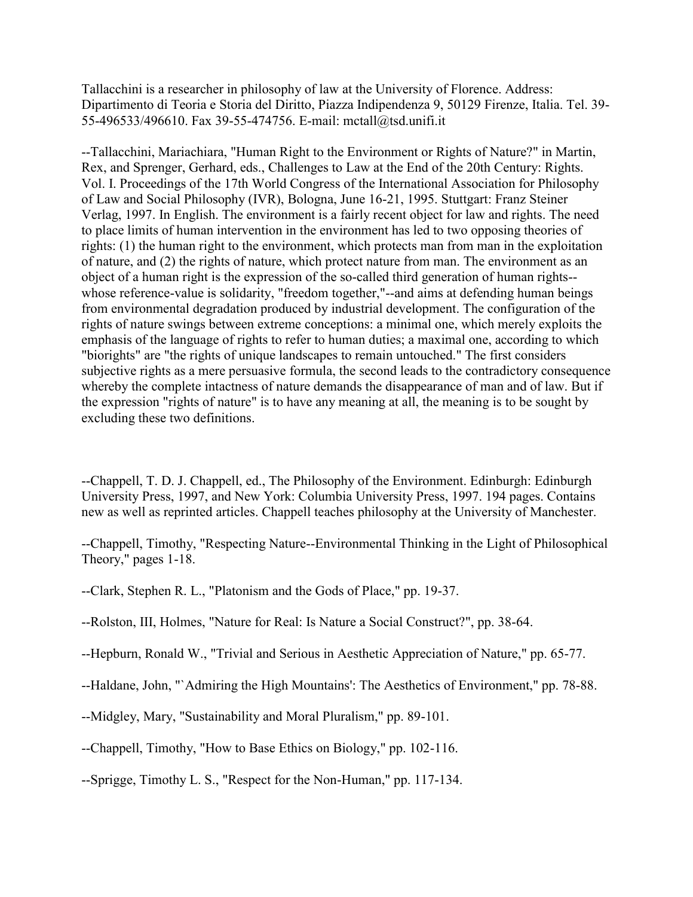Tallacchini is a researcher in philosophy of law at the University of Florence. Address: Dipartimento di Teoria e Storia del Diritto, Piazza Indipendenza 9, 50129 Firenze, Italia. Tel. 39-55-496533/496610. Fax 39-55-474756. E-mail: mctall@tsd.unifi.it

--Tallacchini, Mariachiara, "Human Right to the Environment or Rights of Nature?" in Martin, Rex, and Sprenger, Gerhard, eds., Challenges to Law at the End of the 20th Century: Rights. Vol. I. Proceedings of the 17th World Congress of the International Association for Philosophy of Law and Social Philosophy (IVR), Bologna, June 16-21, 1995. Stuttgart: Franz Steiner Verlag, 1997. In English. The environment is a fairly recent object for law and rights. The need to place limits of human intervention in the environment has led to two opposing theories of rights: (1) the human right to the environment, which protects man from man in the exploitation of nature, and (2) the rights of nature, which protect nature from man. The environment as an object of a human right is the expression of the so-called third generation of human rights--whose reference-value is solidarity, "freedom together,"--and aims at defending human beings from environmental degradation produced by industrial development. The configuration of the rights of nature swings between extreme conceptions: a minimal one, which merely exploits the emphasis of the language of rights to refer to human duties; a maximal one, according to which "biorights" are "the rights of unique landscapes to remain untouched." The first considers subjective rights as a mere persuasive formula, the second leads to the contradictory consequence whereby the complete intactness of nature demands the disappearance of man and of law. But if the expression "rights of nature" is to have any meaning at all, the meaning is to be sought by excluding these two definitions.

--Chappell, T. D. J. Chappell, ed., The Philosophy of the Environment. Edinburgh: Edinburgh University Press, 1997, and New York: Columbia University Press, 1997. 194 pages. Contains new as well as reprinted articles. Chappell teaches philosophy at the University of Manchester.

--Chappell, Timothy, "Respecting Nature--Environmental Thinking in the Light of Philosophical Theory," pages 1-18.

--Clark, Stephen R. L., "Platonism and the Gods of Place," pp. 19-37.

--Rolston, III, Holmes, "Nature for Real: Is Nature a Social Construct?", pp. 38-64.

--Hepburn, Ronald W., "Trivial and Serious in Aesthetic Appreciation of Nature," pp. 65-77.

--Haldane, John, "`Admiring the High Mountains': The Aesthetics of Environment," pp. 78-88.

--Midgley, Mary, "Sustainability and Moral Pluralism," pp. 89-101.

--Chappell, Timothy, "How to Base Ethics on Biology," pp. 102-116.

--Sprigge, Timothy L. S., "Respect for the Non-Human," pp. 117-134.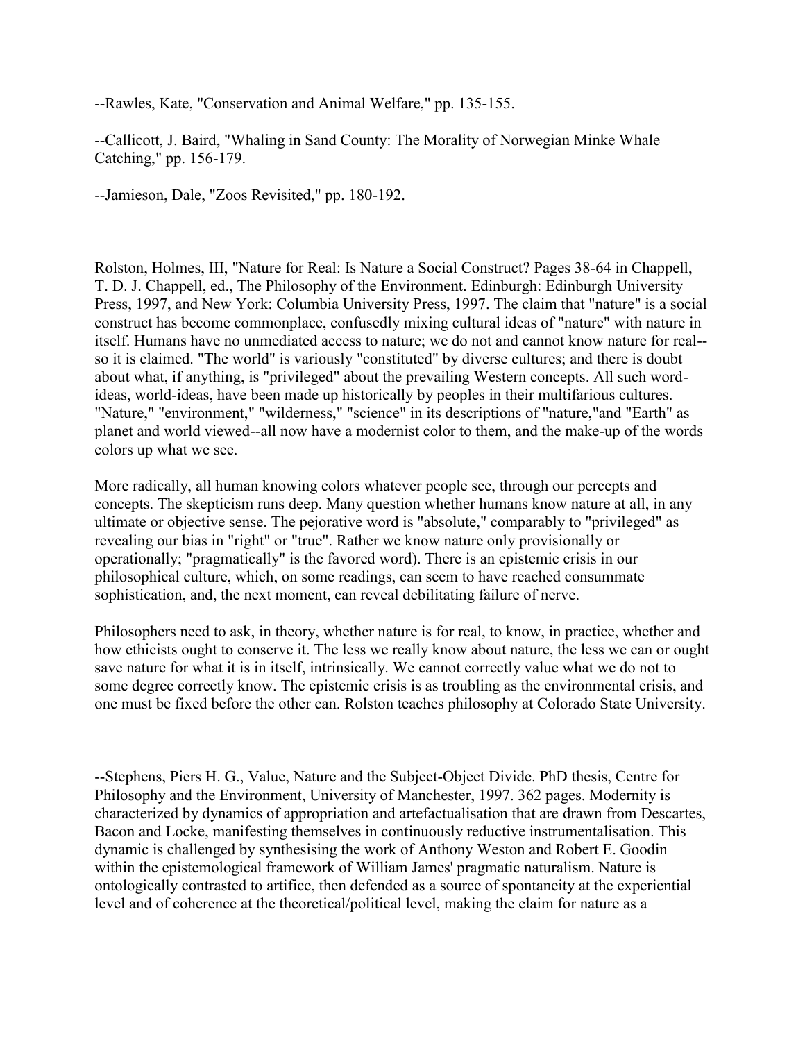--Rawles, Kate, "Conservation and Animal Welfare," pp. 135-155.

--Callicott, J. Baird, "Whaling in Sand County: The Morality of Norwegian Minke Whale Catching," pp. 156-179.

--Jamieson, Dale, "Zoos Revisited," pp. 180-192.

Rolston, Holmes, III, "Nature for Real: Is Nature a Social Construct? Pages 38-64 in Chappell, T. D. J. Chappell, ed., The Philosophy of the Environment. Edinburgh: Edinburgh University Press, 1997, and New York: Columbia University Press, 1997. The claim that "nature" is a social construct has become commonplace, confusedly mixing cultural ideas of "nature" with nature in itself. Humans have no unmediated access to nature; we do not and cannot know nature for real--so it is claimed. "The world" is variously "constituted" by diverse cultures; and there is doubt about what, if anything, is "privileged" about the prevailing Western concepts. All such word-ideas, world-ideas, have been made up historically by peoples in their multifarious cultures. "Nature," "environment," "wilderness," "science" in its descriptions of "nature,"and "Earth" as planet and world viewed--all now have a modernist color to them, and the make-up of the words colors up what we see.

More radically, all human knowing colors whatever people see, through our percepts and concepts. The skepticism runs deep. Many question whether humans know nature at all, in any ultimate or objective sense. The pejorative word is "absolute," comparably to "privileged" as revealing our bias in "right" or "true". Rather we know nature only provisionally or operationally; "pragmatically" is the favored word). There is an epistemic crisis in our philosophical culture, which, on some readings, can seem to have reached consummate sophistication, and, the next moment, can reveal debilitating failure of nerve.

Philosophers need to ask, in theory, whether nature is for real, to know, in practice, whether and how ethicists ought to conserve it. The less we really know about nature, the less we can or ought save nature for what it is in itself, intrinsically. We cannot correctly value what we do not to some degree correctly know. The epistemic crisis is as troubling as the environmental crisis, and one must be fixed before the other can. Rolston teaches philosophy at Colorado State University.

--Stephens, Piers H. G., Value, Nature and the Subject-Object Divide. PhD thesis, Centre for Philosophy and the Environment, University of Manchester, 1997. 362 pages. Modernity is characterized by dynamics of appropriation and artefactualisation that are drawn from Descartes, Bacon and Locke, manifesting themselves in continuously reductive instrumentalisation. This dynamic is challenged by synthesising the work of Anthony Weston and Robert E. Goodin within the epistemological framework of William James' pragmatic naturalism. Nature is ontologically contrasted to artifice, then defended as a source of spontaneity at the experiential level and of coherence at the theoretical/political level, making the claim for nature as a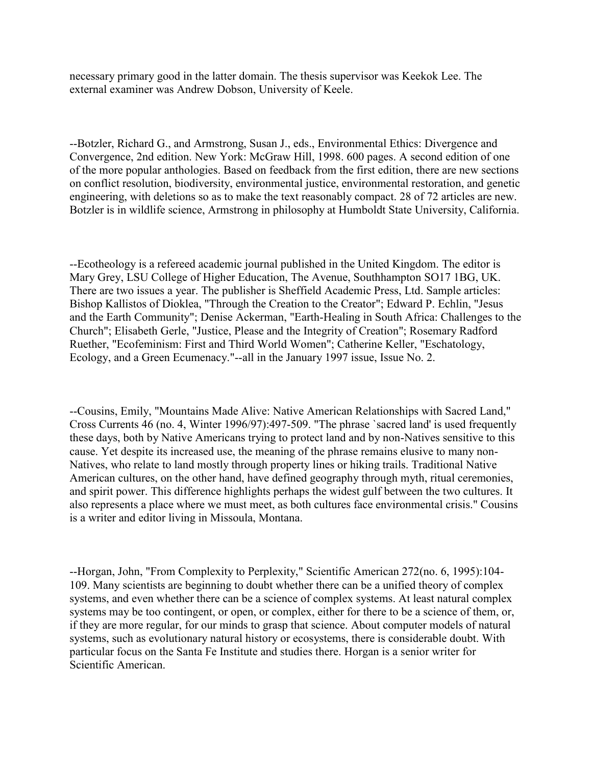necessary primary good in the latter domain. The thesis supervisor was Keekok Lee. The external examiner was Andrew Dobson, University of Keele.

--Botzler, Richard G., and Armstrong, Susan J., eds., Environmental Ethics: Divergence and Convergence, 2nd edition. New York: McGraw Hill, 1998. 600 pages. A second edition of one of the more popular anthologies. Based on feedback from the first edition, there are new sections on conflict resolution, biodiversity, environmental justice, environmental restoration, and genetic engineering, with deletions so as to make the text reasonably compact. 28 of 72 articles are new. Botzler is in wildlife science, Armstrong in philosophy at Humboldt State University, California.

--Ecotheology is a refereed academic journal published in the United Kingdom. The editor is Mary Grey, LSU College of Higher Education, The Avenue, Southhampton SO17 1BG, UK. There are two issues a year. The publisher is Sheffield Academic Press, Ltd. Sample articles: Bishop Kallistos of Dioklea, "Through the Creation to the Creator"; Edward P. Echlin, "Jesus and the Earth Community"; Denise Ackerman, "Earth-Healing in South Africa: Challenges to the Church"; Elisabeth Gerle, "Justice, Please and the Integrity of Creation"; Rosemary Radford Ruether, "Ecofeminism: First and Third World Women"; Catherine Keller, "Eschatology, Ecology, and a Green Ecumenacy."--all in the January 1997 issue, Issue No. 2.

--Cousins, Emily, "Mountains Made Alive: Native American Relationships with Sacred Land," Cross Currents 46 (no. 4, Winter 1996/97):497-509. "The phrase `sacred land' is used frequently these days, both by Native Americans trying to protect land and by non-Natives sensitive to this cause. Yet despite its increased use, the meaning of the phrase remains elusive to many non-Natives, who relate to land mostly through property lines or hiking trails. Traditional Native American cultures, on the other hand, have defined geography through myth, ritual ceremonies, and spirit power. This difference highlights perhaps the widest gulf between the two cultures. It also represents a place where we must meet, as both cultures face environmental crisis." Cousins is a writer and editor living in Missoula, Montana.

--Horgan, John, "From Complexity to Perplexity," Scientific American 272(no. 6, 1995):104-109. Many scientists are beginning to doubt whether there can be a unified theory of complex systems, and even whether there can be a science of complex systems. At least natural complex systems may be too contingent, or open, or complex, either for there to be a science of them, or, if they are more regular, for our minds to grasp that science. About computer models of natural systems, such as evolutionary natural history or ecosystems, there is considerable doubt. With particular focus on the Santa Fe Institute and studies there. Horgan is a senior writer for Scientific American.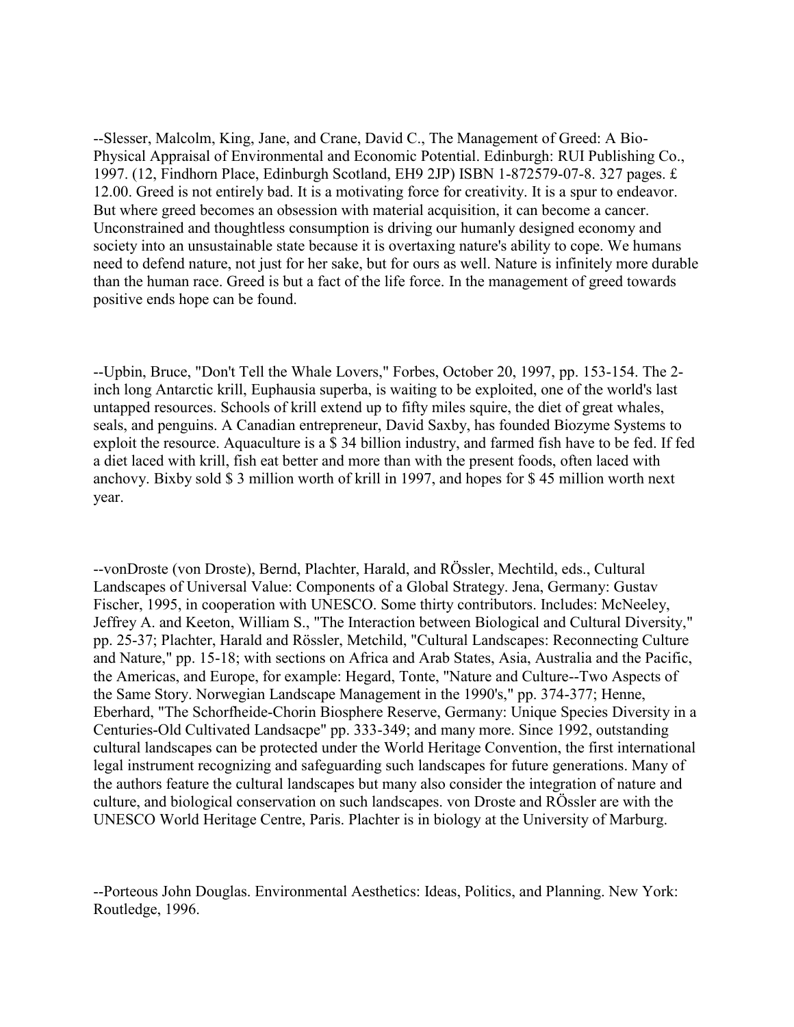--Slesser, Malcolm, King, Jane, and Crane, David C., The Management of Greed: A Bio-Physical Appraisal of Environmental and Economic Potential. Edinburgh: RUI Publishing Co., 1997. (12, Findhorn Place, Edinburgh Scotland, EH9 2JP) ISBN 1-872579-07-8. 327 pages. £ 12.00. Greed is not entirely bad. It is a motivating force for creativity. It is a spur to endeavor. But where greed becomes an obsession with material acquisition, it can become a cancer. Unconstrained and thoughtless consumption is driving our humanly designed economy and society into an unsustainable state because it is overtaxing nature's ability to cope. We humans need to defend nature, not just for her sake, but for ours as well. Nature is infinitely more durable than the human race. Greed is but a fact of the life force. In the management of greed towards positive ends hope can be found.

--Upbin, Bruce, "Don't Tell the Whale Lovers," Forbes, October 20, 1997, pp. 153-154. The 2-inch long Antarctic krill, Euphausia superba, is waiting to be exploited, one of the world's last untapped resources. Schools of krill extend up to fifty miles squire, the diet of great whales, seals, and penguins. A Canadian entrepreneur, David Saxby, has founded Biozyme Systems to exploit the resource. Aquaculture is a $ 34 billion industry, and farmed fish have to be fed. If fed a diet laced with krill, fish eat better and more than with the present foods, often laced with anchovy. Bixby sold $ 3 million worth of krill in 1997, and hopes for $ 45 million worth next year.

--vonDroste (von Droste), Bernd, Plachter, Harald, and RÖssler, Mechtild, eds., Cultural Landscapes of Universal Value: Components of a Global Strategy. Jena, Germany: Gustav Fischer, 1995, in cooperation with UNESCO. Some thirty contributors. Includes: McNeeley, Jeffrey A. and Keeton, William S., "The Interaction between Biological and Cultural Diversity," pp. 25-37; Plachter, Harald and Rössler, Metchild, "Cultural Landscapes: Reconnecting Culture and Nature," pp. 15-18; with sections on Africa and Arab States, Asia, Australia and the Pacific, the Americas, and Europe, for example: Hegard, Tonte, "Nature and Culture--Two Aspects of the Same Story. Norwegian Landscape Management in the 1990's," pp. 374-377; Henne, Eberhard, "The Schorfheide-Chorin Biosphere Reserve, Germany: Unique Species Diversity in a Centuries-Old Cultivated Landsacpe" pp. 333-349; and many more. Since 1992, outstanding cultural landscapes can be protected under the World Heritage Convention, the first international legal instrument recognizing and safeguarding such landscapes for future generations. Many of the authors feature the cultural landscapes but many also consider the integration of nature and culture, and biological conservation on such landscapes. von Droste and RÖssler are with the UNESCO World Heritage Centre, Paris. Plachter is in biology at the University of Marburg.

--Porteous John Douglas. Environmental Aesthetics: Ideas, Politics, and Planning. New York: Routledge, 1996.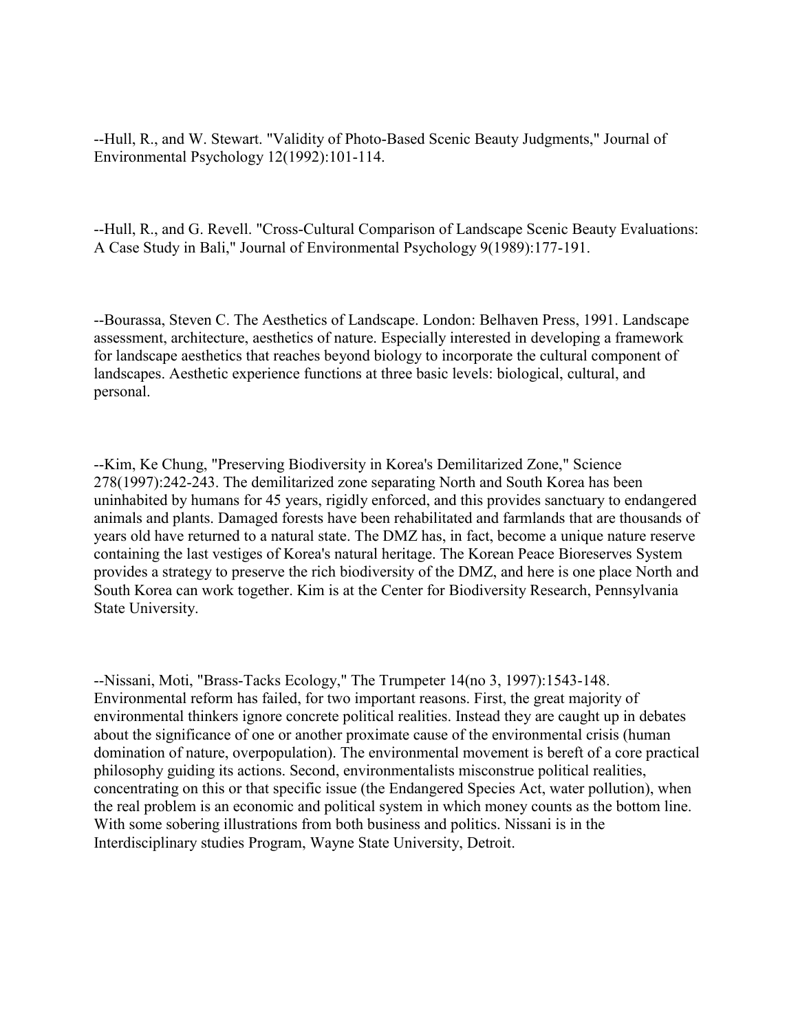--Hull, R., and W. Stewart. "Validity of Photo-Based Scenic Beauty Judgments," Journal of Environmental Psychology 12(1992):101-114.

--Hull, R., and G. Revell. "Cross-Cultural Comparison of Landscape Scenic Beauty Evaluations: A Case Study in Bali," Journal of Environmental Psychology 9(1989):177-191.

--Bourassa, Steven C. The Aesthetics of Landscape. London: Belhaven Press, 1991. Landscape assessment, architecture, aesthetics of nature. Especially interested in developing a framework for landscape aesthetics that reaches beyond biology to incorporate the cultural component of landscapes. Aesthetic experience functions at three basic levels: biological, cultural, and personal.

--Kim, Ke Chung, "Preserving Biodiversity in Korea's Demilitarized Zone," Science 278(1997):242-243. The demilitarized zone separating North and South Korea has been uninhabited by humans for 45 years, rigidly enforced, and this provides sanctuary to endangered animals and plants. Damaged forests have been rehabilitated and farmlands that are thousands of years old have returned to a natural state. The DMZ has, in fact, become a unique nature reserve containing the last vestiges of Korea's natural heritage. The Korean Peace Bioreserves System provides a strategy to preserve the rich biodiversity of the DMZ, and here is one place North and South Korea can work together. Kim is at the Center for Biodiversity Research, Pennsylvania State University.

--Nissani, Moti, "Brass-Tacks Ecology," The Trumpeter 14(no 3, 1997):1543-148. Environmental reform has failed, for two important reasons. First, the great majority of environmental thinkers ignore concrete political realities. Instead they are caught up in debates about the significance of one or another proximate cause of the environmental crisis (human domination of nature, overpopulation). The environmental movement is bereft of a core practical philosophy guiding its actions. Second, environmentalists misconstrue political realities, concentrating on this or that specific issue (the Endangered Species Act, water pollution), when the real problem is an economic and political system in which money counts as the bottom line. With some sobering illustrations from both business and politics. Nissani is in the Interdisciplinary studies Program, Wayne State University, Detroit.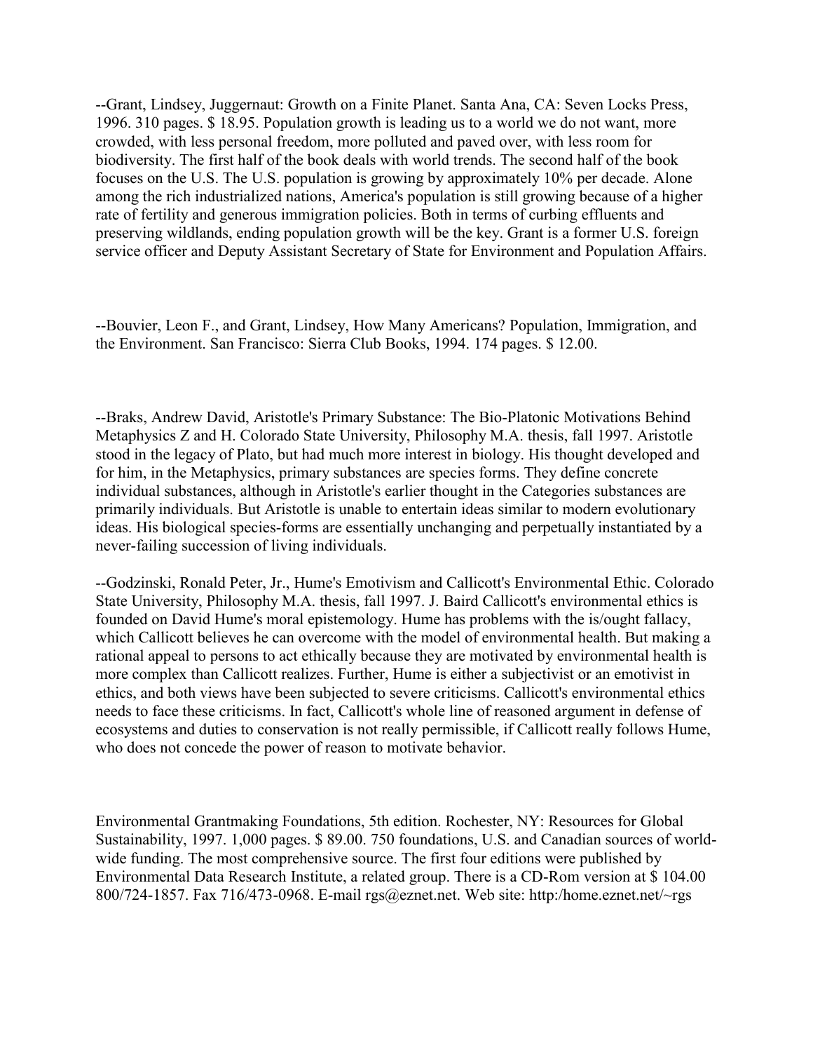--Grant, Lindsey, Juggernaut: Growth on a Finite Planet. Santa Ana, CA: Seven Locks Press, 1996. 310 pages. $ 18.95. Population growth is leading us to a world we do not want, more crowded, with less personal freedom, more polluted and paved over, with less room for biodiversity. The first half of the book deals with world trends. The second half of the book focuses on the U.S. The U.S. population is growing by approximately 10% per decade. Alone among the rich industrialized nations, America's population is still growing because of a higher rate of fertility and generous immigration policies. Both in terms of curbing effluents and preserving wildlands, ending population growth will be the key. Grant is a former U.S. foreign service officer and Deputy Assistant Secretary of State for Environment and Population Affairs.

--Bouvier, Leon F., and Grant, Lindsey, How Many Americans? Population, Immigration, and the Environment. San Francisco: Sierra Club Books, 1994. 174 pages. $ 12.00.

--Braks, Andrew David, Aristotle's Primary Substance: The Bio-Platonic Motivations Behind Metaphysics Z and H. Colorado State University, Philosophy M.A. thesis, fall 1997. Aristotle stood in the legacy of Plato, but had much more interest in biology. His thought developed and for him, in the Metaphysics, primary substances are species forms. They define concrete individual substances, although in Aristotle's earlier thought in the Categories substances are primarily individuals. But Aristotle is unable to entertain ideas similar to modern evolutionary ideas. His biological species-forms are essentially unchanging and perpetually instantiated by a never-failing succession of living individuals.

--Godzinski, Ronald Peter, Jr., Hume's Emotivism and Callicott's Environmental Ethic. Colorado State University, Philosophy M.A. thesis, fall 1997. J. Baird Callicott's environmental ethics is founded on David Hume's moral epistemology. Hume has problems with the is/ought fallacy, which Callicott believes he can overcome with the model of environmental health. But making a rational appeal to persons to act ethically because they are motivated by environmental health is more complex than Callicott realizes. Further, Hume is either a subjectivist or an emotivist in ethics, and both views have been subjected to severe criticisms. Callicott's environmental ethics needs to face these criticisms. In fact, Callicott's whole line of reasoned argument in defense of ecosystems and duties to conservation is not really permissible, if Callicott really follows Hume, who does not concede the power of reason to motivate behavior.

Environmental Grantmaking Foundations, 5th edition. Rochester, NY: Resources for Global Sustainability, 1997. 1,000 pages. $ 89.00. 750 foundations, U.S. and Canadian sources of world-wide funding. The most comprehensive source. The first four editions were published by Environmental Data Research Institute, a related group. There is a CD-Rom version at $ 104.00 800/724-1857. Fax 716/473-0968. E-mail rgs@eznet.net. Web site: http:/home.eznet.net/~rgs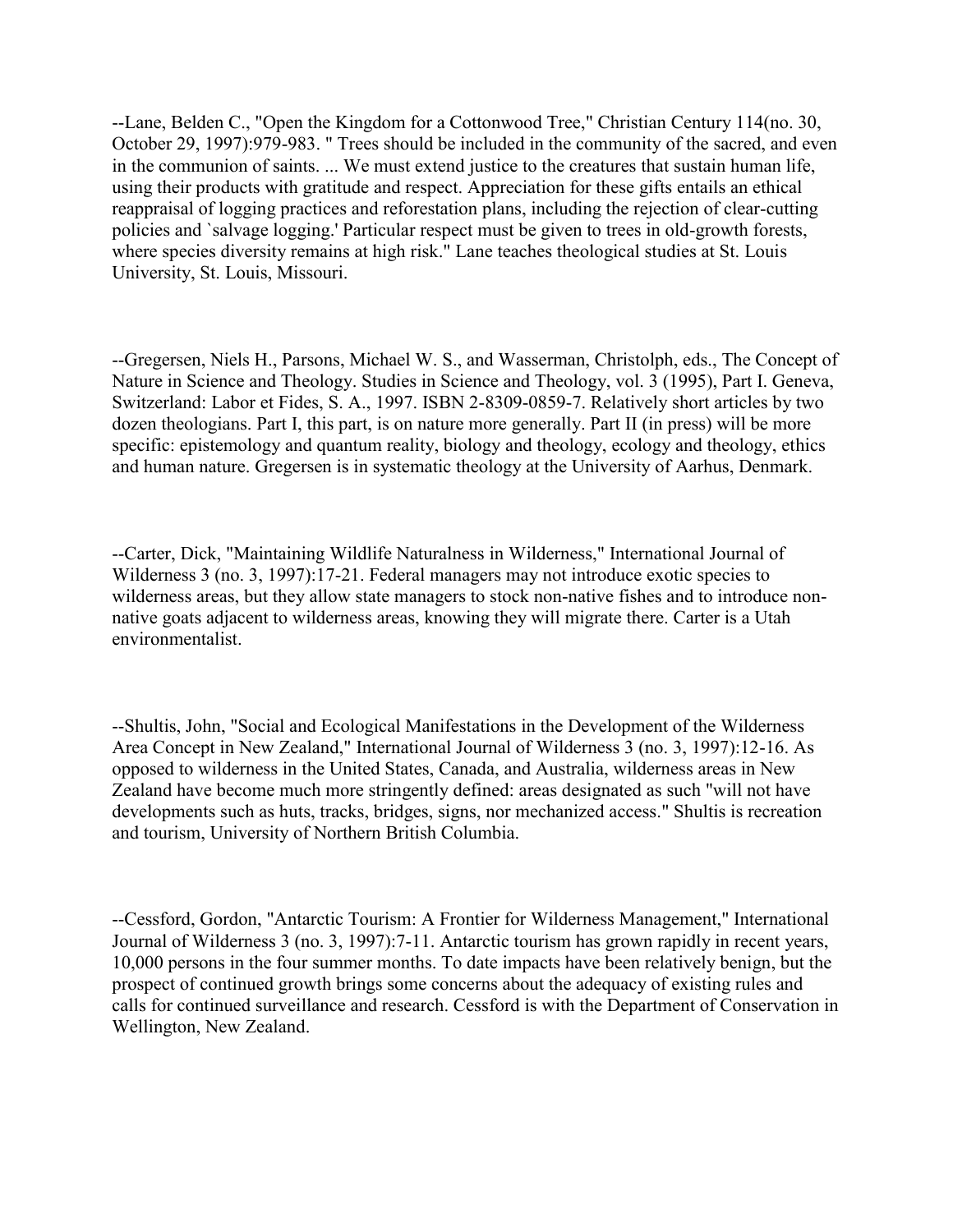--Lane, Belden C., "Open the Kingdom for a Cottonwood Tree," Christian Century 114(no. 30, October 29, 1997):979-983. " Trees should be included in the community of the sacred, and even in the communion of saints. ... We must extend justice to the creatures that sustain human life, using their products with gratitude and respect. Appreciation for these gifts entails an ethical reappraisal of logging practices and reforestation plans, including the rejection of clear-cutting policies and `salvage logging.' Particular respect must be given to trees in old-growth forests, where species diversity remains at high risk." Lane teaches theological studies at St. Louis University, St. Louis, Missouri.

--Gregersen, Niels H., Parsons, Michael W. S., and Wasserman, Christolph, eds., The Concept of Nature in Science and Theology. Studies in Science and Theology, vol. 3 (1995), Part I. Geneva, Switzerland: Labor et Fides, S. A., 1997. ISBN 2-8309-0859-7. Relatively short articles by two dozen theologians. Part I, this part, is on nature more generally. Part II (in press) will be more specific: epistemology and quantum reality, biology and theology, ecology and theology, ethics and human nature. Gregersen is in systematic theology at the University of Aarhus, Denmark.

--Carter, Dick, "Maintaining Wildlife Naturalness in Wilderness," International Journal of Wilderness 3 (no. 3, 1997):17-21. Federal managers may not introduce exotic species to wilderness areas, but they allow state managers to stock non-native fishes and to introduce non-native goats adjacent to wilderness areas, knowing they will migrate there. Carter is a Utah environmentalist.

--Shultis, John, "Social and Ecological Manifestations in the Development of the Wilderness Area Concept in New Zealand," International Journal of Wilderness 3 (no. 3, 1997):12-16. As opposed to wilderness in the United States, Canada, and Australia, wilderness areas in New Zealand have become much more stringently defined: areas designated as such "will not have developments such as huts, tracks, bridges, signs, nor mechanized access." Shultis is recreation and tourism, University of Northern British Columbia.

--Cessford, Gordon, "Antarctic Tourism: A Frontier for Wilderness Management," International Journal of Wilderness 3 (no. 3, 1997):7-11. Antarctic tourism has grown rapidly in recent years, 10,000 persons in the four summer months. To date impacts have been relatively benign, but the prospect of continued growth brings some concerns about the adequacy of existing rules and calls for continued surveillance and research. Cessford is with the Department of Conservation in Wellington, New Zealand.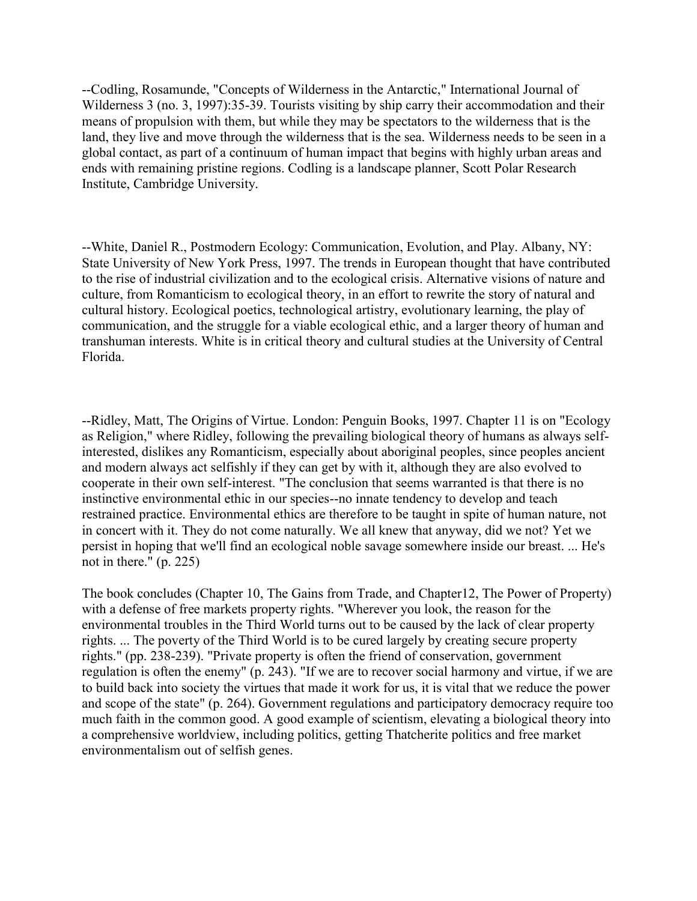--Codling, Rosamunde, "Concepts of Wilderness in the Antarctic," International Journal of Wilderness 3 (no. 3, 1997):35-39. Tourists visiting by ship carry their accommodation and their means of propulsion with them, but while they may be spectators to the wilderness that is the land, they live and move through the wilderness that is the sea. Wilderness needs to be seen in a global contact, as part of a continuum of human impact that begins with highly urban areas and ends with remaining pristine regions. Codling is a landscape planner, Scott Polar Research Institute, Cambridge University.

--White, Daniel R., Postmodern Ecology: Communication, Evolution, and Play. Albany, NY: State University of New York Press, 1997. The trends in European thought that have contributed to the rise of industrial civilization and to the ecological crisis. Alternative visions of nature and culture, from Romanticism to ecological theory, in an effort to rewrite the story of natural and cultural history. Ecological poetics, technological artistry, evolutionary learning, the play of communication, and the struggle for a viable ecological ethic, and a larger theory of human and transhuman interests. White is in critical theory and cultural studies at the University of Central Florida.

--Ridley, Matt, The Origins of Virtue. London: Penguin Books, 1997. Chapter 11 is on "Ecology as Religion," where Ridley, following the prevailing biological theory of humans as always self-interested, dislikes any Romanticism, especially about aboriginal peoples, since peoples ancient and modern always act selfishly if they can get by with it, although they are also evolved to cooperate in their own self-interest. "The conclusion that seems warranted is that there is no instinctive environmental ethic in our species--no innate tendency to develop and teach restrained practice. Environmental ethics are therefore to be taught in spite of human nature, not in concert with it. They do not come naturally. We all knew that anyway, did we not? Yet we persist in hoping that we'll find an ecological noble savage somewhere inside our breast. ... He's not in there." (p. 225)

The book concludes (Chapter 10, The Gains from Trade, and Chapter12, The Power of Property) with a defense of free markets property rights. "Wherever you look, the reason for the environmental troubles in the Third World turns out to be caused by the lack of clear property rights. ... The poverty of the Third World is to be cured largely by creating secure property rights." (pp. 238-239). "Private property is often the friend of conservation, government regulation is often the enemy" (p. 243). "If we are to recover social harmony and virtue, if we are to build back into society the virtues that made it work for us, it is vital that we reduce the power and scope of the state" (p. 264). Government regulations and participatory democracy require too much faith in the common good. A good example of scientism, elevating a biological theory into a comprehensive worldview, including politics, getting Thatcherite politics and free market environmentalism out of selfish genes.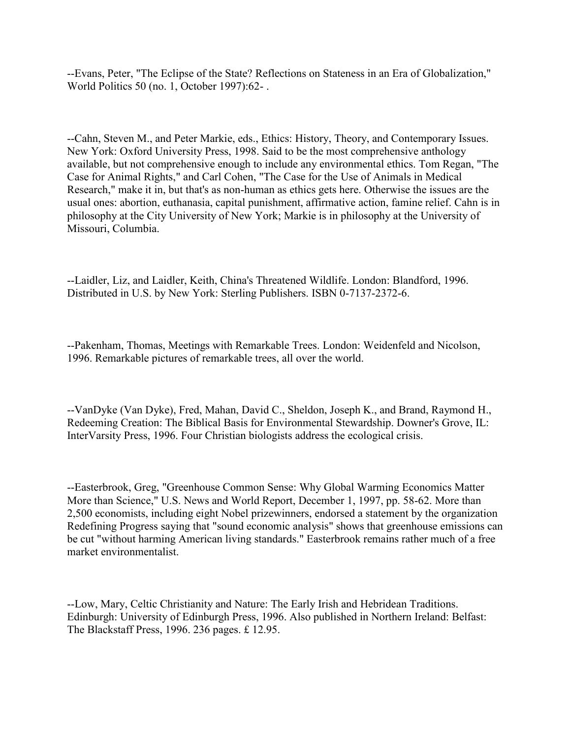--Evans, Peter, "The Eclipse of the State? Reflections on Stateness in an Era of Globalization," World Politics 50 (no. 1, October 1997):62- .

--Cahn, Steven M., and Peter Markie, eds., Ethics: History, Theory, and Contemporary Issues. New York: Oxford University Press, 1998. Said to be the most comprehensive anthology available, but not comprehensive enough to include any environmental ethics. Tom Regan, "The Case for Animal Rights," and Carl Cohen, "The Case for the Use of Animals in Medical Research," make it in, but that's as non-human as ethics gets here. Otherwise the issues are the usual ones: abortion, euthanasia, capital punishment, affirmative action, famine relief. Cahn is in philosophy at the City University of New York; Markie is in philosophy at the University of Missouri, Columbia.

--Laidler, Liz, and Laidler, Keith, China's Threatened Wildlife. London: Blandford, 1996. Distributed in U.S. by New York: Sterling Publishers. ISBN 0-7137-2372-6.

--Pakenham, Thomas, Meetings with Remarkable Trees. London: Weidenfeld and Nicolson, 1996. Remarkable pictures of remarkable trees, all over the world.

--VanDyke (Van Dyke), Fred, Mahan, David C., Sheldon, Joseph K., and Brand, Raymond H., Redeeming Creation: The Biblical Basis for Environmental Stewardship. Downer's Grove, IL: InterVarsity Press, 1996. Four Christian biologists address the ecological crisis.

--Easterbrook, Greg, "Greenhouse Common Sense: Why Global Warming Economics Matter More than Science," U.S. News and World Report, December 1, 1997, pp. 58-62. More than 2,500 economists, including eight Nobel prizewinners, endorsed a statement by the organization Redefining Progress saying that "sound economic analysis" shows that greenhouse emissions can be cut "without harming American living standards." Easterbrook remains rather much of a free market environmentalist.

--Low, Mary, Celtic Christianity and Nature: The Early Irish and Hebridean Traditions. Edinburgh: University of Edinburgh Press, 1996. Also published in Northern Ireland: Belfast: The Blackstaff Press, 1996. 236 pages. £ 12.95.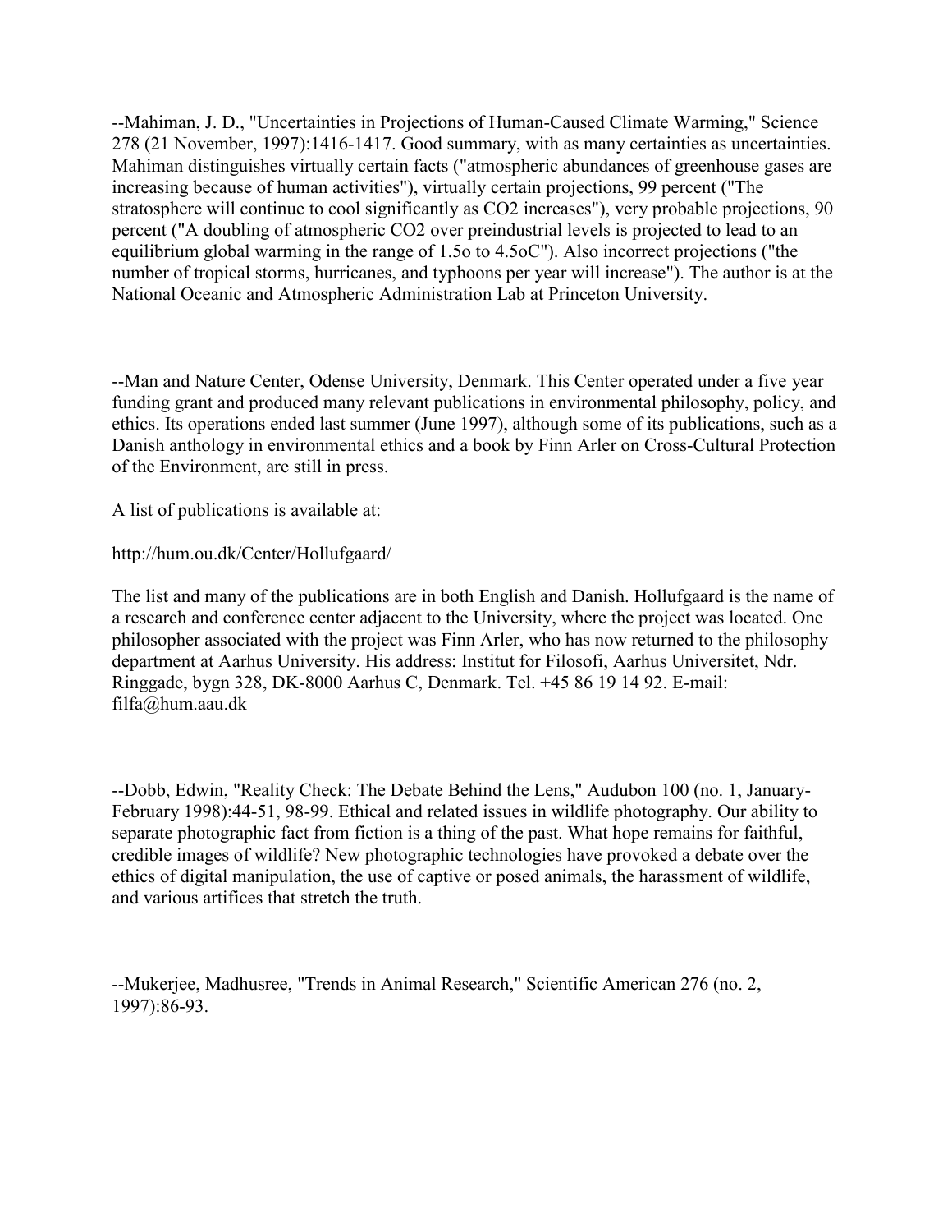--Mahiman, J. D., "Uncertainties in Projections of Human-Caused Climate Warming," Science 278 (21 November, 1997):1416-1417. Good summary, with as many certainties as uncertainties. Mahiman distinguishes virtually certain facts ("atmospheric abundances of greenhouse gases are increasing because of human activities"), virtually certain projections, 99 percent ("The stratosphere will continue to cool significantly as $CO_2$ increases"), very probable projections, 90 percent ("A doubling of atmospheric $CO_2$ over preindustrial levels is projected to lead to an equilibrium global warming in the range of 1.5o to 4.5oC"). Also incorrect projections ("the number of tropical storms, hurricanes, and typhoons per year will increase"). The author is at the National Oceanic and Atmospheric Administration Lab at Princeton University.

--Man and Nature Center, Odense University, Denmark. This Center operated under a five year funding grant and produced many relevant publications in environmental philosophy, policy, and ethics. Its operations ended last summer (June 1997), although some of its publications, such as a Danish anthology in environmental ethics and a book by Finn Arler on Cross-Cultural Protection of the Environment, are still in press.

A list of publications is available at:

http://hum.ou.dk/Center/Hollufgaard/

The list and many of the publications are in both English and Danish. Hollufgaard is the name of a research and conference center adjacent to the University, where the project was located. One philosopher associated with the project was Finn Arler, who has now returned to the philosophy department at Aarhus University. His address: Institut for Filosofi, Aarhus Universitet, Ndr. Ringgade, bygn 328, DK-8000 Aarhus C, Denmark. Tel. +45 86 19 14 92. E-mail: filfa@hum.aau.dk

--Dobb, Edwin, "Reality Check: The Debate Behind the Lens," Audubon 100 (no. 1, January-February 1998):44-51, 98-99. Ethical and related issues in wildlife photography. Our ability to separate photographic fact from fiction is a thing of the past. What hope remains for faithful, credible images of wildlife? New photographic technologies have provoked a debate over the ethics of digital manipulation, the use of captive or posed animals, the harassment of wildlife, and various artifices that stretch the truth.

--Mukerjee, Madhusree, "Trends in Animal Research," Scientific American 276 (no. 2, 1997):86-93.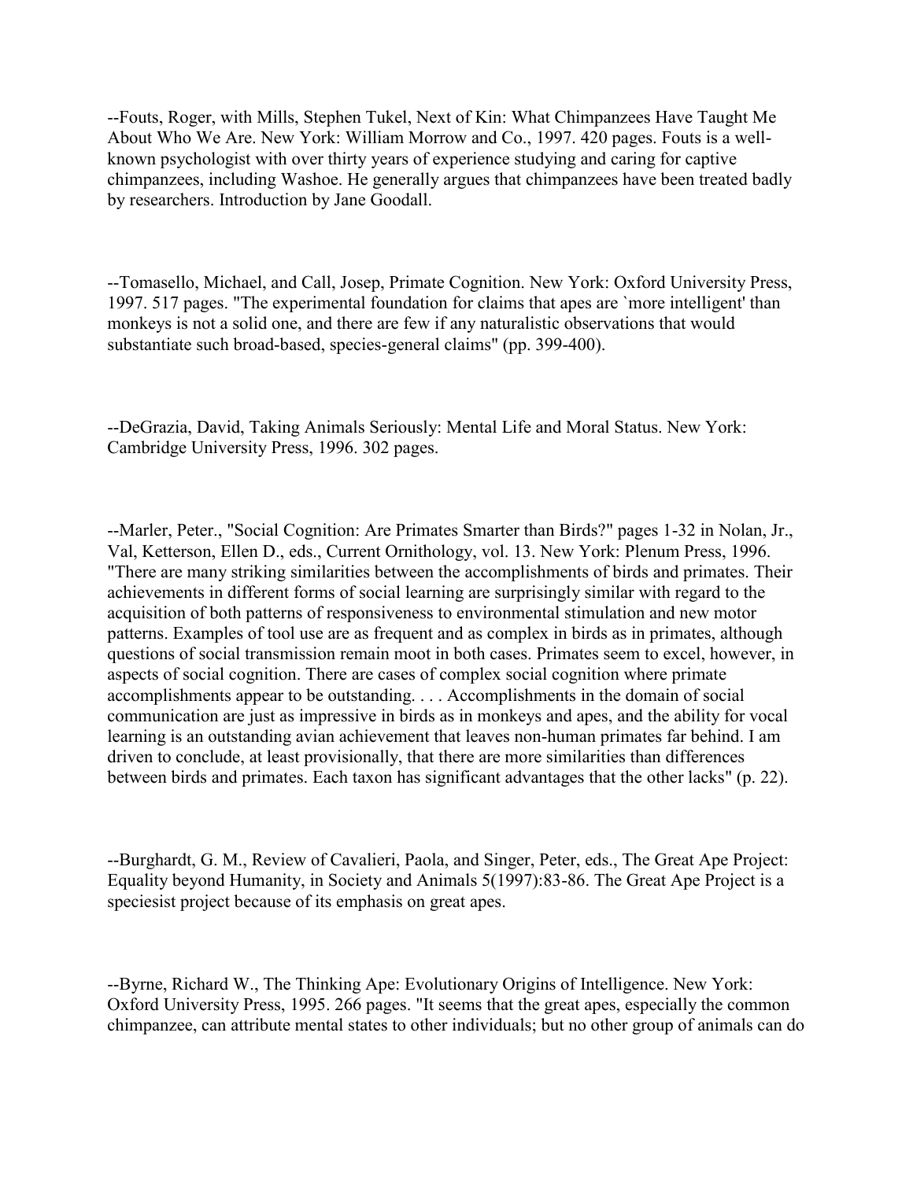--Fouts, Roger, with Mills, Stephen Tukel, Next of Kin: What Chimpanzees Have Taught Me About Who We Are. New York: William Morrow and Co., 1997. 420 pages. Fouts is a well-known psychologist with over thirty years of experience studying and caring for captive chimpanzees, including Washoe. He generally argues that chimpanzees have been treated badly by researchers. Introduction by Jane Goodall.

--Tomasello, Michael, and Call, Josep, Primate Cognition. New York: Oxford University Press, 1997. 517 pages. "The experimental foundation for claims that apes are `more intelligent' than monkeys is not a solid one, and there are few if any naturalistic observations that would substantiate such broad-based, species-general claims" (pp. 399-400).

--DeGrazia, David, Taking Animals Seriously: Mental Life and Moral Status. New York: Cambridge University Press, 1996. 302 pages.

--Marler, Peter., "Social Cognition: Are Primates Smarter than Birds?" pages 1-32 in Nolan, Jr., Val, Ketterson, Ellen D., eds., Current Ornithology, vol. 13. New York: Plenum Press, 1996. "There are many striking similarities between the accomplishments of birds and primates. Their achievements in different forms of social learning are surprisingly similar with regard to the acquisition of both patterns of responsiveness to environmental stimulation and new motor patterns. Examples of tool use are as frequent and as complex in birds as in primates, although questions of social transmission remain moot in both cases. Primates seem to excel, however, in aspects of social cognition. There are cases of complex social cognition where primate accomplishments appear to be outstanding. . . . Accomplishments in the domain of social communication are just as impressive in birds as in monkeys and apes, and the ability for vocal learning is an outstanding avian achievement that leaves non-human primates far behind. I am driven to conclude, at least provisionally, that there are more similarities than differences between birds and primates. Each taxon has significant advantages that the other lacks" (p. 22).

--Burghardt, G. M., Review of Cavalieri, Paola, and Singer, Peter, eds., The Great Ape Project: Equality beyond Humanity, in Society and Animals 5(1997):83-86. The Great Ape Project is a speciesist project because of its emphasis on great apes.

--Byrne, Richard W., The Thinking Ape: Evolutionary Origins of Intelligence. New York: Oxford University Press, 1995. 266 pages. "It seems that the great apes, especially the common chimpanzee, can attribute mental states to other individuals; but no other group of animals can do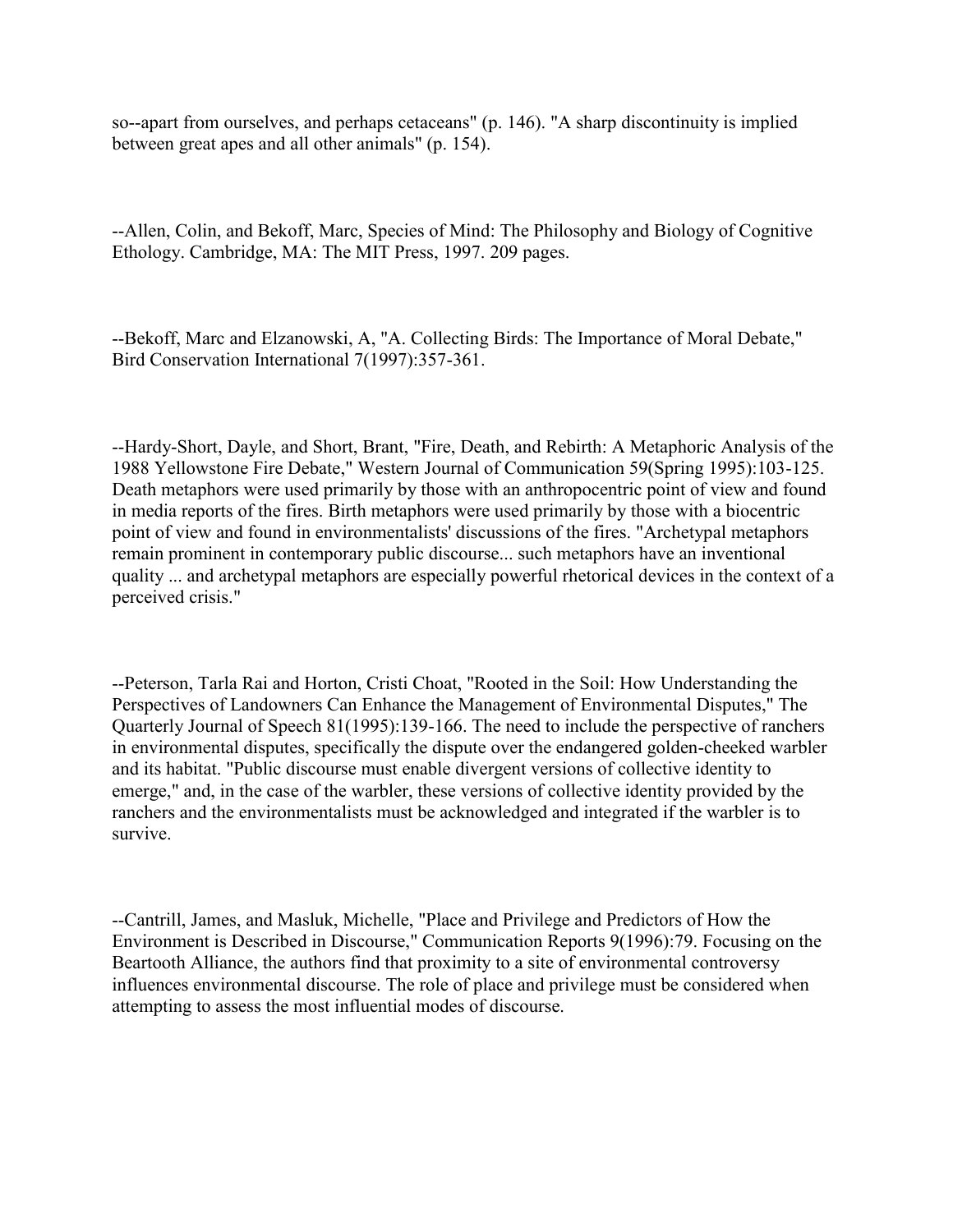so--apart from ourselves, and perhaps cetaceans" (p. 146). "A sharp discontinuity is implied between great apes and all other animals" (p. 154).

--Allen, Colin, and Bekoff, Marc, Species of Mind: The Philosophy and Biology of Cognitive Ethology. Cambridge, MA: The MIT Press, 1997. 209 pages.

--Bekoff, Marc and Elzanowski, A, "A. Collecting Birds: The Importance of Moral Debate," Bird Conservation International 7(1997):357-361.

--Hardy-Short, Dayle, and Short, Brant, "Fire, Death, and Rebirth: A Metaphoric Analysis of the 1988 Yellowstone Fire Debate," Western Journal of Communication 59(Spring 1995):103-125. Death metaphors were used primarily by those with an anthropocentric point of view and found in media reports of the fires. Birth metaphors were used primarily by those with a biocentric point of view and found in environmentalists' discussions of the fires. "Archetypal metaphors remain prominent in contemporary public discourse... such metaphors have an inventional quality ... and archetypal metaphors are especially powerful rhetorical devices in the context of a perceived crisis."

--Peterson, Tarla Rai and Horton, Cristi Choat, "Rooted in the Soil: How Understanding the Perspectives of Landowners Can Enhance the Management of Environmental Disputes," The Quarterly Journal of Speech 81(1995):139-166. The need to include the perspective of ranchers in environmental disputes, specifically the dispute over the endangered golden-cheeked warbler and its habitat. "Public discourse must enable divergent versions of collective identity to emerge," and, in the case of the warbler, these versions of collective identity provided by the ranchers and the environmentalists must be acknowledged and integrated if the warbler is to survive.

--Cantrill, James, and Masluk, Michelle, "Place and Privilege and Predictors of How the Environment is Described in Discourse," Communication Reports 9(1996):79. Focusing on the Beartooth Alliance, the authors find that proximity to a site of environmental controversy influences environmental discourse. The role of place and privilege must be considered when attempting to assess the most influential modes of discourse.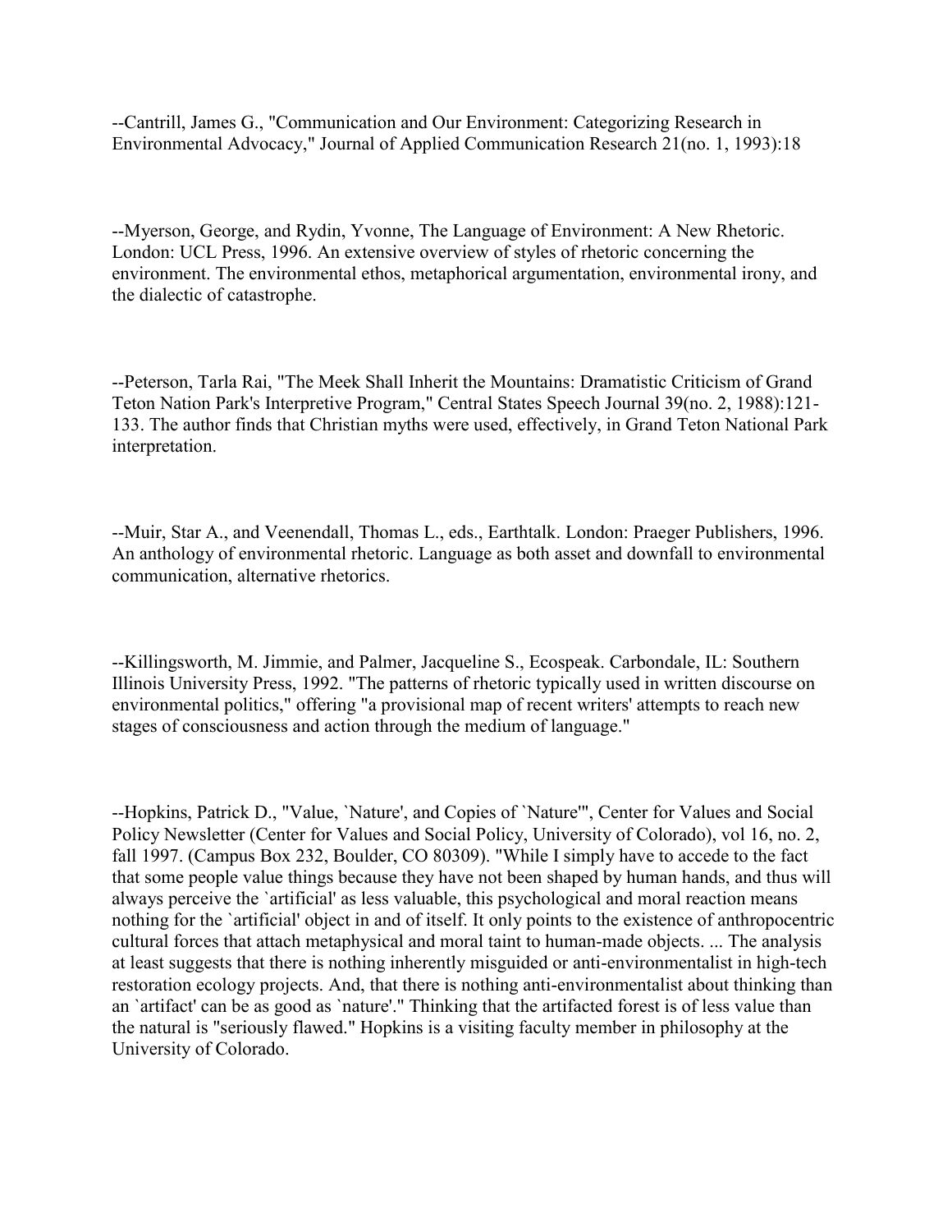--Cantrill, James G., "Communication and Our Environment: Categorizing Research in Environmental Advocacy," Journal of Applied Communication Research 21(no. 1, 1993):18

--Myerson, George, and Rydin, Yvonne, The Language of Environment: A New Rhetoric. London: UCL Press, 1996. An extensive overview of styles of rhetoric concerning the environment. The environmental ethos, metaphorical argumentation, environmental irony, and the dialectic of catastrophe.

--Peterson, Tarla Rai, "The Meek Shall Inherit the Mountains: Dramatistic Criticism of Grand Teton Nation Park's Interpretive Program," Central States Speech Journal 39(no. 2, 1988):121-133. The author finds that Christian myths were used, effectively, in Grand Teton National Park interpretation.

--Muir, Star A., and Veenendall, Thomas L., eds., Earthtalk. London: Praeger Publishers, 1996. An anthology of environmental rhetoric. Language as both asset and downfall to environmental communication, alternative rhetorics.

--Killingsworth, M. Jimmie, and Palmer, Jacqueline S., Ecospeak. Carbondale, IL: Southern Illinois University Press, 1992. "The patterns of rhetoric typically used in written discourse on environmental politics," offering "a provisional map of recent writers' attempts to reach new stages of consciousness and action through the medium of language."

--Hopkins, Patrick D., "Value, `Nature', and Copies of `Nature'", Center for Values and Social Policy Newsletter (Center for Values and Social Policy, University of Colorado), vol 16, no. 2, fall 1997. (Campus Box 232, Boulder, CO 80309). "While I simply have to accede to the fact that some people value things because they have not been shaped by human hands, and thus will always perceive the `artificial' as less valuable, this psychological and moral reaction means nothing for the `artificial' object in and of itself. It only points to the existence of anthropocentric cultural forces that attach metaphysical and moral taint to human-made objects. ... The analysis at least suggests that there is nothing inherently misguided or anti-environmentalist in high-tech restoration ecology projects. And, that there is nothing anti-environmentalist about thinking than an `artifact' can be as good as `nature'." Thinking that the artifacted forest is of less value than the natural is "seriously flawed." Hopkins is a visiting faculty member in philosophy at the University of Colorado.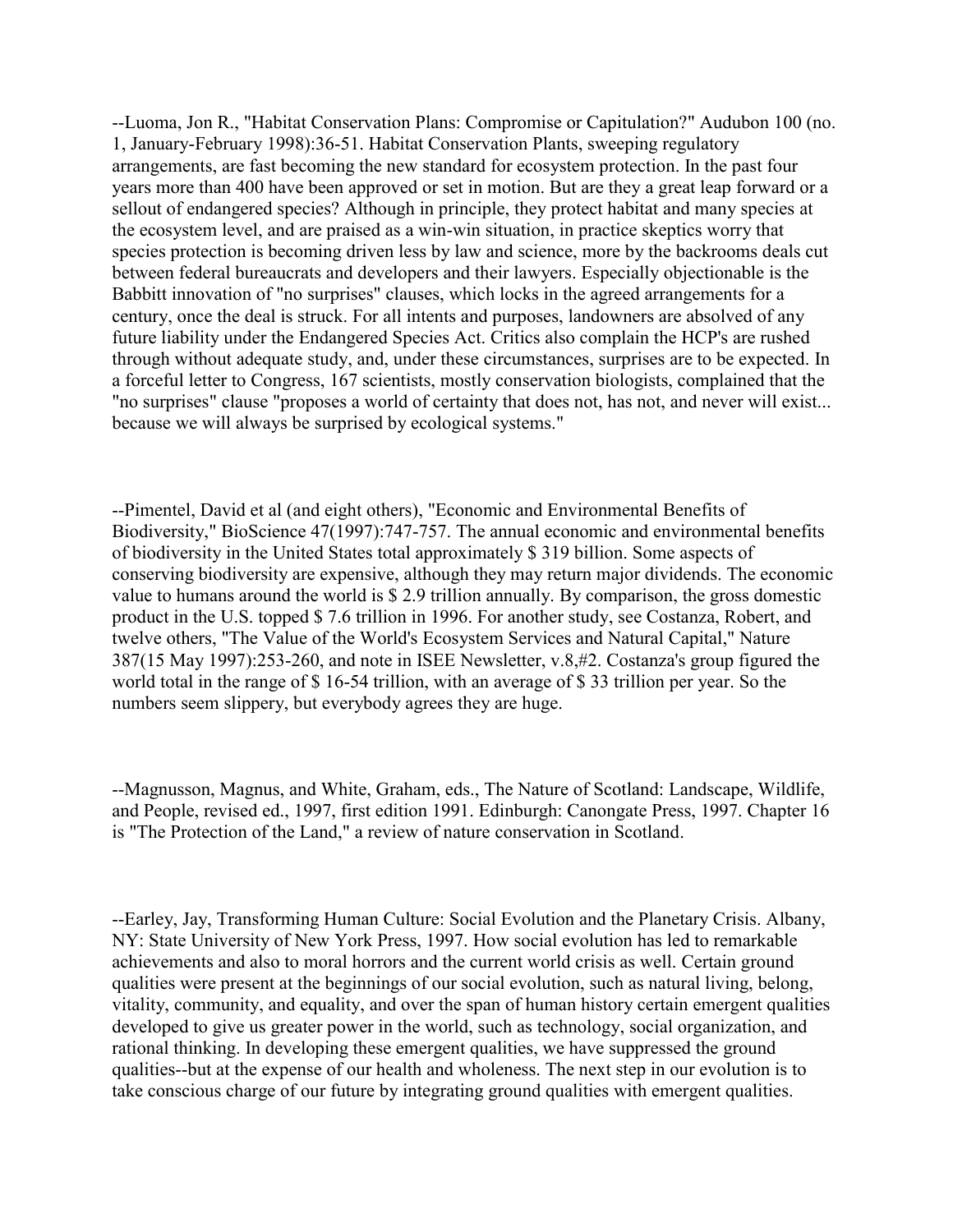--Luoma, Jon R., "Habitat Conservation Plans: Compromise or Capitulation?" Audubon 100 (no. 1, January-February 1998):36-51. Habitat Conservation Plants, sweeping regulatory arrangements, are fast becoming the new standard for ecosystem protection. In the past four years more than 400 have been approved or set in motion. But are they a great leap forward or a sellout of endangered species? Although in principle, they protect habitat and many species at the ecosystem level, and are praised as a win-win situation, in practice skeptics worry that species protection is becoming driven less by law and science, more by the backrooms deals cut between federal bureaucrats and developers and their lawyers. Especially objectionable is the Babbitt innovation of "no surprises" clauses, which locks in the agreed arrangements for a century, once the deal is struck. For all intents and purposes, landowners are absolved of any future liability under the Endangered Species Act. Critics also complain the HCP's are rushed through without adequate study, and, under these circumstances, surprises are to be expected. In a forceful letter to Congress, 167 scientists, mostly conservation biologists, complained that the "no surprises" clause "proposes a world of certainty that does not, has not, and never will exist... because we will always be surprised by ecological systems."

--Pimentel, David et al (and eight others), "Economic and Environmental Benefits of Biodiversity," BioScience 47(1997):747-757. The annual economic and environmental benefits of biodiversity in the United States total approximately $ 319 billion. Some aspects of conserving biodiversity are expensive, although they may return major dividends. The economic value to humans around the world is $ 2.9 trillion annually. By comparison, the gross domestic product in the U.S. topped $ 7.6 trillion in 1996. For another study, see Costanza, Robert, and twelve others, "The Value of the World's Ecosystem Services and Natural Capital," Nature 387(15 May 1997):253-260, and note in ISEE Newsletter, v.8,#2. Costanza's group figured the world total in the range of $ 16-54 trillion, with an average of $ 33 trillion per year. So the numbers seem slippery, but everybody agrees they are huge.

--Magnusson, Magnus, and White, Graham, eds., The Nature of Scotland: Landscape, Wildlife, and People, revised ed., 1997, first edition 1991. Edinburgh: Canongate Press, 1997. Chapter 16 is "The Protection of the Land," a review of nature conservation in Scotland.

--Earley, Jay, Transforming Human Culture: Social Evolution and the Planetary Crisis. Albany, NY: State University of New York Press, 1997. How social evolution has led to remarkable achievements and also to moral horrors and the current world crisis as well. Certain ground qualities were present at the beginnings of our social evolution, such as natural living, belong, vitality, community, and equality, and over the span of human history certain emergent qualities developed to give us greater power in the world, such as technology, social organization, and rational thinking. In developing these emergent qualities, we have suppressed the ground qualities--but at the expense of our health and wholeness. The next step in our evolution is to take conscious charge of our future by integrating ground qualities with emergent qualities.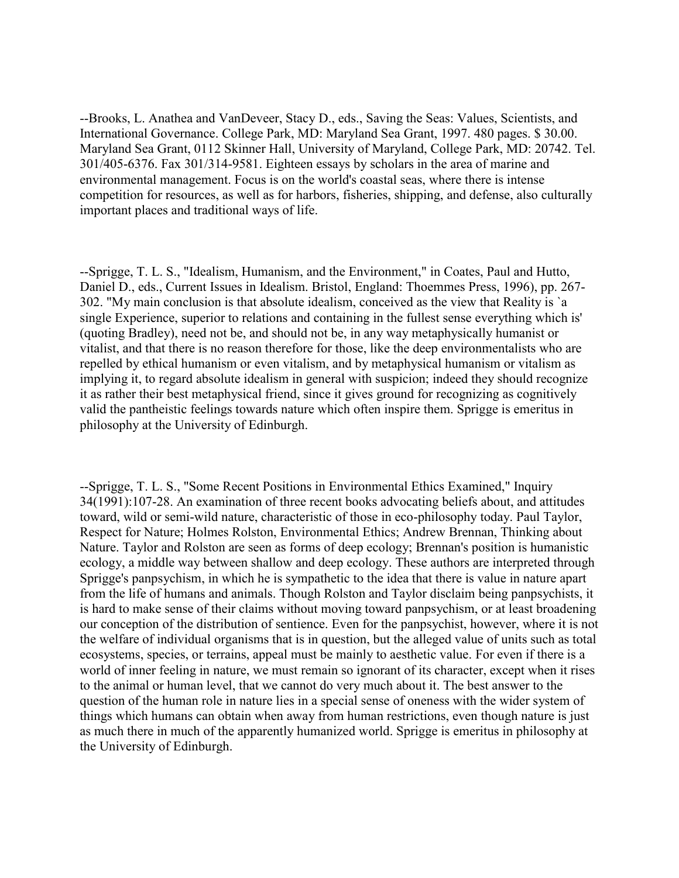--Brooks, L. Anathea and VanDeveer, Stacy D., eds., Saving the Seas: Values, Scientists, and International Governance. College Park, MD: Maryland Sea Grant, 1997. 480 pages. $ 30.00. Maryland Sea Grant, 0112 Skinner Hall, University of Maryland, College Park, MD: 20742. Tel. 301/405-6376. Fax 301/314-9581. Eighteen essays by scholars in the area of marine and environmental management. Focus is on the world's coastal seas, where there is intense competition for resources, as well as for harbors, fisheries, shipping, and defense, also culturally important places and traditional ways of life.

--Sprigge, T. L. S., "Idealism, Humanism, and the Environment," in Coates, Paul and Hutto, Daniel D., eds., Current Issues in Idealism. Bristol, England: Thoemmes Press, 1996), pp. 267-302. "My main conclusion is that absolute idealism, conceived as the view that Reality is `a single Experience, superior to relations and containing in the fullest sense everything which is' (quoting Bradley), need not be, and should not be, in any way metaphysically humanist or vitalist, and that there is no reason therefore for those, like the deep environmentalists who are repelled by ethical humanism or even vitalism, and by metaphysical humanism or vitalism as implying it, to regard absolute idealism in general with suspicion; indeed they should recognize it as rather their best metaphysical friend, since it gives ground for recognizing as cognitively valid the pantheistic feelings towards nature which often inspire them. Sprigge is emeritus in philosophy at the University of Edinburgh.

--Sprigge, T. L. S., "Some Recent Positions in Environmental Ethics Examined," Inquiry 34(1991):107-28. An examination of three recent books advocating beliefs about, and attitudes toward, wild or semi-wild nature, characteristic of those in eco-philosophy today. Paul Taylor, Respect for Nature; Holmes Rolston, Environmental Ethics; Andrew Brennan, Thinking about Nature. Taylor and Rolston are seen as forms of deep ecology; Brennan's position is humanistic ecology, a middle way between shallow and deep ecology. These authors are interpreted through Sprigge's panpsychism, in which he is sympathetic to the idea that there is value in nature apart from the life of humans and animals. Though Rolston and Taylor disclaim being panpsychists, it is hard to make sense of their claims without moving toward panpsychism, or at least broadening our conception of the distribution of sentience. Even for the panpsychist, however, where it is not the welfare of individual organisms that is in question, but the alleged value of units such as total ecosystems, species, or terrains, appeal must be mainly to aesthetic value. For even if there is a world of inner feeling in nature, we must remain so ignorant of its character, except when it rises to the animal or human level, that we cannot do very much about it. The best answer to the question of the human role in nature lies in a special sense of oneness with the wider system of things which humans can obtain when away from human restrictions, even though nature is just as much there in much of the apparently humanized world. Sprigge is emeritus in philosophy at the University of Edinburgh.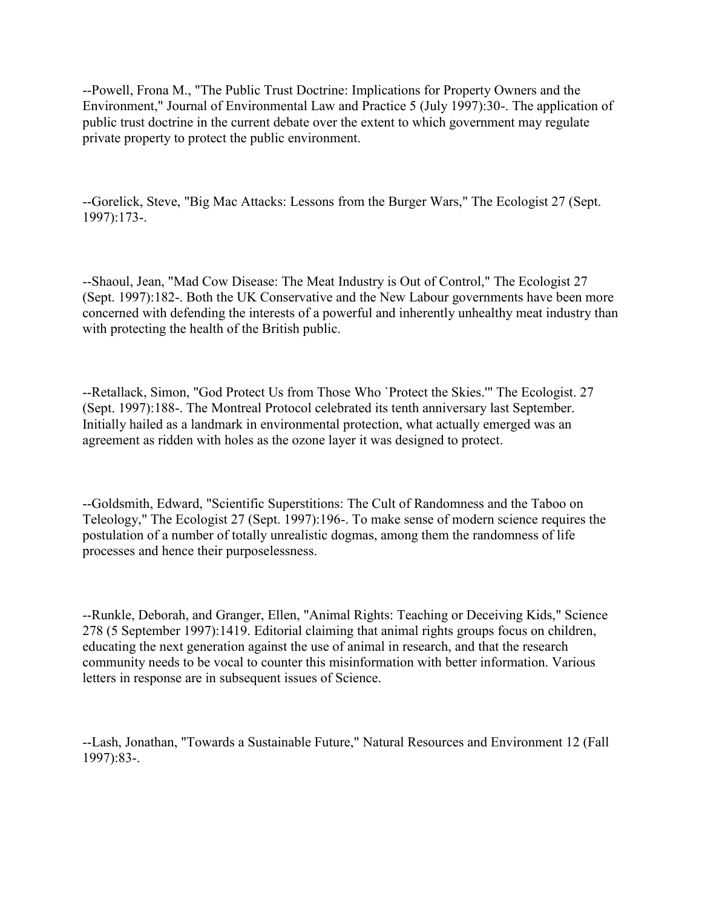--Powell, Frona M., "The Public Trust Doctrine: Implications for Property Owners and the Environment," Journal of Environmental Law and Practice 5 (July 1997):30-. The application of public trust doctrine in the current debate over the extent to which government may regulate private property to protect the public environment.

--Gorelick, Steve, "Big Mac Attacks: Lessons from the Burger Wars," The Ecologist 27 (Sept. 1997):173-.

--Shaoul, Jean, "Mad Cow Disease: The Meat Industry is Out of Control," The Ecologist 27 (Sept. 1997):182-. Both the UK Conservative and the New Labour governments have been more concerned with defending the interests of a powerful and inherently unhealthy meat industry than with protecting the health of the British public.

--Retallack, Simon, "God Protect Us from Those Who `Protect the Skies.'" The Ecologist. 27 (Sept. 1997):188-. The Montreal Protocol celebrated its tenth anniversary last September. Initially hailed as a landmark in environmental protection, what actually emerged was an agreement as ridden with holes as the ozone layer it was designed to protect.

--Goldsmith, Edward, "Scientific Superstitions: The Cult of Randomness and the Taboo on Teleology," The Ecologist 27 (Sept. 1997):196-. To make sense of modern science requires the postulation of a number of totally unrealistic dogmas, among them the randomness of life processes and hence their purposelessness.

--Runkle, Deborah, and Granger, Ellen, "Animal Rights: Teaching or Deceiving Kids," Science 278 (5 September 1997):1419. Editorial claiming that animal rights groups focus on children, educating the next generation against the use of animal in research, and that the research community needs to be vocal to counter this misinformation with better information. Various letters in response are in subsequent issues of Science.

--Lash, Jonathan, "Towards a Sustainable Future," Natural Resources and Environment 12 (Fall 1997):83-.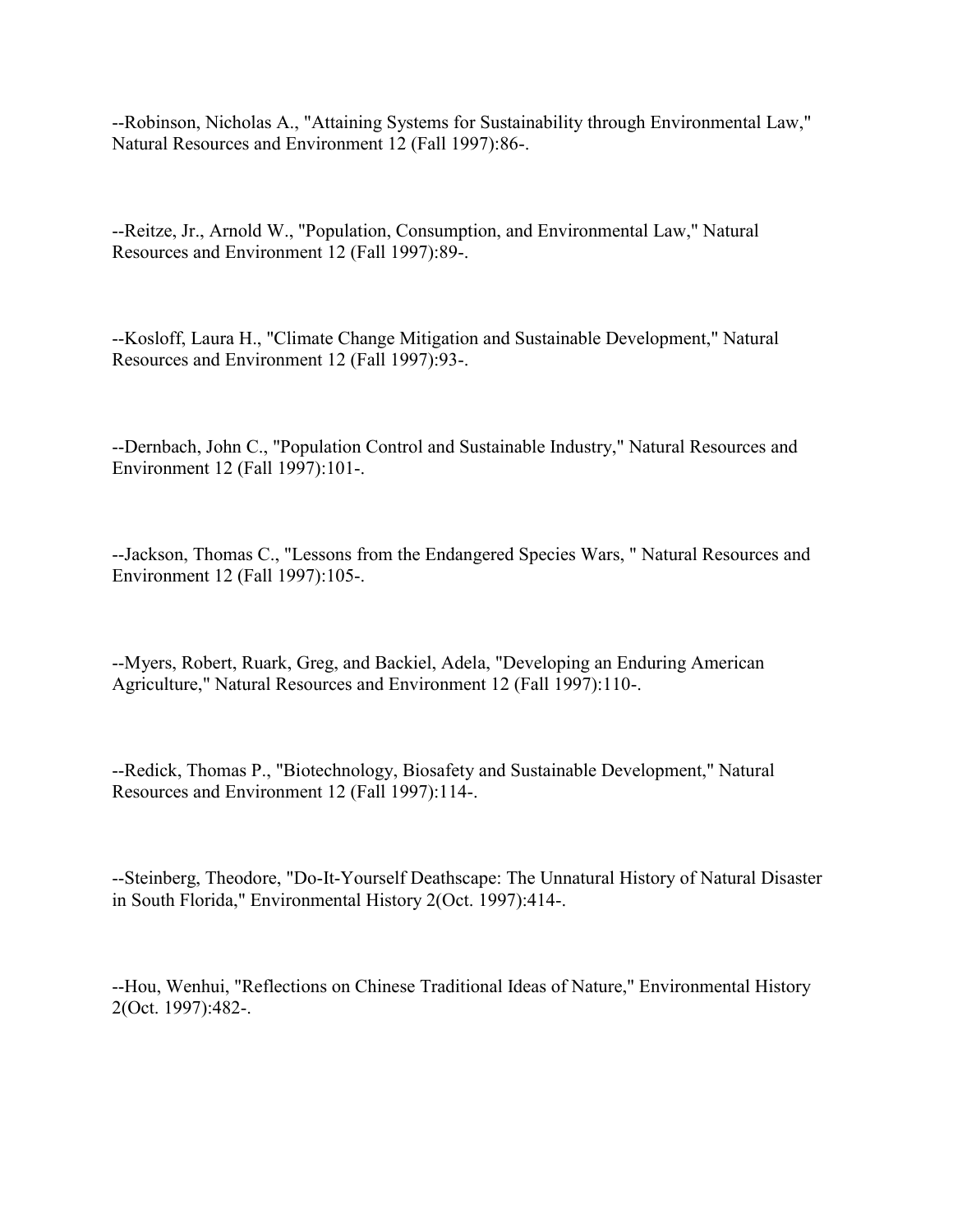--Robinson, Nicholas A., "Attaining Systems for Sustainability through Environmental Law," Natural Resources and Environment 12 (Fall 1997):86-.

--Reitze, Jr., Arnold W., "Population, Consumption, and Environmental Law," Natural Resources and Environment, 12 (Fall 1997):89-.

--Kosloff, Laura H., "Climate Change Mitigation and Sustainable Development," Natural Resources and Environment 12 (Fall 1997):93-.

--Dernbach, John C., "Population Control and Sustainable Industry," Natural Resources and Environment 12 (Fall 1997):101-.

--Jackson, Thomas C., "Lessons from the Endangered Species Wars, " Natural Resources and Environment 12 (Fall 1997):105-.

--Myers, Robert, Ruark, Greg, and Backiel, Adela, "Developing an Enduring American Agriculture," Natural Resources and Environment 12 (Fall 1997):110-.

--Redick, Thomas P., "Biotechnology, Biosafety and Sustainable Development," Natural Resources and Environment 12 (Fall 1997):114-.

--Steinberg, Theodore, "Do-It-Yourself Deathscape: The Unnatural History of Natural Disaster in South Florida," Environmental History 2(Oct. 1997):414-.

--Hou, Wenhui, "Reflections on Chinese Traditional Ideas of Nature," Environmental History 2(Oct. 1997):482-.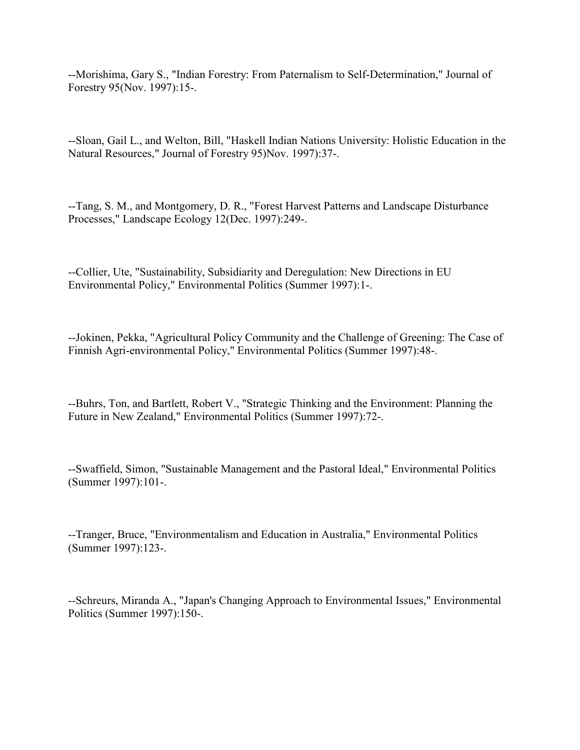--Morishima, Gary S., "Indian Forestry: From Paternalism to Self-Determination," Journal of Forestry 95(Nov. 1997):15-.

--Sloan, Gail L., and Welton, Bill, "Haskell Indian Nations University: Holistic Education in the Natural Resources," Journal of Forestry 95)Nov. 1997):37-.

--Tang, S. M., and Montgomery, D. R., "Forest Harvest Patterns and Landscape Disturbance Processes," Landscape Ecology 12(Dec. 1997):249-.

--Collier, Ute, "Sustainability, Subsidiarity and Deregulation: New Directions in EU Environmental Policy," Environmental Politics (Summer 1997):1-.

--Jokinen, Pekka, "Agricultural Policy Community and the Challenge of Greening: The Case of Finnish Agri-environmental Policy," Environmental Politics (Summer 1997):48-.

--Buhrs, Ton, and Bartlett, Robert V., "Strategic Thinking and the Environment: Planning the Future in New Zealand," Environmental Politics (Summer 1997):72-.

--Swaffield, Simon, "Sustainable Management and the Pastoral Ideal," Environmental Politics (Summer 1997):101-.

--Tranger, Bruce, "Environmentalism and Education in Australia," Environmental Politics (Summer 1997):123-.

--Schreurs, Miranda A., "Japan's Changing Approach to Environmental Issues," Environmental Politics (Summer 1997):150-.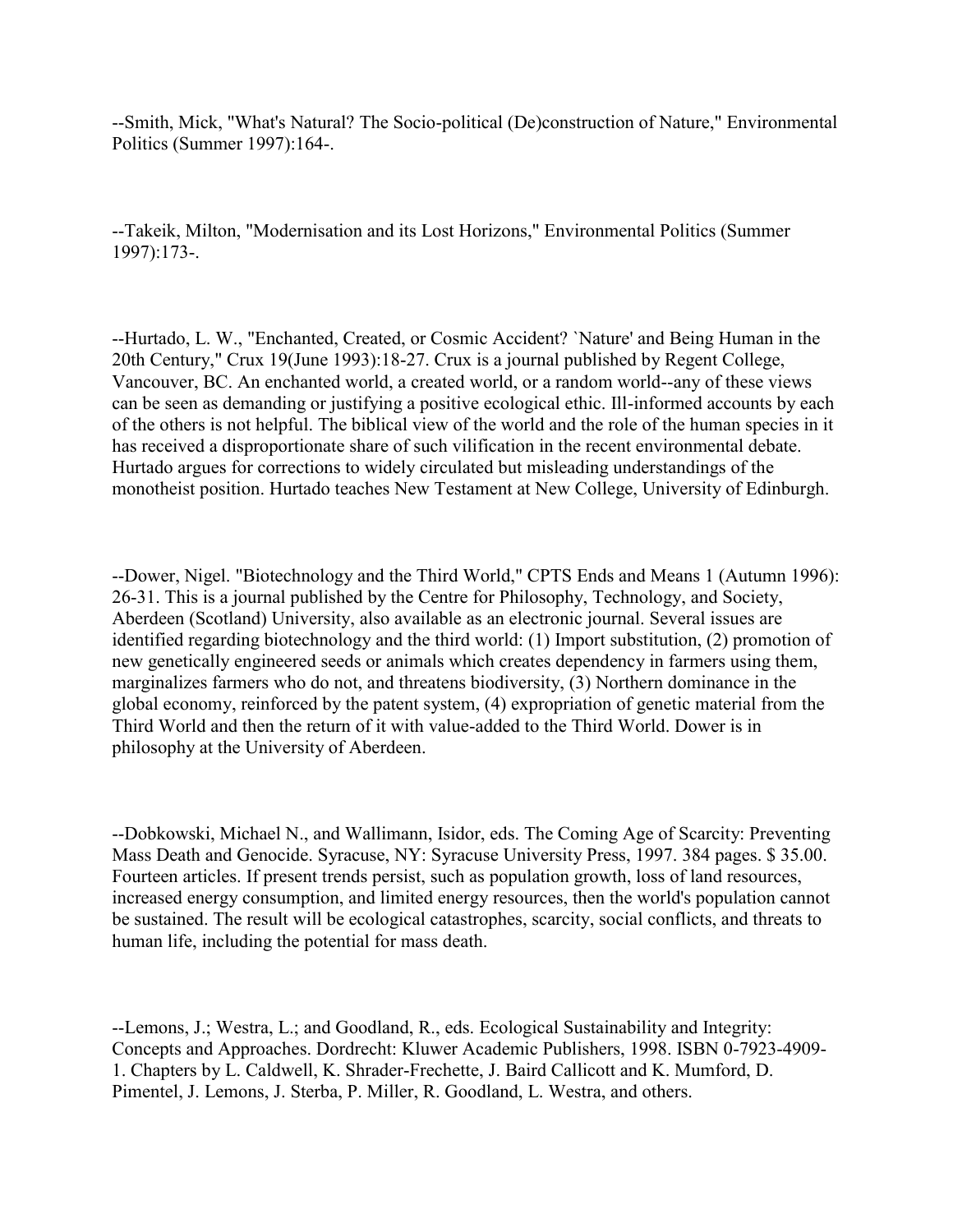--Smith, Mick, "What's Natural? The Socio-political (De)construction of Nature," Environmental Politics (Summer 1997):164-.

--Takeik, Milton, "Modernisation and its Lost Horizons," Environmental Politics (Summer 1997):173-.

--Hurtado, L. W., "Enchanted, Created, or Cosmic Accident? `Nature' and Being Human in the 20th Century," Crux 19(June 1993):18-27. Crux is a journal published by Regent College, Vancouver, BC. An enchanted world, a created world, or a random world--any of these views can be seen as demanding or justifying a positive ecological ethic. Ill-informed accounts by each of the others is not helpful. The biblical view of the world and the role of the human species in it has received a disproportionate share of such vilification in the recent environmental debate. Hurtado argues for corrections to widely circulated but misleading understandings of the monotheist position. Hurtado teaches New Testament at New College, University of Edinburgh.

--Dower, Nigel. "Biotechnology and the Third World," CPTS Ends and Means 1 (Autumn 1996): 26-31. This is a journal published by the Centre for Philosophy, Technology, and Society, Aberdeen (Scotland) University, also available as an electronic journal. Several issues are identified regarding biotechnology and the third world: (1) Import substitution, (2) promotion of new genetically engineered seeds or animals which creates dependency in farmers using them, marginalizes farmers who do not, and threatens biodiversity, (3) Northern dominance in the global economy, reinforced by the patent system, (4) expropriation of genetic material from the Third World and then the return of it with value-added to the Third World. Dower is in philosophy at the University of Aberdeen.

--Dobkowski, Michael N., and Wallimann, Isidor, eds. The Coming Age of Scarcity: Preventing Mass Death and Genocide. Syracuse, NY: Syracuse University Press, 1997. 384 pages. $ 35.00. Fourteen articles. If present trends persist, such as population growth, loss of land resources, increased energy consumption, and limited energy resources, then the world's population cannot be sustained. The result will be ecological catastrophes, scarcity, social conflicts, and threats to human life, including the potential for mass death.

--Lemons, J.; Westra, L.; and Goodland, R., eds. Ecological Sustainability and Integrity: Concepts and Approaches. Dordrecht: Kluwer Academic Publishers, 1998. ISBN 0-7923-4909-1. Chapters by L. Caldwell, K. Shrader-Frechette, J. Baird Callicott and K. Mumford, D. Pimentel, J. Lemons, J. Sterba, P. Miller, R. Goodland, L. Westra, and others.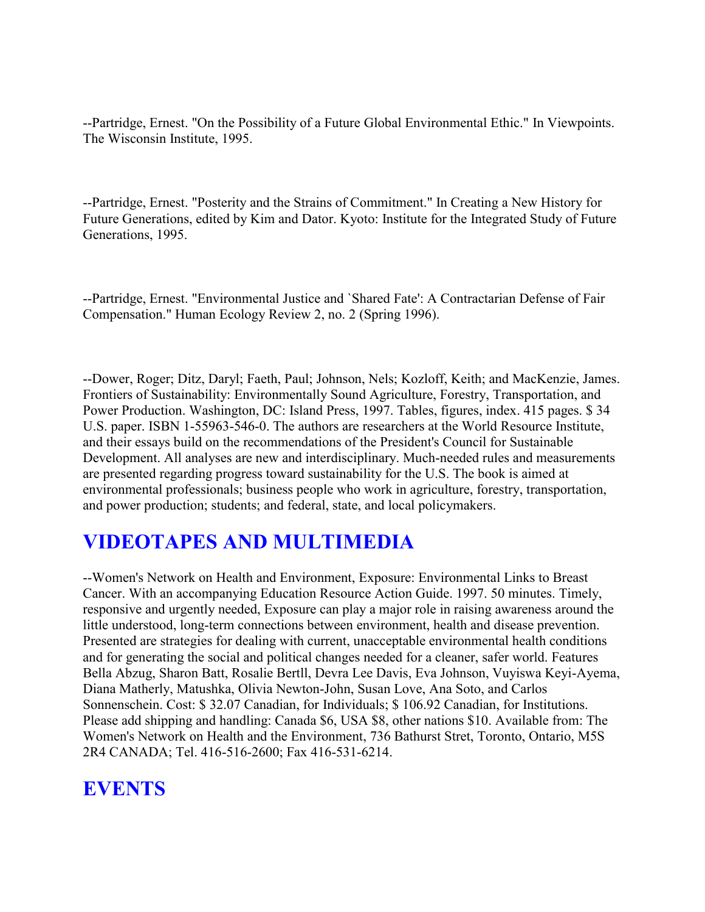--Partridge, Ernest. "On the Possibility of a Future Global Environmental Ethic." In Viewpoints. The Wisconsin Institute, 1995.

--Partridge, Ernest. "Posterity and the Strains of Commitment." In Creating a New History for Future Generations, edited by Kim and Dator. Kyoto: Institute for the Integrated Study of Future Generations, 1995.

--Partridge, Ernest. "Environmental Justice and `Shared Fate': A Contractarian Defense of Fair Compensation." Human Ecology Review 2, no. 2 (Spring 1996).

--Dower, Roger; Ditz, Daryl; Faeth, Paul; Johnson, Nels; Kozloff, Keith; and MacKenzie, James. Frontiers of Sustainability: Environmentally Sound Agriculture, Forestry, Transportation, and Power Production. Washington, DC: Island Press, 1997. Tables, figures, index. 415 pages. $ 34 U.S. paper. ISBN 1-55963-546-0. The authors are researchers at the World Resource Institute, and their essays build on the recommendations of the President's Council for Sustainable Development. All analyses are new and interdisciplinary. Much-needed rules and measurements are presented regarding progress toward sustainability for the U.S. The book is aimed at environmental professionals; business people who work in agriculture, forestry, transportation, and power production; students; and federal, state, and local policymakers.

## VIDEOTAPES AND MULTIMEDIA

--Women's Network on Health and Environment, Exposure: Environmental Links to Breast Cancer. With an accompanying Education Resource Action Guide. 1997. 50 minutes. Timely, responsive and urgently needed, Exposure can play a major role in raising awareness around the little understood, long-term connections between environment, health and disease prevention. Presented are strategies for dealing with current, unacceptable environmental health conditions and for generating the social and political changes needed for a cleaner, safer world. Features Bella Abzug, Sharon Batt, Rosalie Bertll, Devra Lee Davis, Eva Johnson, Vuyiswa Keyi-Ayema, Diana Matherly, Matushka, Olivia Newton-John, Susan Love, Ana Soto, and Carlos Sonnenschein. Cost: $ 32.07 Canadian, for Individuals; $ 106.92 Canadian, for Institutions. Please add shipping and handling: Canada $6, USA $8, other nations $10. Available from: The Women's Network on Health and the Environment, 736 Bathurst Stret, Toronto, Ontario, M5S 2R4 CANADA; Tel. 416-516-2600; Fax 416-531-6214.

## EVENTS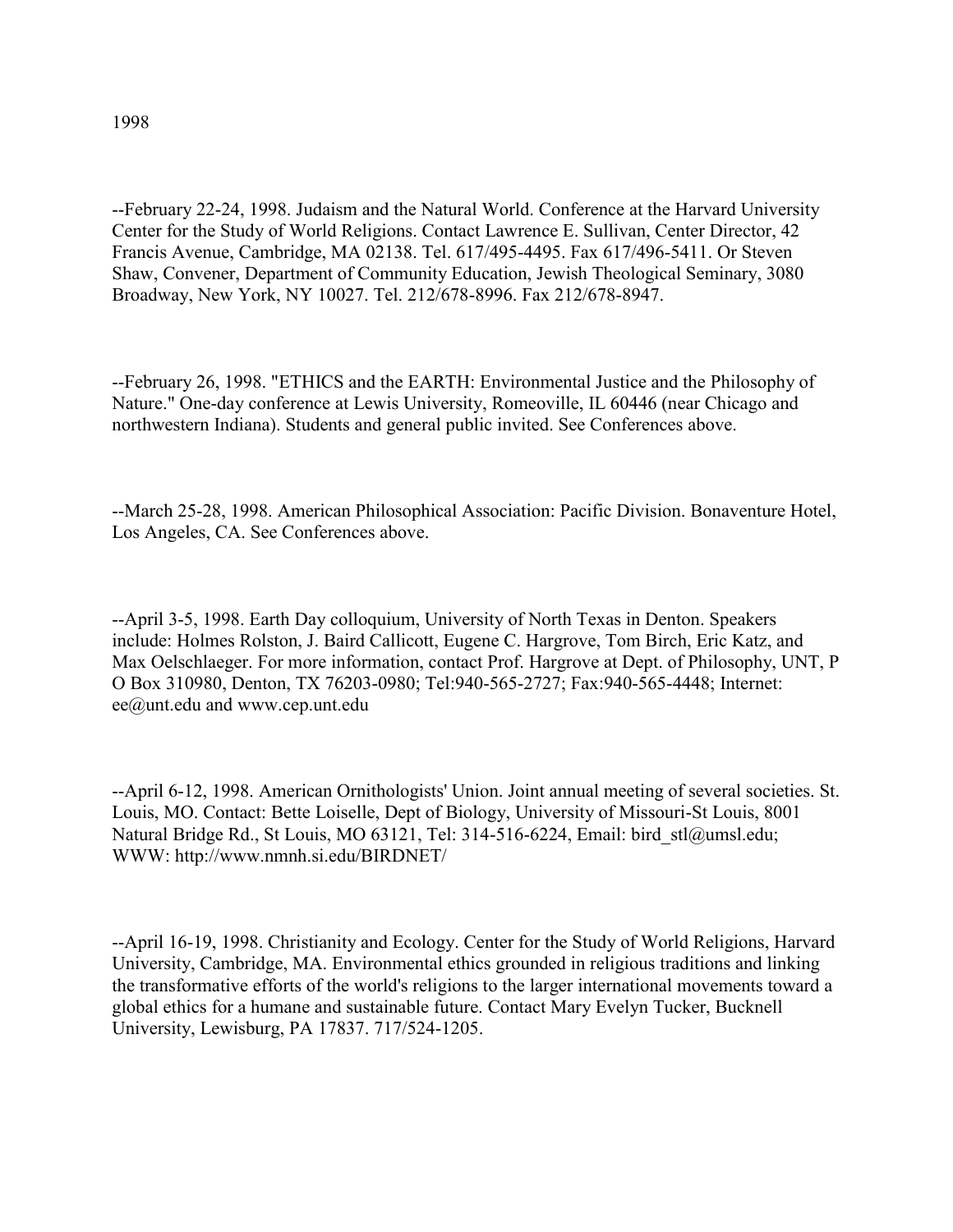1998

--February 22-24, 1998. Judaism and the Natural World. Conference at the Harvard University Center for the Study of World Religions. Contact Lawrence E. Sullivan, Center Director, 42 Francis Avenue, Cambridge, MA 02138. Tel. 617/495-4495. Fax 617/496-5411. Or Steven Shaw, Convener, Department of Community Education, Jewish Theological Seminary, 3080 Broadway, New York, NY 10027. Tel. 212/678-8996. Fax 212/678-8947.

--February 26, 1998. "ETHICS and the EARTH: Environmental Justice and the Philosophy of Nature." One-day conference at Lewis University, Romeoville, IL 60446 (near Chicago and northwestern Indiana). Students and general public invited. See Conferences above.

--March 25-28, 1998. American Philosophical Association: Pacific Division. Bonaventure Hotel, Los Angeles, CA. See Conferences above.

--April 3-5, 1998. Earth Day colloquium, University of North Texas in Denton. Speakers include: Holmes Rolston, J. Baird Callicott, Eugene C. Hargrove, Tom Birch, Eric Katz, and Max Oelschlaeger. For more information, contact Prof. Hargrove at Dept. of Philosophy, UNT, P O Box 310980, Denton, TX 76203-0980; Tel:940-565-2727; Fax:940-565-4448; Internet: ee@unt.edu and www.cep.unt.edu

--April 6-12, 1998. American Ornithologists' Union. Joint annual meeting of several societies. St. Louis, MO. Contact: Bette Loiselle, Dept of Biology, University of Missouri-St Louis, 8001 Natural Bridge Rd., St Louis, MO 63121, Tel: 314-516-6224, Email: bird_stl@umsl.edu; WWW: http://www.nmnh.si.edu/BIRDNET/

--April 16-19, 1998. Christianity and Ecology. Center for the Study of World Religions, Harvard University, Cambridge, MA. Environmental ethics grounded in religious traditions and linking the transformative efforts of the world's religions to the larger international movements toward a global ethics for a humane and sustainable future. Contact Mary Evelyn Tucker, Bucknell University, Lewisburg, PA 17837. 717/524-1205.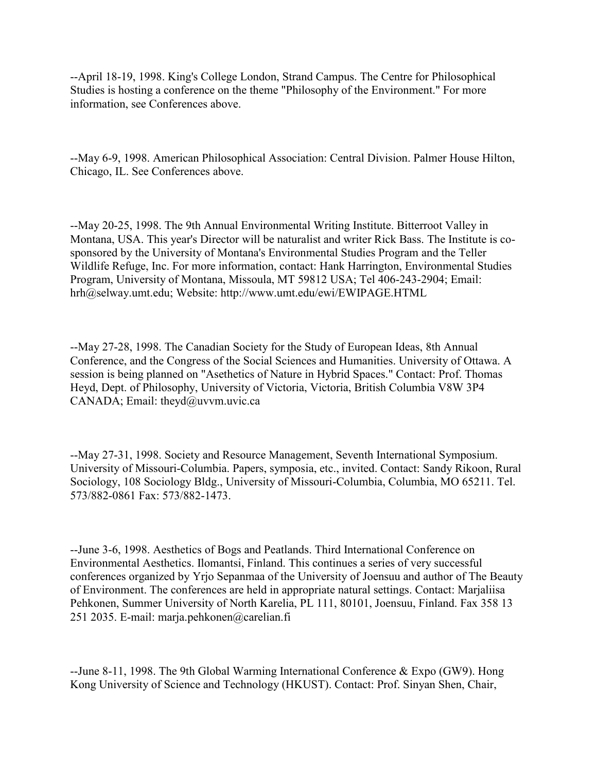--April 18-19, 1998. King's College London, Strand Campus. The Centre for Philosophical Studies is hosting a conference on the theme "Philosophy of the Environment." For more information, see Conferences above.

--May 6-9, 1998. American Philosophical Association: Central Division. Palmer House Hilton, Chicago, IL. See Conferences above.

--May 20-25, 1998. The 9th Annual Environmental Writing Institute. Bitterroot Valley in Montana, USA. This year's Director will be naturalist and writer Rick Bass. The Institute is co-sponsored by the University of Montana's Environmental Studies Program and the Teller Wildlife Refuge, Inc. For more information, contact: Hank Harrington, Environmental Studies Program, University of Montana, Missoula, MT 59812 USA; Tel 406-243-2904; Email: hrh@selway.umt.edu; Website: http://www.umt.edu/ewi/EWIPAGE.HTML

--May 27-28, 1998. The Canadian Society for the Study of European Ideas, 8th Annual Conference, and the Congress of the Social Sciences and Humanities. University of Ottawa. A session is being planned on "Asethetics of Nature in Hybrid Spaces." Contact: Prof. Thomas Heyd, Dept. of Philosophy, University of Victoria, Victoria, British Columbia V8W 3P4 CANADA; Email: theyd@uvvm.uvic.ca

--May 27-31, 1998. Society and Resource Management, Seventh International Symposium. University of Missouri-Columbia. Papers, symposia, etc., invited. Contact: Sandy Rikoon, Rural Sociology, 108 Sociology Bldg., University of Missouri-Columbia, Columbia, MO 65211. Tel. 573/882-0861 Fax: 573/882-1473.

--June 3-6, 1998. Aesthetics of Bogs and Peatlands. Third International Conference on Environmental Aesthetics. Ilomantsi, Finland. This continues a series of very successful conferences organized by Yrjo Sepanmaa of the University of Joensuu and author of The Beauty of Environment. The conferences are held in appropriate natural settings. Contact: Marjaliisa Pehkonen, Summer University of North Karelia, PL 111, 80101, Joensuu, Finland. Fax 358 13 251 2035. E-mail: marja.pehkonen@carelian.fi

--June 8-11, 1998. The 9th Global Warming International Conference & Expo (GW9). Hong Kong University of Science and Technology (HKUST). Contact: Prof. Sinyan Shen, Chair,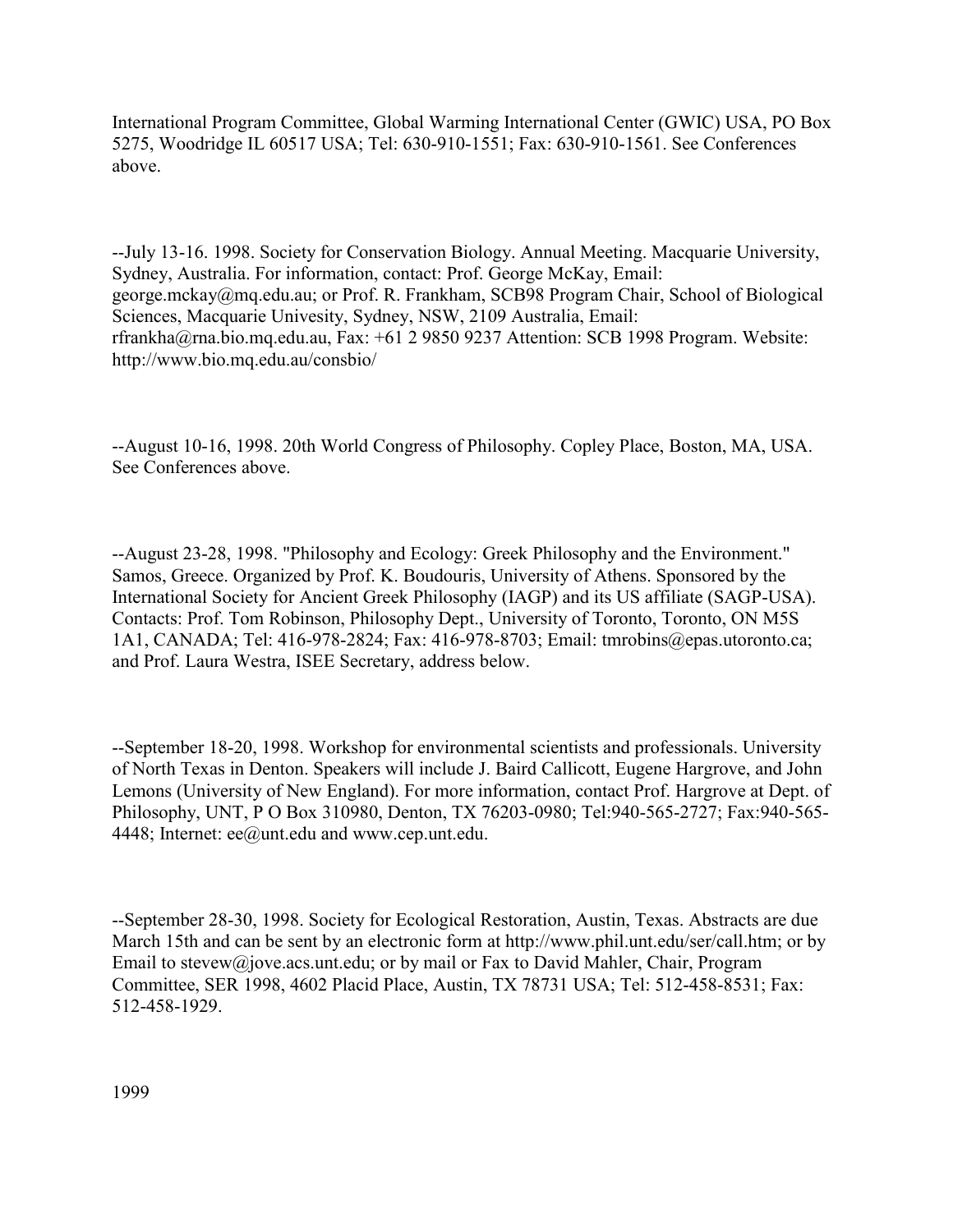International Program Committee, Global Warming International Center (GWIC) USA, PO Box 5275, Woodridge IL 60517 USA; Tel: 630-910-1551; Fax: 630-910-1561. See Conferences above.

--July 13-16. 1998. Society for Conservation Biology. Annual Meeting. Macquarie University, Sydney, Australia. For information, contact: Prof. George McKay, Email: george.mckay@mq.edu.au; or Prof. R. Frankham, SCB98 Program Chair, School of Biological Sciences, Macquarie Univesity, Sydney, NSW, 2109 Australia, Email: rfrankha@rna.bio.mq.edu.au, Fax: +61 2 9850 9237 Attention: SCB 1998 Program. Website: http://www.bio.mq.edu.au/consbio/

--August 10-16, 1998. 20th World Congress of Philosophy. Copley Place, Boston, MA, USA. See Conferences above.

--August 23-28, 1998. "Philosophy and Ecology: Greek Philosophy and the Environment." Samos, Greece. Organized by Prof. K. Boudouris, University of Athens. Sponsored by the International Society for Ancient Greek Philosophy (IAGP) and its US affiliate (SAGP-USA). Contacts: Prof. Tom Robinson, Philosophy Dept., University of Toronto, Toronto, ON M5S 1A1, CANADA; Tel: 416-978-2824; Fax: 416-978-8703; Email: tmrobins@epas.utoronto.ca; and Prof. Laura Westra, ISEE Secretary, address below.

--September 18-20, 1998. Workshop for environmental scientists and professionals. University of North Texas in Denton. Speakers will include J. Baird Callicott, Eugene Hargrove, and John Lemons (University of New England). For more information, contact Prof. Hargrove at Dept. of Philosophy, UNT, P O Box 310980, Denton, TX 76203-0980; Tel:940-565-2727; Fax:940-565-4448; Internet: ee@unt.edu and www.cep.unt.edu.

--September 28-30, 1998. Society for Ecological Restoration, Austin, Texas. Abstracts are due March 15th and can be sent by an electronic form at http://www.phil.unt.edu/ser/call.htm; or by Email to stevew@jove.acs.unt.edu; or by mail or Fax to David Mahler, Chair, Program Committee, SER 1998, 4602 Placid Place, Austin, TX 78731 USA; Tel: 512-458-8531; Fax: 512-458-1929.

1999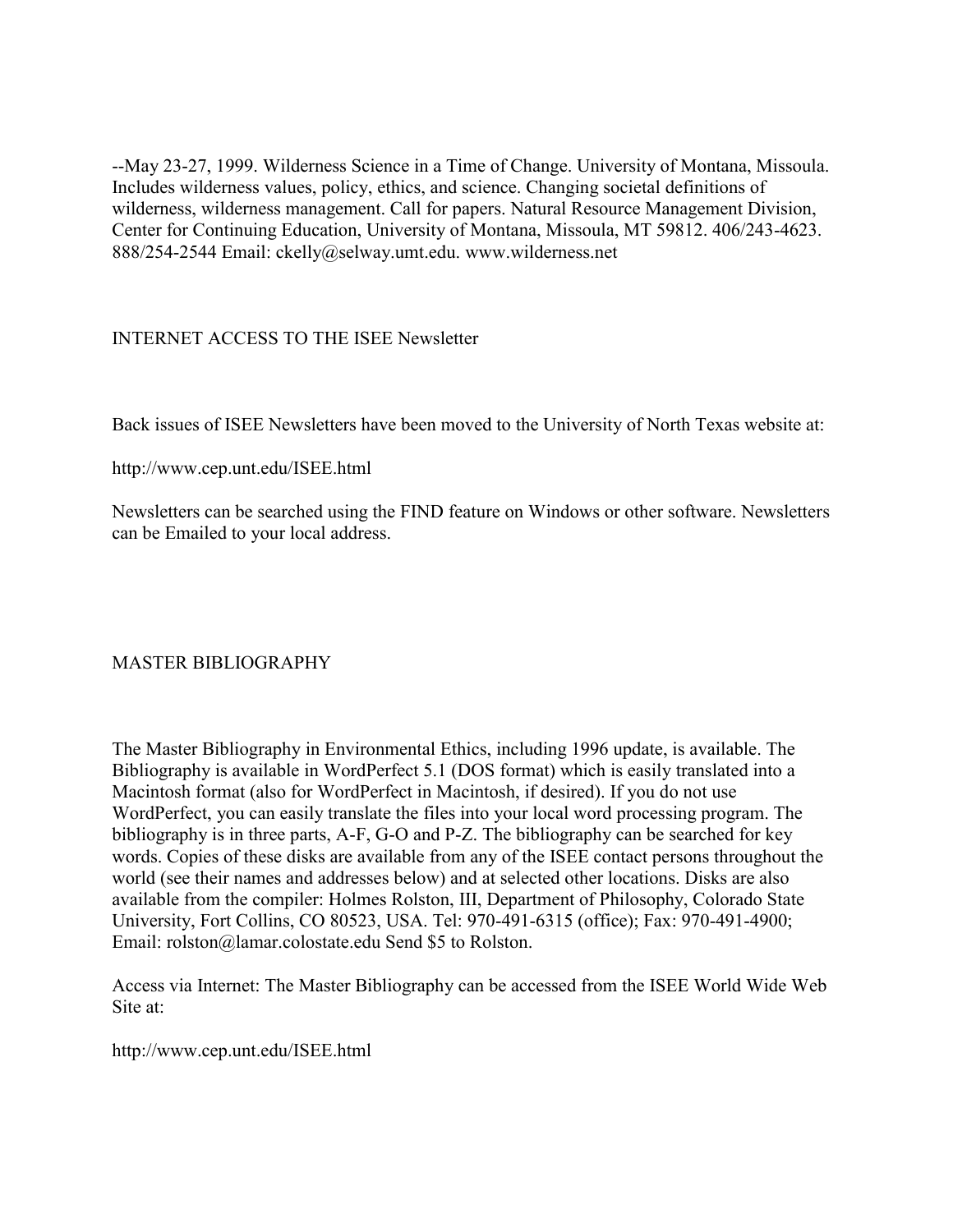--May 23-27, 1999. Wilderness Science in a Time of Change. University of Montana, Missoula. Includes wilderness values, policy, ethics, and science. Changing societal definitions of wilderness, wilderness management. Call for papers. Natural Resource Management Division, Center for Continuing Education, University of Montana, Missoula, MT 59812. 406/243-4623. 888/254-2544 Email: ckelly@selway.umt.edu. www.wilderness.net

## INTERNET ACCESS TO THE ISEE Newsletter

Back issues of ISEE Newsletters have been moved to the University of North Texas website at:

http://www.cep.unt.edu/ISEE.html

Newsletters can be searched using the FIND feature on Windows or other software. Newsletters can be Emailed to your local address.

## MASTER BIBLIOGRAPHY

The Master Bibliography in Environmental Ethics, including 1996 update, is available. The Bibliography is available in WordPerfect 5.1 (DOS format) which is easily translated into a Macintosh format (also for WordPerfect in Macintosh, if desired). If you do not use WordPerfect, you can easily translate the files into your local word processing program. The bibliography is in three parts, A-F, G-O and P-Z. The bibliography can be searched for key words. Copies of these disks are available from any of the ISEE contact persons throughout the world (see their names and addresses below) and at selected other locations. Disks are also available from the compiler: Holmes Rolston, III, Department of Philosophy, Colorado State University, Fort Collins, CO 80523, USA. Tel: 970-491-6315 (office); Fax: 970-491-4900; Email: rolston@lamar.colostate.edu Send $5 to Rolston.

Access via Internet: The Master Bibliography can be accessed from the ISEE World Wide Web Site at:

http://www.cep.unt.edu/ISEE.html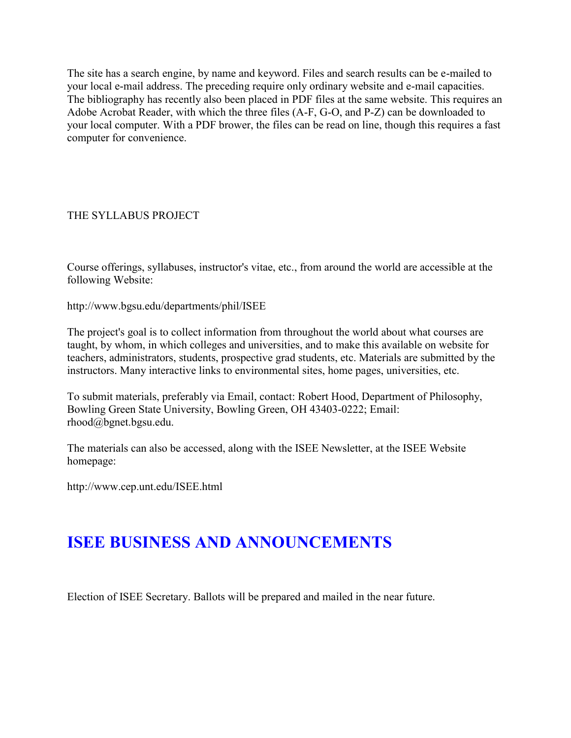The site has a search engine, by name and keyword. Files and search results can be e-mailed to your local e-mail address. The preceding require only ordinary website and e-mail capacities. The bibliography has recently also been placed in PDF files at the same website. This requires an Adobe Acrobat Reader, with which the three files (A-F, G-O, and P-Z) can be downloaded to your local computer. With a PDF brower, the files can be read on line, though this requires a fast computer for convenience.

THE SYLLABUS PROJECT

Course offerings, syllabuses, instructor's vitae, etc., from around the world are accessible at the following Website:

http://www.bgsu.edu/departments/phil/ISEE

The project's goal is to collect information from throughout the world about what courses are taught, by whom, in which colleges and universities, and to make this available on website for teachers, administrators, students, prospective grad students, etc. Materials are submitted by the instructors. Many interactive links to environmental sites, home pages, universities, etc.

To submit materials, preferably via Email, contact: Robert Hood, Department of Philosophy, Bowling Green State University, Bowling Green, OH 43403-0222; Email: rhood@bgnet.bgsu.edu.

The materials can also be accessed, along with the ISEE Newsletter, at the ISEE Website homepage:

http://www.cep.unt.edu/ISEE.html

## ISEE BUSINESS AND ANNOUNCEMENTS

Election of ISEE Secretary. Ballots will be prepared and mailed in the near future.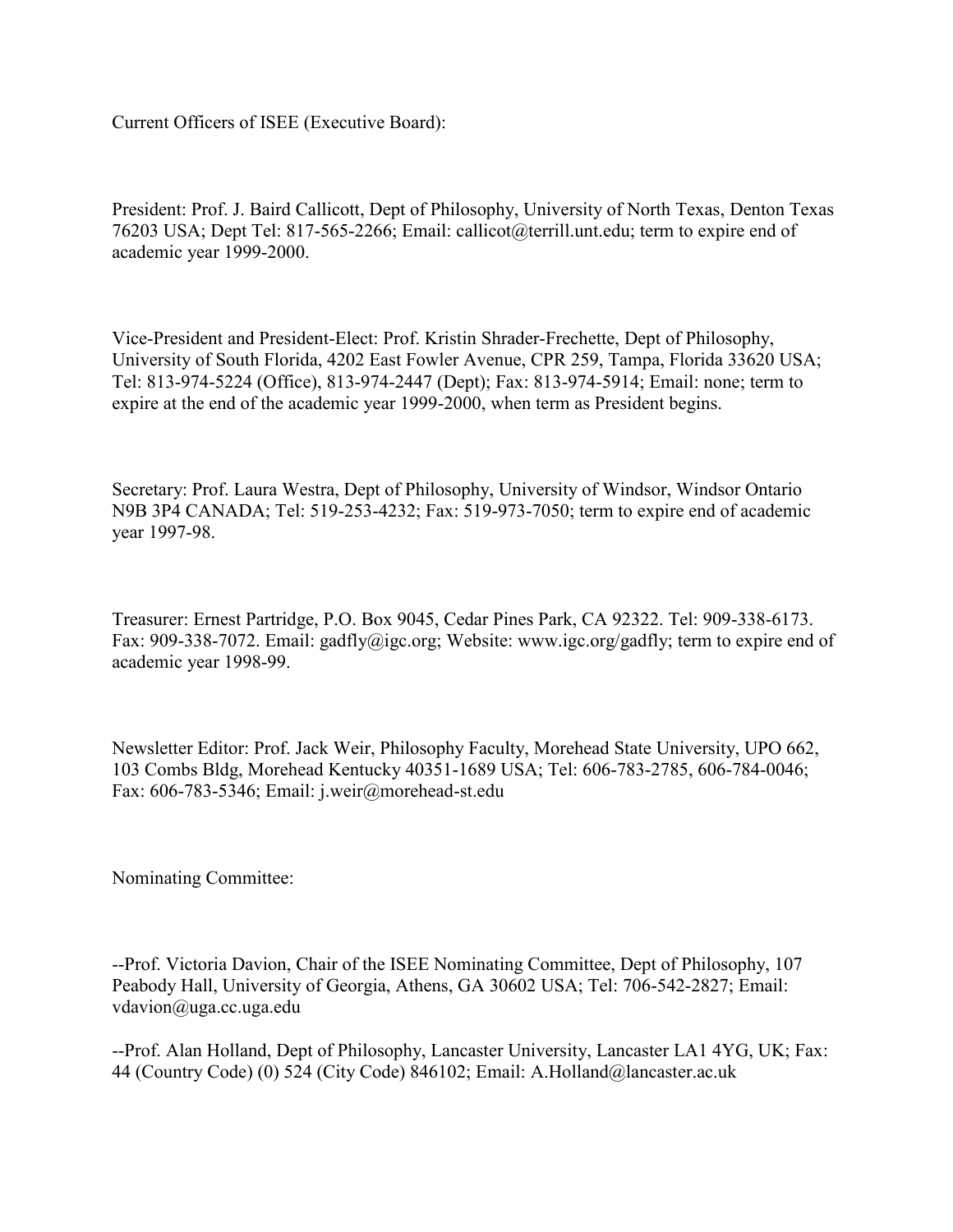Current Officers of ISEE (Executive Board):

President: Prof. J. Baird Callicott, Dept of Philosophy, University of North Texas, Denton Texas 76203 USA; Dept Tel: 817-565-2266; Email: callicot@terrill.unt.edu; term to expire end of academic year 1999-2000.

Vice-President and President-Elect: Prof. Kristin Shrader-Frechette, Dept of Philosophy, University of South Florida, 4202 East Fowler Avenue, CPR 259, Tampa, Florida 33620 USA; Tel: 813-974-5224 (Office), 813-974-2447 (Dept); Fax: 813-974-5914; Email: none; term to expire at the end of the academic year 1999-2000, when term as President begins.

Secretary: Prof. Laura Westra, Dept of Philosophy, University of Windsor, Windsor Ontario N9B 3P4 CANADA; Tel: 519-253-4232; Fax: 519-973-7050; term to expire end of academic year 1997-98.

Treasurer: Ernest Partridge, P.O. Box 9045, Cedar Pines Park, CA 92322. Tel: 909-338-6173. Fax: 909-338-7072. Email: gadfly@igc.org; Website: www.igc.org/gadfly; term to expire end of academic year 1998-99.

Newsletter Editor: Prof. Jack Weir, Philosophy Faculty, Morehead State University, UPO 662, 103 Combs Bldg, Morehead Kentucky 40351-1689 USA; Tel: 606-783-2785, 606-784-0046; Fax: 606-783-5346; Email: j.weir@morehead-st.edu

Nominating Committee:

--Prof. Victoria Davion, Chair of the ISEE Nominating Committee, Dept of Philosophy, 107 Peabody Hall, University of Georgia, Athens, GA 30602 USA; Tel: 706-542-2827; Email: vdavion@uga.cc.uga.edu

--Prof. Alan Holland, Dept of Philosophy, Lancaster University, Lancaster LA1 4YG, UK; Fax: 44 (Country Code) (0) 524 (City Code) 846102; Email: A.Holland@lancaster.ac.uk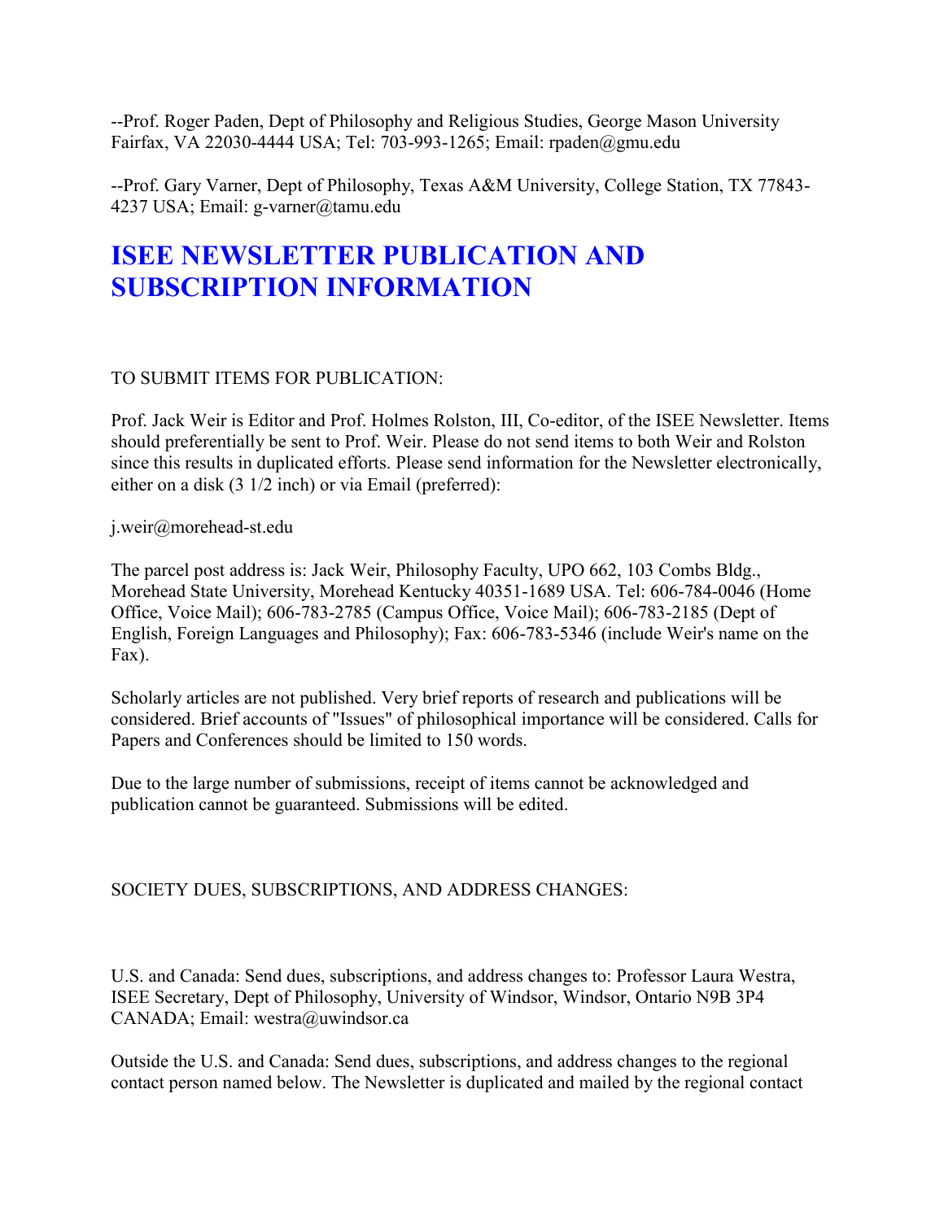--Prof. Roger Paden, Dept of Philosophy and Religious Studies, George Mason University Fairfax, VA 22030-4444 USA; Tel: 703-993-1265; Email: rpaden@gmu.edu

--Prof. Gary Varner, Dept of Philosophy, Texas A&M University, College Station, TX 77843-4237 USA; Email: g-varner@tamu.edu

# ISEE NEWSLETTER PUBLICATION AND SUBSCRIPTION INFORMATION

TO SUBMIT ITEMS FOR PUBLICATION:

Prof. Jack Weir is Editor and Prof. Holmes Rolston, III, Co-editor, of the ISEE Newsletter. Items should preferentially be sent to Prof. Weir. Please do not send items to both Weir and Rolston since this results in duplicated efforts. Please send information for the Newsletter electronically, either on a disk (3 1/2 inch) or via Email (preferred):

j.weir@morehead-st.edu

The parcel post address is: Jack Weir, Philosophy Faculty, UPO 662, 103 Combs Bldg., Morehead State University, Morehead Kentucky 40351-1689 USA. Tel: 606-784-0046 (Home Office, Voice Mail); 606-783-2785 (Campus Office, Voice Mail); 606-783-2185 (Dept of English, Foreign Languages and Philosophy); Fax: 606-783-5346 (include Weir's name on the Fax).

Scholarly articles are not published. Very brief reports of research and publications will be considered. Brief accounts of "Issues" of philosophical importance will be considered. Calls for Papers and Conferences should be limited to 150 words.

Due to the large number of submissions, receipt of items cannot be acknowledged and publication cannot be guaranteed. Submissions will be edited.

SOCIETY DUES, SUBSCRIPTIONS, AND ADDRESS CHANGES:

U.S. and Canada: Send dues, subscriptions, and address changes to: Professor Laura Westra, ISEE Secretary, Dept of Philosophy, University of Windsor, Windsor, Ontario N9B 3P4 CANADA; Email: westra@uwindsor.ca

Outside the U.S. and Canada: Send dues, subscriptions, and address changes to the regional contact person named below. The Newsletter is duplicated and mailed by the regional contact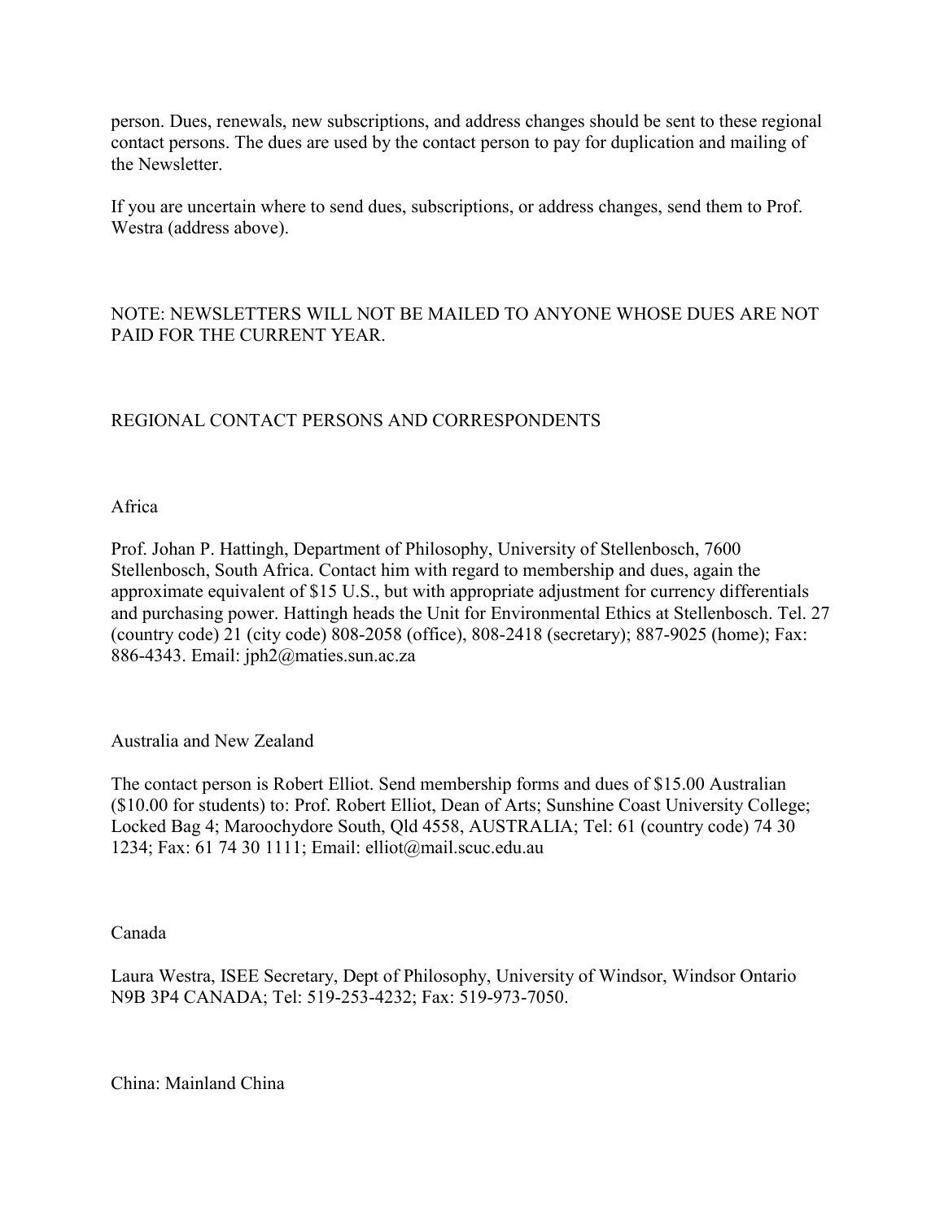person. Dues, renewals, new subscriptions, and address changes should be sent to these regional contact persons. The dues are used by the contact person to pay for duplication and mailing of the Newsletter.

If you are uncertain where to send dues, subscriptions, or address changes, send them to Prof. Westra (address above).

NOTE: NEWSLETTERS WILL NOT BE MAILED TO ANYONE WHOSE DUES ARE NOT PAID FOR THE CURRENT YEAR.

## REGIONAL CONTACT PERSONS AND CORRESPONDENTS

### Africa

Prof. Johan P. Hattingh, Department of Philosophy, University of Stellenbosch, 7600 Stellenbosch, South Africa. Contact him with regard to membership and dues, again the approximate equivalent of $15 U.S., but with appropriate adjustment for currency differentials and purchasing power. Hattingh heads the Unit for Environmental Ethics at Stellenbosch. Tel. 27 (country code) 21 (city code) 808-2058 (office), 808-2418 (secretary); 887-9025 (home); Fax: 886-4343. Email: jph2@maties.sun.ac.za

### Australia and New Zealand

The contact person is Robert Elliot. Send membership forms and dues of $15.00 Australian ($10.00 for students) to: Prof. Robert Elliot, Dean of Arts; Sunshine Coast University College; Locked Bag 4; Maroochydore South, Qld 4558, AUSTRALIA; Tel: 61 (country code) 74 30 1234; Fax: 61 74 30 1111; Email: elliot@mail.scuc.edu.au

### Canada

Laura Westra, ISEE Secretary, Dept of Philosophy, University of Windsor, Windsor Ontario N9B 3P4 CANADA; Tel: 519-253-4232; Fax: 519-973-7050.

### China: Mainland China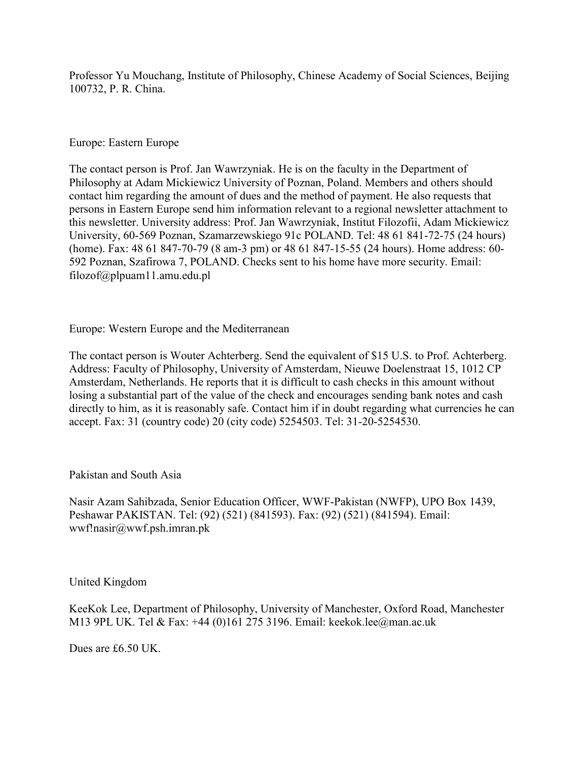Professor Yu Mouchang, Institute of Philosophy, Chinese Academy of Social Sciences, Beijing 100732, P. R. China.

Europe: Eastern Europe

The contact person is Prof. Jan Wawrzyniak. He is on the faculty in the Department of Philosophy at Adam Mickiewicz University of Poznan, Poland. Members and others should contact him regarding the amount of dues and the method of payment. He also requests that persons in Eastern Europe send him information relevant to a regional newsletter attachment to this newsletter. University address: Prof. Jan Wawrzyniak, Institut Filozofii, Adam Mickiewicz University, 60-569 Poznan, Szamarzewskiego 91c POLAND. Tel: 48 61 841-72-75 (24 hours) (home). Fax: 48 61 847-70-79 (8 am-3 pm) or 48 61 847-15-55 (24 hours). Home address: 60-592 Poznan, Szafirowa 7, POLAND. Checks sent to his home have more security. Email: filozof@plpuam11.amu.edu.pl

Europe: Western Europe and the Mediterranean

The contact person is Wouter Achterberg. Send the equivalent of $15 U.S. to Prof. Achterberg. Address: Faculty of Philosophy, University of Amsterdam, Nieuwe Doelenstraat 15, 1012 CP Amsterdam, Netherlands. He reports that it is difficult to cash checks in this amount without losing a substantial part of the value of the check and encourages sending bank notes and cash directly to him, as it is reasonably safe. Contact him if in doubt regarding what currencies he can accept. Fax: 31 (country code) 20 (city code) 5254503. Tel: 31-20-5254530.

Pakistan and South Asia

Nasir Azam Sahibzada, Senior Education Officer, WWF-Pakistan (NWFP), UPO Box 1439, Peshawar PAKISTAN. Tel: (92) (521) (841593). Fax: (92) (521) (841594). Email: wwf!nasir@wwf.psh.imran.pk

United Kingdom

KeeKok Lee, Department of Philosophy, University of Manchester, Oxford Road, Manchester M13 9PL UK. Tel & Fax: +44 (0)161 275 3196. Email: keekok.lee@man.ac.uk

Dues are £6.50 UK.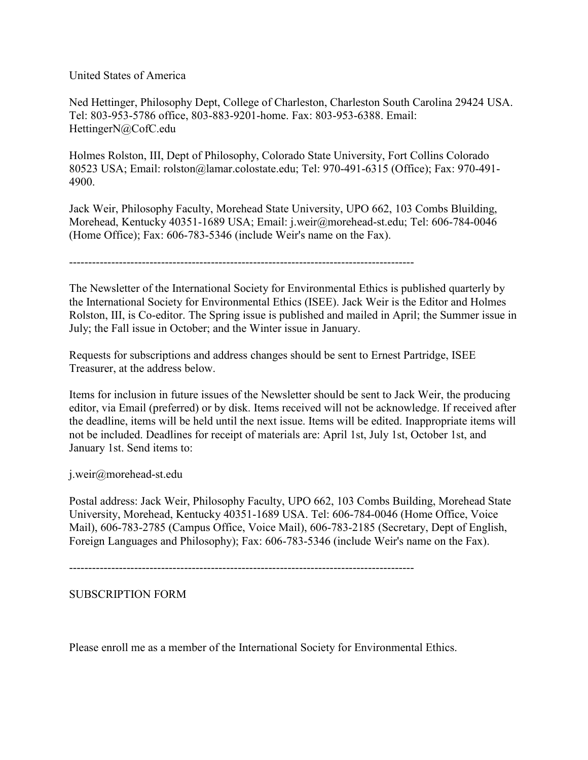United States of America

Ned Hettinger, Philosophy Dept, College of Charleston, Charleston South Carolina 29424 USA. Tel: 803-953-5786 office, 803-883-9201-home. Fax: 803-953-6388. Email: HettingerN@CofC.edu

Holmes Rolston, III, Dept of Philosophy, Colorado State University, Fort Collins Colorado 80523 USA; Email: rolston@lamar.colostate.edu; Tel: 970-491-6315 (Office); Fax: 970-491-4900.

Jack Weir, Philosophy Faculty, Morehead State University, UPO 662, 103 Combs Bluilding, Morehead, Kentucky 40351-1689 USA; Email: j.weir@morehead-st.edu; Tel: 606-784-0046 (Home Office); Fax: 606-783-5346 (include Weir's name on the Fax).

---

The Newsletter of the International Society for Environmental Ethics is published quarterly by the International Society for Environmental Ethics (ISEE). Jack Weir is the Editor and Holmes Rolston, III, is Co-editor. The Spring issue is published and mailed in April; the Summer issue in July; the Fall issue in October; and the Winter issue in January.

Requests for subscriptions and address changes should be sent to Ernest Partridge, ISEE Treasurer, at the address below.

Items for inclusion in future issues of the Newsletter should be sent to Jack Weir, the producing editor, via Email (preferred) or by disk. Items received will not be acknowledge. If received after the deadline, items will be held until the next issue. Items will be edited. Inappropriate items will not be included. Deadlines for receipt of materials are: April 1st, July 1st, October 1st, and January 1st. Send items to:

j.weir@morehead-st.edu

Postal address: Jack Weir, Philosophy Faculty, UPO 662, 103 Combs Building, Morehead State University, Morehead, Kentucky 40351-1689 USA. Tel: 606-784-0046 (Home Office, Voice Mail), 606-783-2785 (Campus Office, Voice Mail), 606-783-2185 (Secretary, Dept of English, Foreign Languages and Philosophy); Fax: 606-783-5346 (include Weir's name on the Fax).

---

SUBSCRIPTION FORM

Please enroll me as a member of the International Society for Environmental Ethics.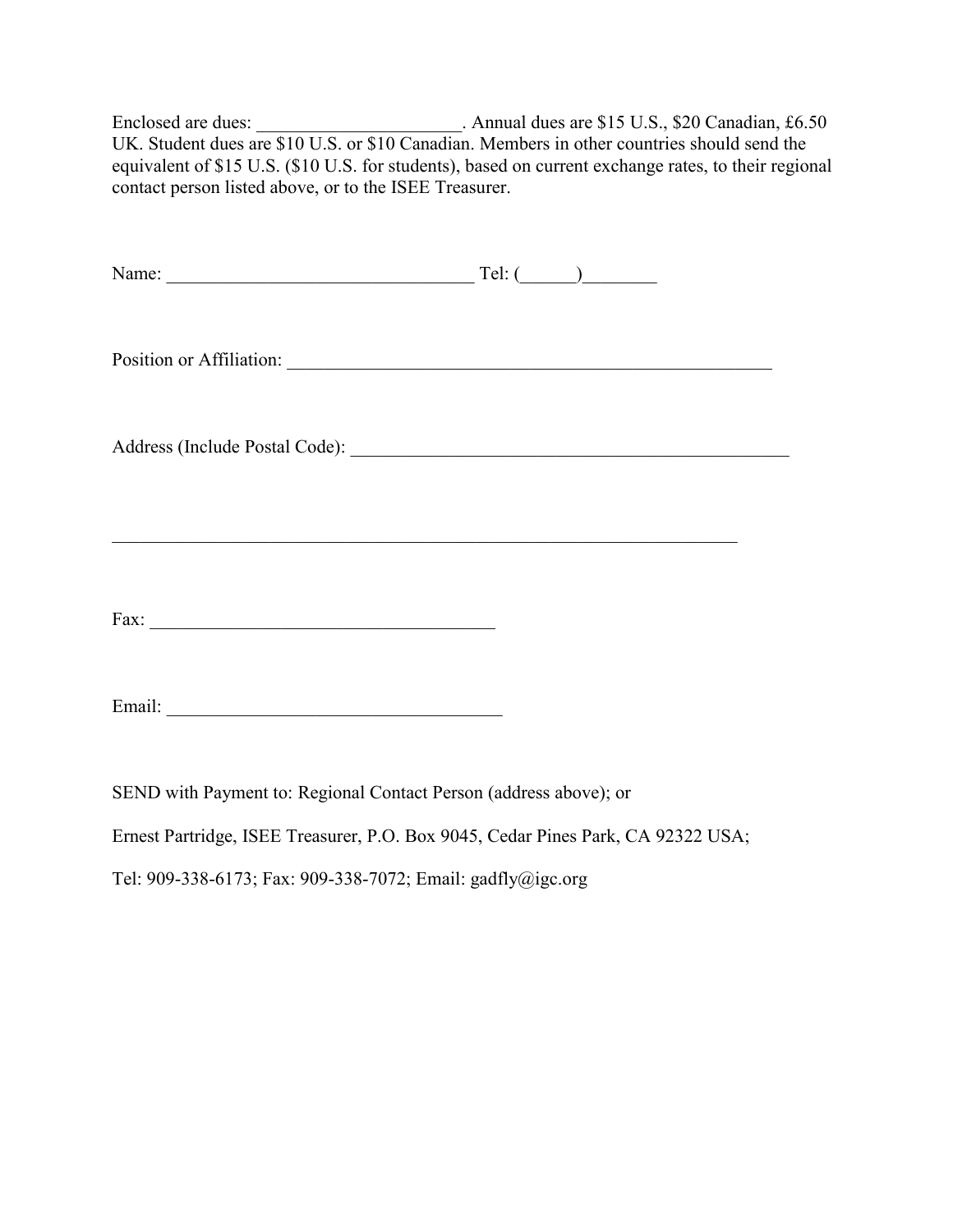Enclosed are dues: ______________________. Annual dues are $15 U.S., $20 Canadian, £6.50 UK. Student dues are $10 U.S. or $10 Canadian. Members in other countries should send the equivalent of $15 U.S. ($10 U.S. for students), based on current exchange rates, to their regional contact person listed above, or to the ISEE Treasurer.

Name: _________________________________ Tel: (______)________

Position or Affiliation: ______________________________________________________

Address (Include Postal Code): _________________________________________________

_____________________________________________________________________

Fax: _____________________________________

Email: ____________________________________

SEND with Payment to: Regional Contact Person (address above); or

Ernest Partridge, ISEE Treasurer, P.O. Box 9045, Cedar Pines Park, CA 92322 USA;

Tel: 909-338-6173; Fax: 909-338-7072; Email: gadfly@igc.org